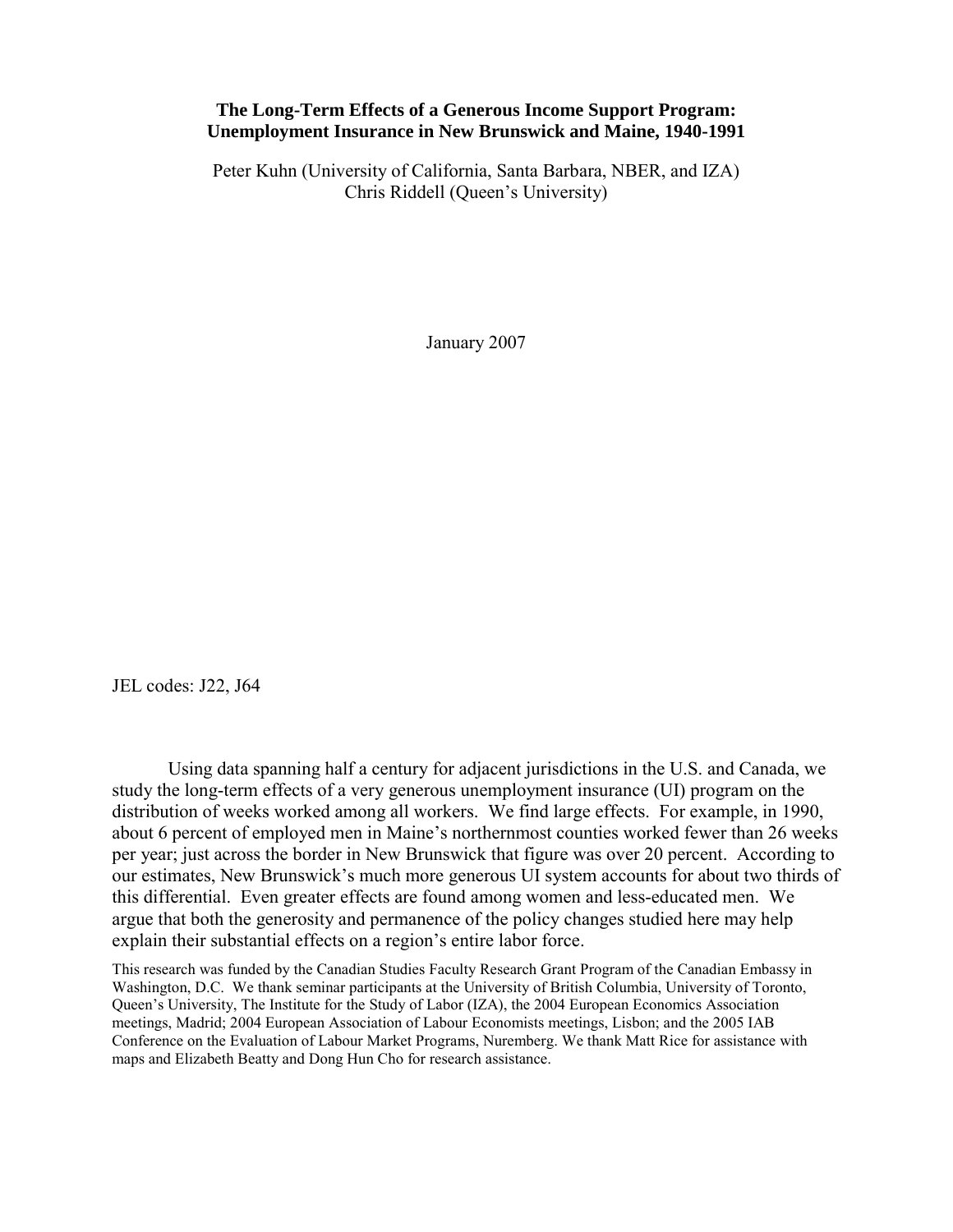**The Long-Term Effects of a Generous Income Support Program: Unemployment Insurance in New Brunswick and Maine, 1940-1991**

Peter Kuhn (University of California, Santa Barbara, NBER, and IZA)
Chris Riddell (Queen's University)

January 2007

JEL codes: J22, J64

Using data spanning half a century for adjacent jurisdictions in the U.S. and Canada, we study the long-term effects of a very generous unemployment insurance (UI) program on the distribution of weeks worked among all workers. We find large effects. For example, in 1990, about 6 percent of employed men in Maine's northernmost counties worked fewer than 26 weeks per year; just across the border in New Brunswick that figure was over 20 percent. According to our estimates, New Brunswick's much more generous UI system accounts for about two thirds of this differential. Even greater effects are found among women and less-educated men. We argue that both the generosity and permanence of the policy changes studied here may help explain their substantial effects on a region's entire labor force.

This research was funded by the Canadian Studies Faculty Research Grant Program of the Canadian Embassy in Washington, D.C. We thank seminar participants at the University of British Columbia, University of Toronto, Queen's University, The Institute for the Study of Labor (IZA), the 2004 European Economics Association meetings, Madrid; 2004 European Association of Labour Economists meetings, Lisbon; and the 2005 IAB Conference on the Evaluation of Labour Market Programs, Nuremberg. We thank Matt Rice for assistance with maps and Elizabeth Beatty and Dong Hun Cho for research assistance.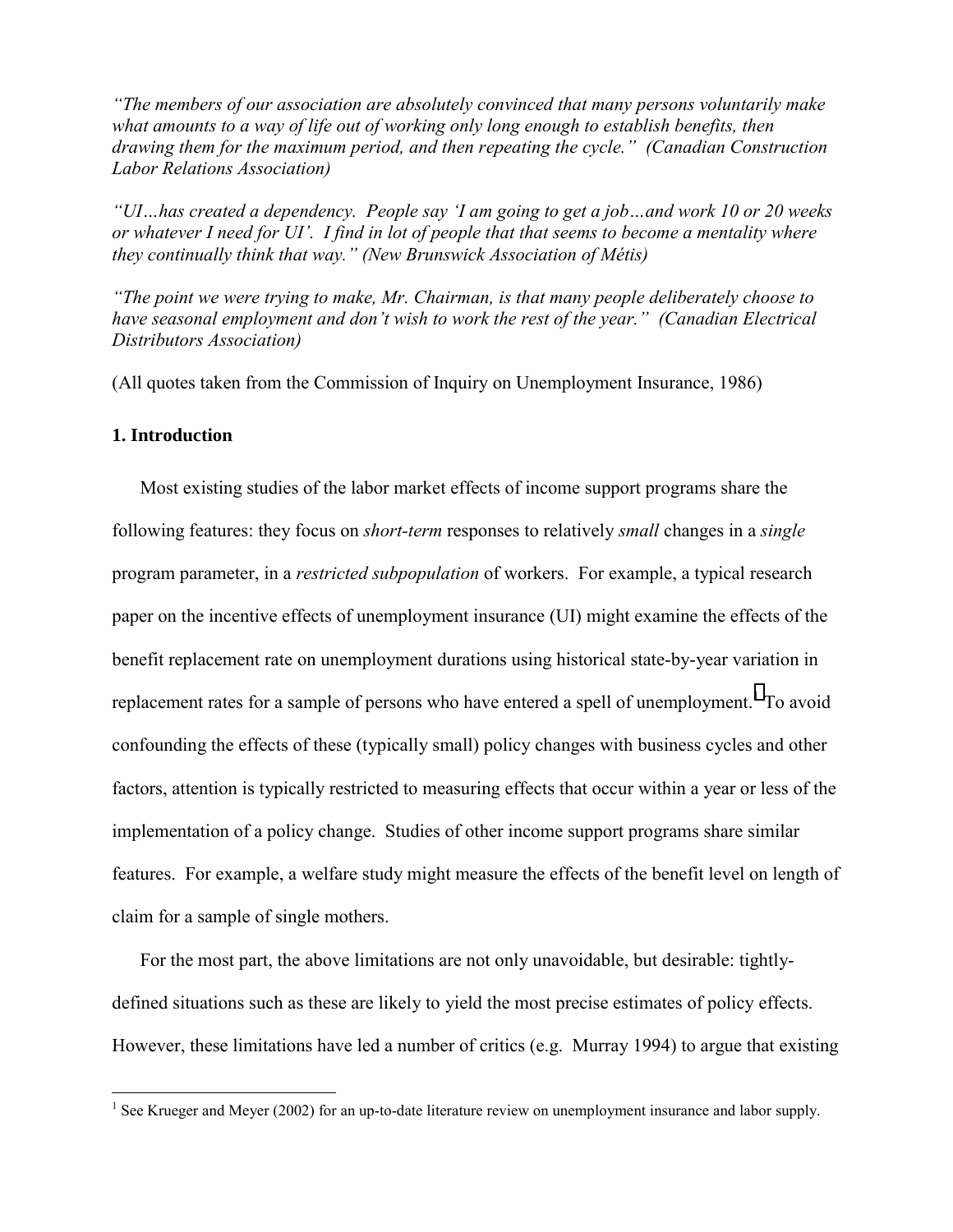*"The members of our association are absolutely convinced that many persons voluntarily make what amounts to a way of life out of working only long enough to establish benefits, then drawing them for the maximum period, and then repeating the cycle." (Canadian Construction Labor Relations Association)*

*"UI…has created a dependency. People say 'I am going to get a job…and work 10 or 20 weeks or whatever I need for UI'. I find in lot of people that that seems to become a mentality where they continually think that way." (New Brunswick Association of Métis)*

*"The point we were trying to make, Mr. Chairman, is that many people deliberately choose to have seasonal employment and don't wish to work the rest of the year." (Canadian Electrical Distributors Association)*

(All quotes taken from the Commission of Inquiry on Unemployment Insurance, 1986)

## 1. Introduction

Most existing studies of the labor market effects of income support programs share the following features: they focus on *short-term* responses to relatively *small* changes in a *single* program parameter, in a *restricted subpopulation* of workers. For example, a typical research paper on the incentive effects of unemployment insurance (UI) might examine the effects of the benefit replacement rate on unemployment durations using historical state-by-year variation in replacement rates for a sample of persons who have entered a spell of unemployment.[1] To avoid confounding the effects of these (typically small) policy changes with business cycles and other factors, attention is typically restricted to measuring effects that occur within a year or less of the implementation of a policy change. Studies of other income support programs share similar features. For example, a welfare study might measure the effects of the benefit level on length of claim for a sample of single mothers.

For the most part, the above limitations are not only unavoidable, but desirable: tightly-defined situations such as these are likely to yield the most precise estimates of policy effects. However, these limitations have led a number of critics (e.g. Murray 1994) to argue that existing

[1] See Krueger and Meyer (2002) for an up-to-date literature review on unemployment insurance and labor supply.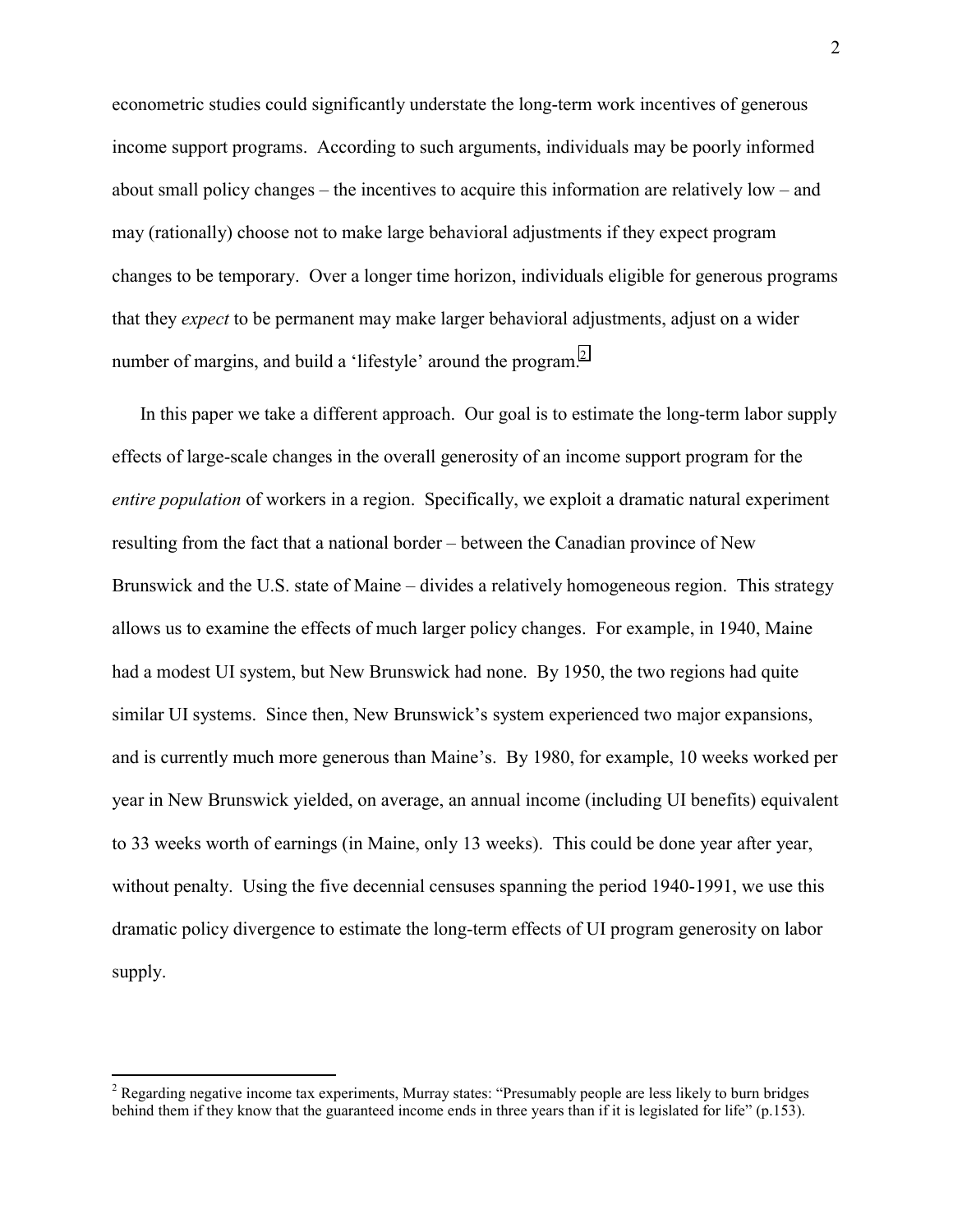econometric studies could significantly understate the long-term work incentives of generous income support programs. According to such arguments, individuals may be poorly informed about small policy changes – the incentives to acquire this information are relatively low – and may (rationally) choose not to make large behavioral adjustments if they expect program changes to be temporary. Over a longer time horizon, individuals eligible for generous programs that they *expect* to be permanent may make larger behavioral adjustments, adjust on a wider number of margins, and build a 'lifestyle' around the program.[2]

In this paper we take a different approach. Our goal is to estimate the long-term labor supply effects of large-scale changes in the overall generosity of an income support program for the *entire population* of workers in a region. Specifically, we exploit a dramatic natural experiment resulting from the fact that a national border – between the Canadian province of New Brunswick and the U.S. state of Maine – divides a relatively homogeneous region. This strategy allows us to examine the effects of much larger policy changes. For example, in 1940, Maine had a modest UI system, but New Brunswick had none. By 1950, the two regions had quite similar UI systems. Since then, New Brunswick's system experienced two major expansions, and is currently much more generous than Maine's. By 1980, for example, 10 weeks worked per year in New Brunswick yielded, on average, an annual income (including UI benefits) equivalent to 33 weeks worth of earnings (in Maine, only 13 weeks). This could be done year after year, without penalty. Using the five decennial censuses spanning the period 1940-1991, we use this dramatic policy divergence to estimate the long-term effects of UI program generosity on labor supply.

---

[2] Regarding negative income tax experiments, Murray states: "Presumably people are less likely to burn bridges behind them if they know that the guaranteed income ends in three years than if it is legislated for life" (p.153).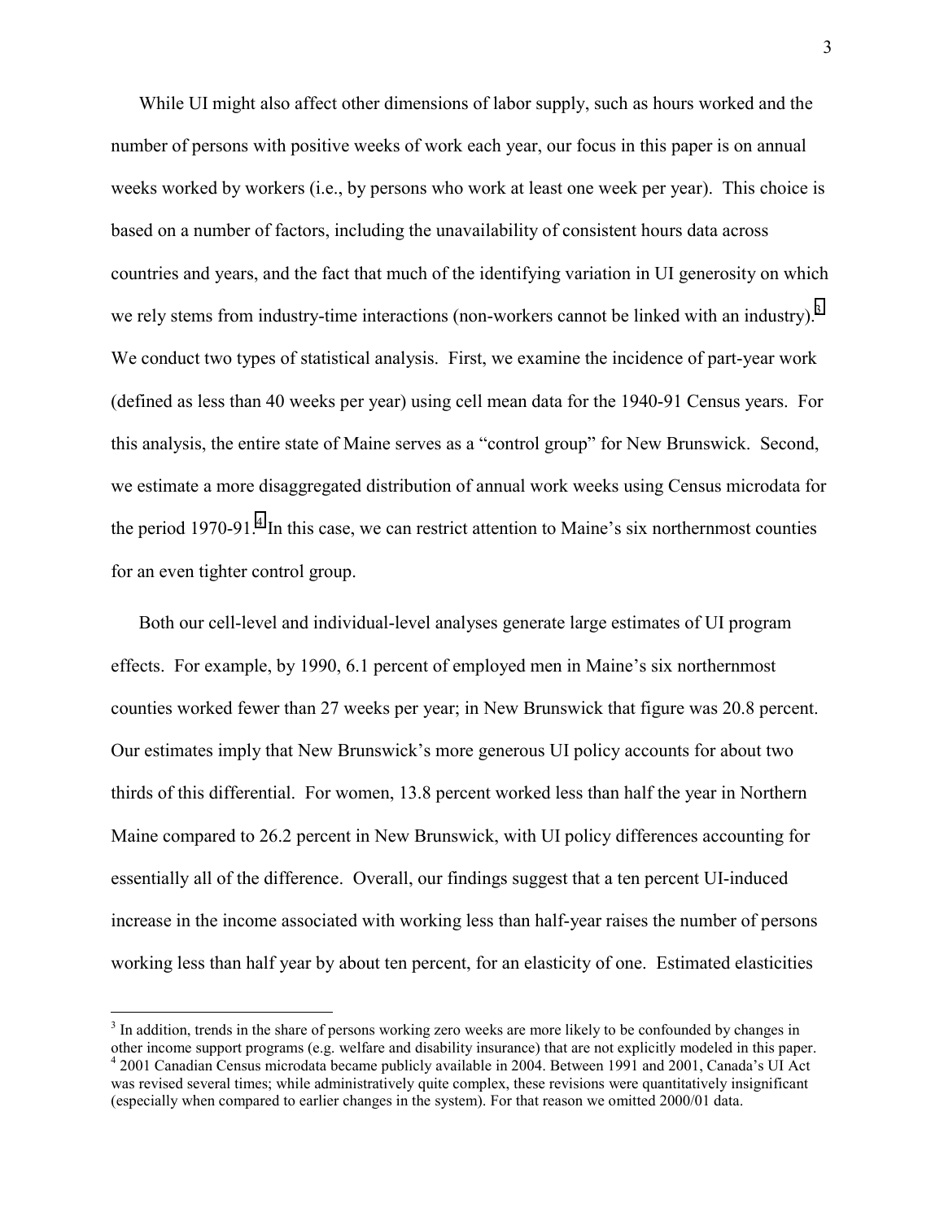While UI might also affect other dimensions of labor supply, such as hours worked and the number of persons with positive weeks of work each year, our focus in this paper is on annual weeks worked by workers (i.e., by persons who work at least one week per year). This choice is based on a number of factors, including the unavailability of consistent hours data across countries and years, and the fact that much of the identifying variation in UI generosity on which we rely stems from industry-time interactions (non-workers cannot be linked with an industry).[3] We conduct two types of statistical analysis. First, we examine the incidence of part-year work (defined as less than 40 weeks per year) using cell mean data for the 1940-91 Census years. For this analysis, the entire state of Maine serves as a "control group" for New Brunswick. Second, we estimate a more disaggregated distribution of annual work weeks using Census microdata for the period 1970-91.[4] In this case, we can restrict attention to Maine's six northernmost counties for an even tighter control group.

Both our cell-level and individual-level analyses generate large estimates of UI program effects. For example, by 1990, 6.1 percent of employed men in Maine's six northernmost counties worked fewer than 27 weeks per year; in New Brunswick that figure was 20.8 percent. Our estimates imply that New Brunswick's more generous UI policy accounts for about two thirds of this differential. For women, 13.8 percent worked less than half the year in Northern Maine compared to 26.2 percent in New Brunswick, with UI policy differences accounting for essentially all of the difference. Overall, our findings suggest that a ten percent UI-induced increase in the income associated with working less than half-year raises the number of persons working less than half year by about ten percent, for an elasticity of one. Estimated elasticities

[3] In addition, trends in the share of persons working zero weeks are more likely to be confounded by changes in other income support programs (e.g. welfare and disability insurance) that are not explicitly modeled in this paper.

[4] 2001 Canadian Census microdata became publicly available in 2004. Between 1991 and 2001, Canada's UI Act was revised several times; while administratively quite complex, these revisions were quantitatively insignificant (especially when compared to earlier changes in the system). For that reason we omitted 2000/01 data.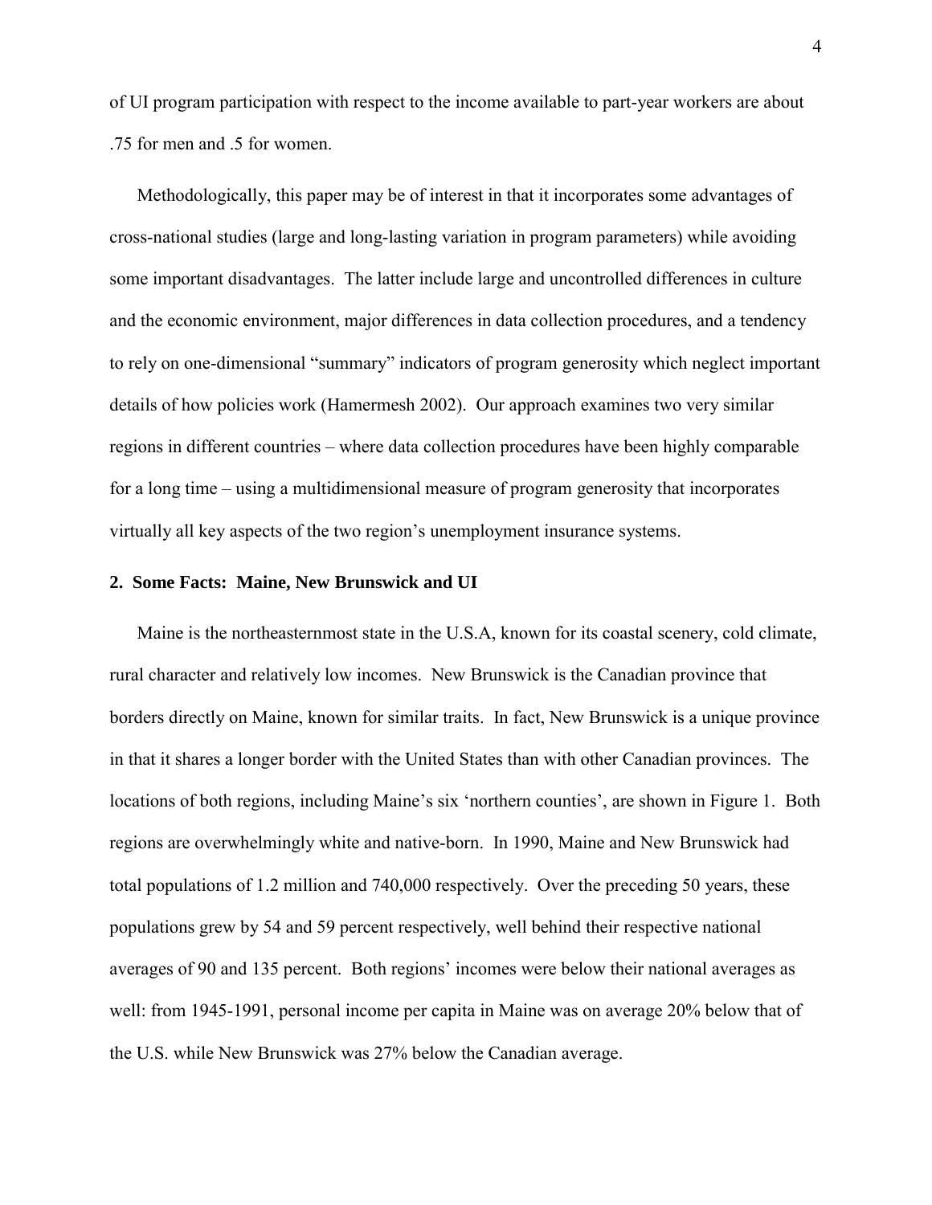of UI program participation with respect to the income available to part-year workers are about .75 for men and .5 for women.

Methodologically, this paper may be of interest in that it incorporates some advantages of cross-national studies (large and long-lasting variation in program parameters) while avoiding some important disadvantages. The latter include large and uncontrolled differences in culture and the economic environment, major differences in data collection procedures, and a tendency to rely on one-dimensional "summary" indicators of program generosity which neglect important details of how policies work (Hamermesh 2002). Our approach examines two very similar regions in different countries – where data collection procedures have been highly comparable for a long time – using a multidimensional measure of program generosity that incorporates virtually all key aspects of the two region's unemployment insurance systems.

## 2. Some Facts: Maine, New Brunswick and UI

Maine is the northeasternmost state in the U.S.A, known for its coastal scenery, cold climate, rural character and relatively low incomes. New Brunswick is the Canadian province that borders directly on Maine, known for similar traits. In fact, New Brunswick is a unique province in that it shares a longer border with the United States than with other Canadian provinces. The locations of both regions, including Maine's six 'northern counties', are shown in Figure 1. Both regions are overwhelmingly white and native-born. In 1990, Maine and New Brunswick had total populations of 1.2 million and 740,000 respectively. Over the preceding 50 years, these populations grew by 54 and 59 percent respectively, well behind their respective national averages of 90 and 135 percent. Both regions' incomes were below their national averages as well: from 1945-1991, personal income per capita in Maine was on average 20% below that of the U.S. while New Brunswick was 27% below the Canadian average.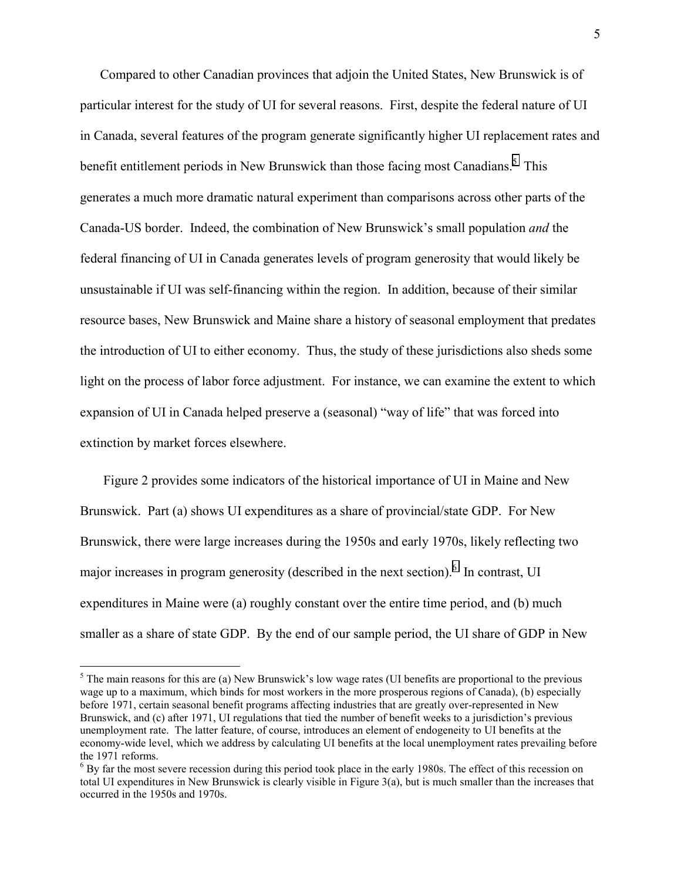Compared to other Canadian provinces that adjoin the United States, New Brunswick is of particular interest for the study of UI for several reasons. First, despite the federal nature of UI in Canada, several features of the program generate significantly higher UI replacement rates and benefit entitlement periods in New Brunswick than those facing most Canadians.[5] This generates a much more dramatic natural experiment than comparisons across other parts of the Canada-US border. Indeed, the combination of New Brunswick's small population *and* the federal financing of UI in Canada generates levels of program generosity that would likely be unsustainable if UI was self-financing within the region. In addition, because of their similar resource bases, New Brunswick and Maine share a history of seasonal employment that predates the introduction of UI to either economy. Thus, the study of these jurisdictions also sheds some light on the process of labor force adjustment. For instance, we can examine the extent to which expansion of UI in Canada helped preserve a (seasonal) "way of life" that was forced into extinction by market forces elsewhere.

Figure 2 provides some indicators of the historical importance of UI in Maine and New Brunswick. Part (a) shows UI expenditures as a share of provincial/state GDP. For New Brunswick, there were large increases during the 1950s and early 1970s, likely reflecting two major increases in program generosity (described in the next section).[6] In contrast, UI expenditures in Maine were (a) roughly constant over the entire time period, and (b) much smaller as a share of state GDP. By the end of our sample period, the UI share of GDP in New

[5] The main reasons for this are (a) New Brunswick's low wage rates (UI benefits are proportional to the previous wage up to a maximum, which binds for most workers in the more prosperous regions of Canada), (b) especially before 1971, certain seasonal benefit programs affecting industries that are greatly over-represented in New Brunswick, and (c) after 1971, UI regulations that tied the number of benefit weeks to a jurisdiction's previous unemployment rate. The latter feature, of course, introduces an element of endogeneity to UI benefits at the economy-wide level, which we address by calculating UI benefits at the local unemployment rates prevailing before the 1971 reforms.

[6] By far the most severe recession during this period took place in the early 1980s. The effect of this recession on total UI expenditures in New Brunswick is clearly visible in Figure 3(a), but is much smaller than the increases that occurred in the 1950s and 1970s.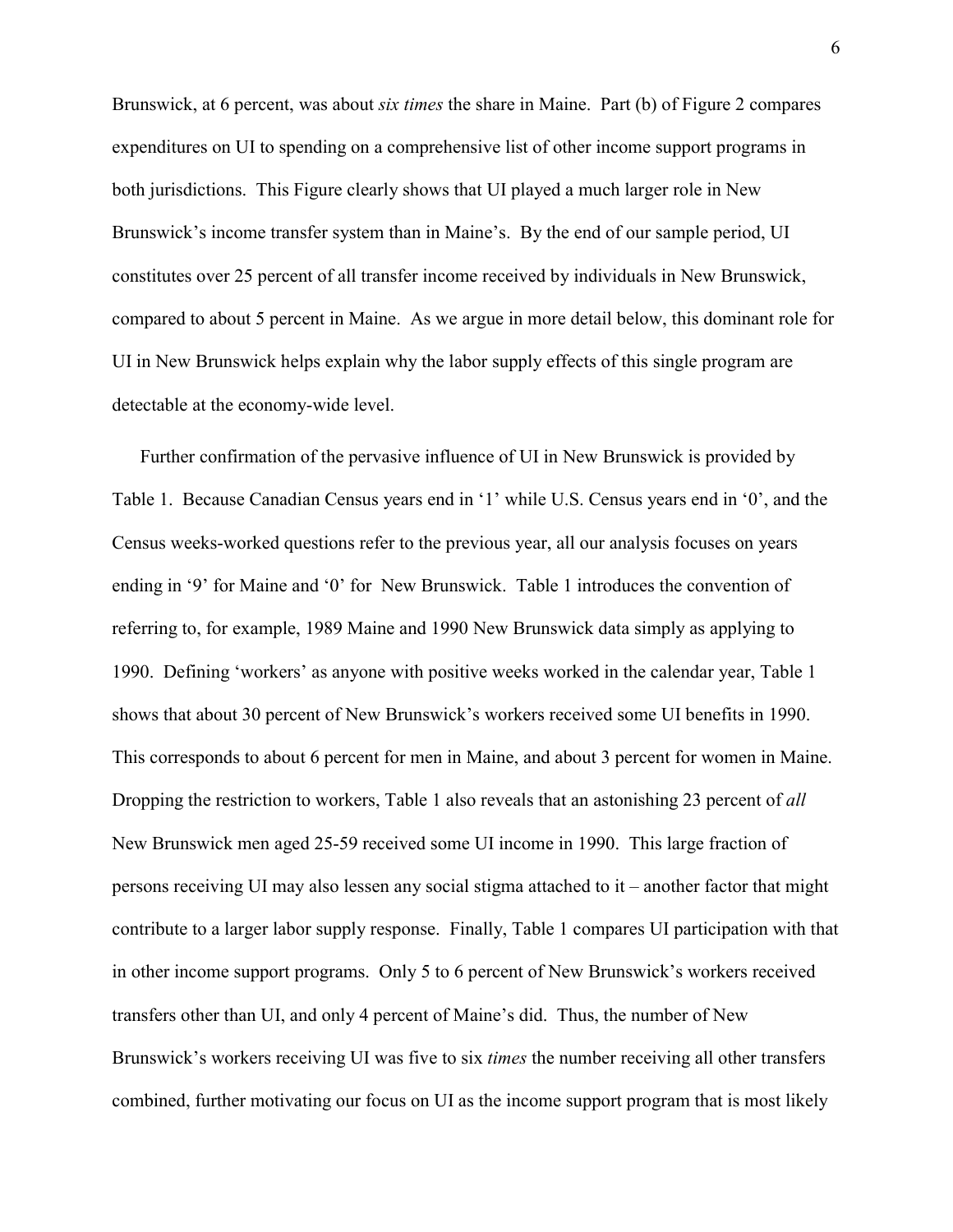Brunswick, at 6 percent, was about *six times* the share in Maine. Part (b) of Figure 2 compares expenditures on UI to spending on a comprehensive list of other income support programs in both jurisdictions. This Figure clearly shows that UI played a much larger role in New Brunswick's income transfer system than in Maine's. By the end of our sample period, UI constitutes over 25 percent of all transfer income received by individuals in New Brunswick, compared to about 5 percent in Maine. As we argue in more detail below, this dominant role for UI in New Brunswick helps explain why the labor supply effects of this single program are detectable at the economy-wide level.

Further confirmation of the pervasive influence of UI in New Brunswick is provided by Table 1. Because Canadian Census years end in '1' while U.S. Census years end in '0', and the Census weeks-worked questions refer to the previous year, all our analysis focuses on years ending in '9' for Maine and '0' for New Brunswick. Table 1 introduces the convention of referring to, for example, 1989 Maine and 1990 New Brunswick data simply as applying to 1990. Defining 'workers' as anyone with positive weeks worked in the calendar year, Table 1 shows that about 30 percent of New Brunswick's workers received some UI benefits in 1990. This corresponds to about 6 percent for men in Maine, and about 3 percent for women in Maine. Dropping the restriction to workers, Table 1 also reveals that an astonishing 23 percent of *all* New Brunswick men aged 25-59 received some UI income in 1990. This large fraction of persons receiving UI may also lessen any social stigma attached to it – another factor that might contribute to a larger labor supply response. Finally, Table 1 compares UI participation with that in other income support programs. Only 5 to 6 percent of New Brunswick's workers received transfers other than UI, and only 4 percent of Maine's did. Thus, the number of New Brunswick's workers receiving UI was five to six *times* the number receiving all other transfers combined, further motivating our focus on UI as the income support program that is most likely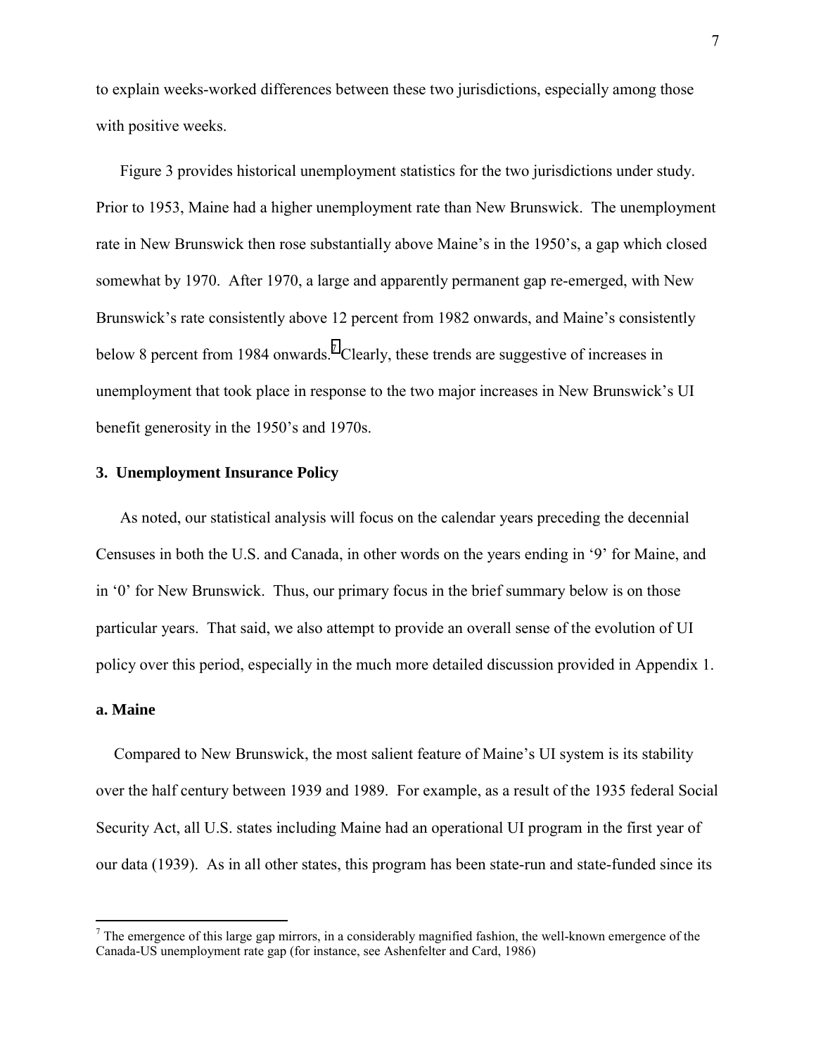to explain weeks-worked differences between these two jurisdictions, especially among those with positive weeks.

Figure 3 provides historical unemployment statistics for the two jurisdictions under study. Prior to 1953, Maine had a higher unemployment rate than New Brunswick. The unemployment rate in New Brunswick then rose substantially above Maine's in the 1950's, a gap which closed somewhat by 1970. After 1970, a large and apparently permanent gap re-emerged, with New Brunswick's rate consistently above 12 percent from 1982 onwards, and Maine's consistently below 8 percent from 1984 onwards.[7] Clearly, these trends are suggestive of increases in unemployment that took place in response to the two major increases in New Brunswick's UI benefit generosity in the 1950's and 1970s.

## 3. Unemployment Insurance Policy

As noted, our statistical analysis will focus on the calendar years preceding the decennial Censuses in both the U.S. and Canada, in other words on the years ending in '9' for Maine, and in '0' for New Brunswick. Thus, our primary focus in the brief summary below is on those particular years. That said, we also attempt to provide an overall sense of the evolution of UI policy over this period, especially in the much more detailed discussion provided in Appendix 1.

### a. Maine

Compared to New Brunswick, the most salient feature of Maine's UI system is its stability over the half century between 1939 and 1989. For example, as a result of the 1935 federal Social Security Act, all U.S. states including Maine had an operational UI program in the first year of our data (1939). As in all other states, this program has been state-run and state-funded since its

[7] The emergence of this large gap mirrors, in a considerably magnified fashion, the well-known emergence of the Canada-US unemployment rate gap (for instance, see Ashenfelter and Card, 1986)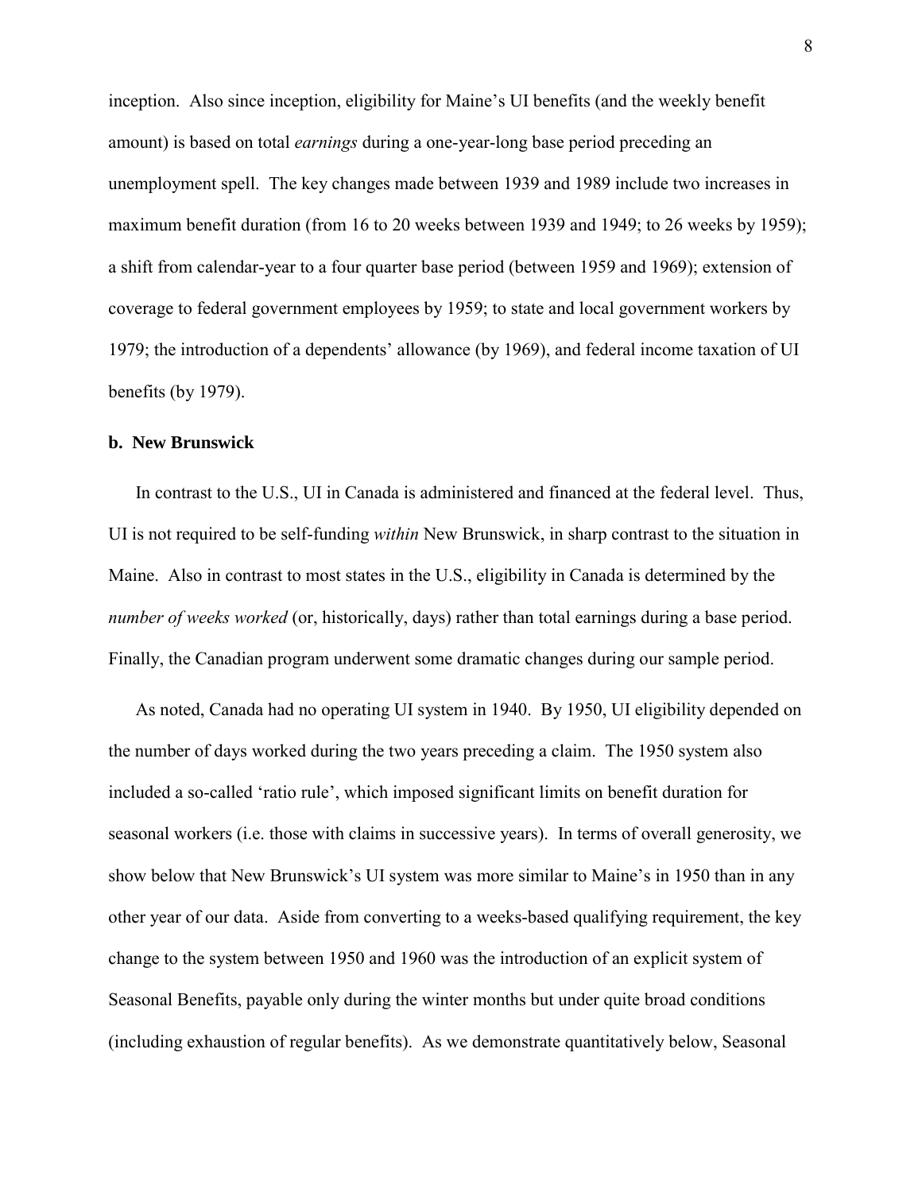inception. Also since inception, eligibility for Maine's UI benefits (and the weekly benefit amount) is based on total *earnings* during a one-year-long base period preceding an unemployment spell. The key changes made between 1939 and 1989 include two increases in maximum benefit duration (from 16 to 20 weeks between 1939 and 1949; to 26 weeks by 1959); a shift from calendar-year to a four quarter base period (between 1959 and 1969); extension of coverage to federal government employees by 1959; to state and local government workers by 1979; the introduction of a dependents' allowance (by 1969), and federal income taxation of UI benefits (by 1979).

### b. New Brunswick

In contrast to the U.S., UI in Canada is administered and financed at the federal level. Thus, UI is not required to be self-funding *within* New Brunswick, in sharp contrast to the situation in Maine. Also in contrast to most states in the U.S., eligibility in Canada is determined by the *number of weeks worked* (or, historically, days) rather than total earnings during a base period. Finally, the Canadian program underwent some dramatic changes during our sample period.

As noted, Canada had no operating UI system in 1940. By 1950, UI eligibility depended on the number of days worked during the two years preceding a claim. The 1950 system also included a so-called 'ratio rule', which imposed significant limits on benefit duration for seasonal workers (i.e. those with claims in successive years). In terms of overall generosity, we show below that New Brunswick's UI system was more similar to Maine's in 1950 than in any other year of our data. Aside from converting to a weeks-based qualifying requirement, the key change to the system between 1950 and 1960 was the introduction of an explicit system of Seasonal Benefits, payable only during the winter months but under quite broad conditions (including exhaustion of regular benefits). As we demonstrate quantitatively below, Seasonal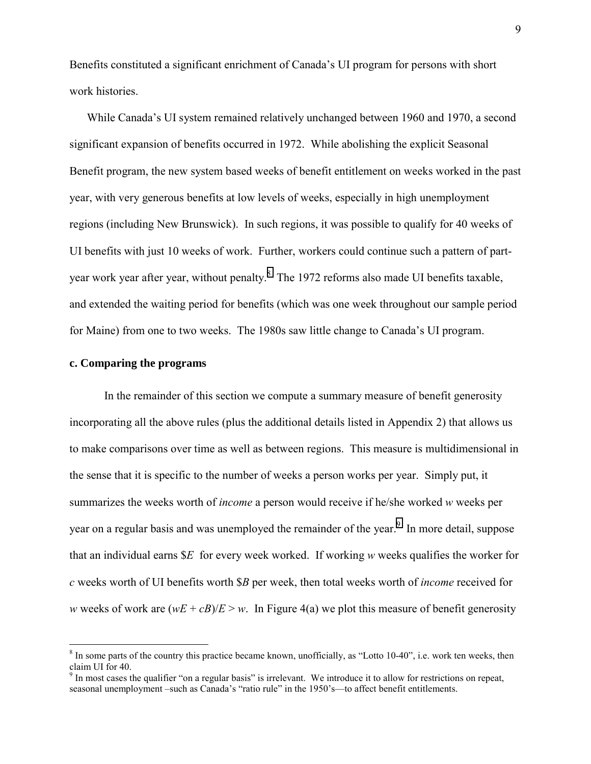Benefits constituted a significant enrichment of Canada's UI program for persons with short work histories.

While Canada's UI system remained relatively unchanged between 1960 and 1970, a second significant expansion of benefits occurred in 1972. While abolishing the explicit Seasonal Benefit program, the new system based weeks of benefit entitlement on weeks worked in the past year, with very generous benefits at low levels of weeks, especially in high unemployment regions (including New Brunswick). In such regions, it was possible to qualify for 40 weeks of UI benefits with just 10 weeks of work. Further, workers could continue such a pattern of part-year work year after year, without penalty.[8] The 1972 reforms also made UI benefits taxable, and extended the waiting period for benefits (which was one week throughout our sample period for Maine) from one to two weeks. The 1980s saw little change to Canada's UI program.

### c. Comparing the programs

In the remainder of this section we compute a summary measure of benefit generosity incorporating all the above rules (plus the additional details listed in Appendix 2) that allows us to make comparisons over time as well as between regions. This measure is multidimensional in the sense that it is specific to the number of weeks a person works per year. Simply put, it summarizes the weeks worth of *income* a person would receive if he/she worked $w$ weeks per year on a regular basis and was unemployed the remainder of the year.[9] In more detail, suppose that an individual earns $\$E$ for every week worked. If working $w$ weeks qualifies the worker for $c$ weeks worth of UI benefits worth $\$B$ per week, then total weeks worth of *income* received for $w$ weeks of work are $(wE + cB)/E > w$. In Figure 4(a) we plot this measure of benefit generosity

---

[8] In some parts of the country this practice became known, unofficially, as "Lotto 10-40", i.e. work ten weeks, then claim UI for 40.

[9] In most cases the qualifier "on a regular basis" is irrelevant. We introduce it to allow for restrictions on repeat, seasonal unemployment –such as Canada's "ratio rule" in the 1950's—to affect benefit entitlements.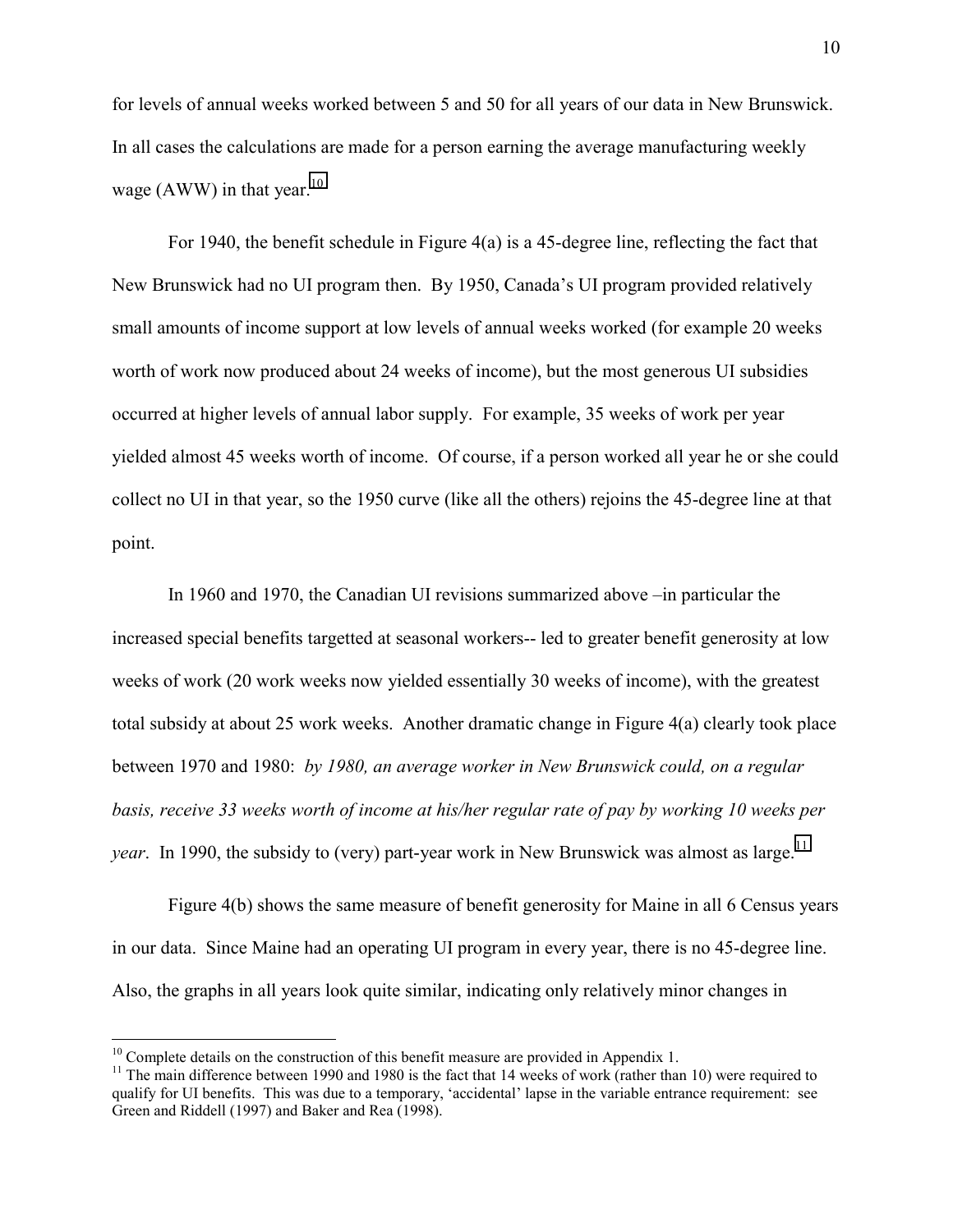for levels of annual weeks worked between 5 and 50 for all years of our data in New Brunswick. In all cases the calculations are made for a person earning the average manufacturing weekly wage (AWW) in that year.[10]

For 1940, the benefit schedule in Figure 4(a) is a 45-degree line, reflecting the fact that New Brunswick had no UI program then. By 1950, Canada's UI program provided relatively small amounts of income support at low levels of annual weeks worked (for example 20 weeks worth of work now produced about 24 weeks of income), but the most generous UI subsidies occurred at higher levels of annual labor supply. For example, 35 weeks of work per year yielded almost 45 weeks worth of income. Of course, if a person worked all year he or she could collect no UI in that year, so the 1950 curve (like all the others) rejoins the 45-degree line at that point.

In 1960 and 1970, the Canadian UI revisions summarized above –in particular the increased special benefits targetted at seasonal workers-- led to greater benefit generosity at low weeks of work (20 work weeks now yielded essentially 30 weeks of income), with the greatest total subsidy at about 25 work weeks. Another dramatic change in Figure 4(a) clearly took place between 1970 and 1980: *by 1980, an average worker in New Brunswick could, on a regular basis, receive 33 weeks worth of income at his/her regular rate of pay by working 10 weeks per year*. In 1990, the subsidy to (very) part-year work in New Brunswick was almost as large.[11]

Figure 4(b) shows the same measure of benefit generosity for Maine in all 6 Census years in our data. Since Maine had an operating UI program in every year, there is no 45-degree line. Also, the graphs in all years look quite similar, indicating only relatively minor changes in

---

[10] Complete details on the construction of this benefit measure are provided in Appendix 1.

[11] The main difference between 1990 and 1980 is the fact that 14 weeks of work (rather than 10) were required to qualify for UI benefits. This was due to a temporary, 'accidental' lapse in the variable entrance requirement: see Green and Riddell (1997) and Baker and Rea (1998).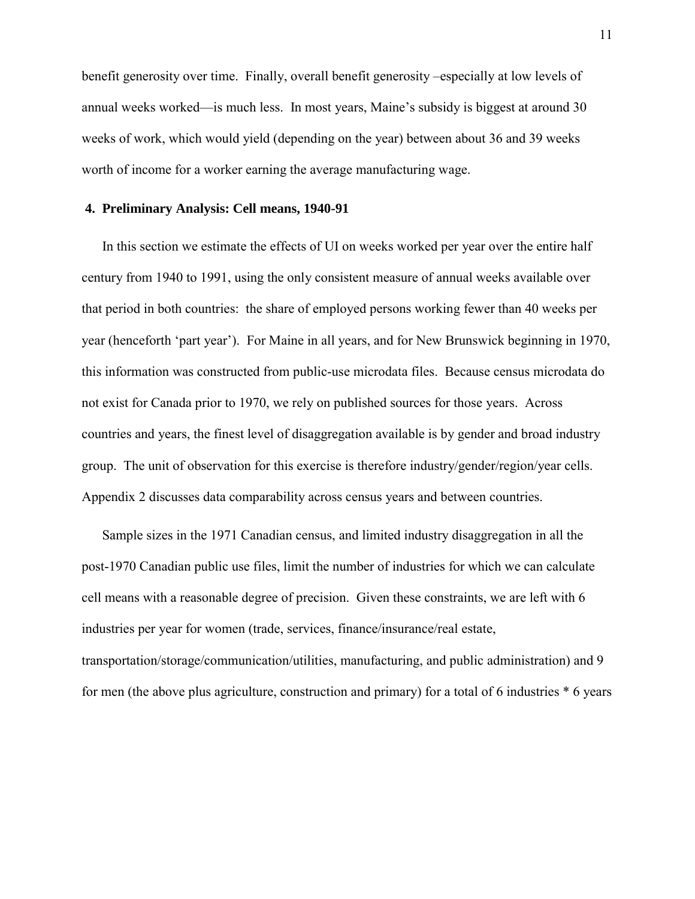benefit generosity over time. Finally, overall benefit generosity –especially at low levels of annual weeks worked—is much less. In most years, Maine's subsidy is biggest at around 30 weeks of work, which would yield (depending on the year) between about 36 and 39 weeks worth of income for a worker earning the average manufacturing wage.

## 4. Preliminary Analysis: Cell means, 1940-91

In this section we estimate the effects of UI on weeks worked per year over the entire half century from 1940 to 1991, using the only consistent measure of annual weeks available over that period in both countries: the share of employed persons working fewer than 40 weeks per year (henceforth 'part year'). For Maine in all years, and for New Brunswick beginning in 1970, this information was constructed from public-use microdata files. Because census microdata do not exist for Canada prior to 1970, we rely on published sources for those years. Across countries and years, the finest level of disaggregation available is by gender and broad industry group. The unit of observation for this exercise is therefore industry/gender/region/year cells. Appendix 2 discusses data comparability across census years and between countries.

Sample sizes in the 1971 Canadian census, and limited industry disaggregation in all the post-1970 Canadian public use files, limit the number of industries for which we can calculate cell means with a reasonable degree of precision. Given these constraints, we are left with 6 industries per year for women (trade, services, finance/insurance/real estate, transportation/storage/communication/utilities, manufacturing, and public administration) and 9 for men (the above plus agriculture, construction and primary) for a total of 6 industries * 6 years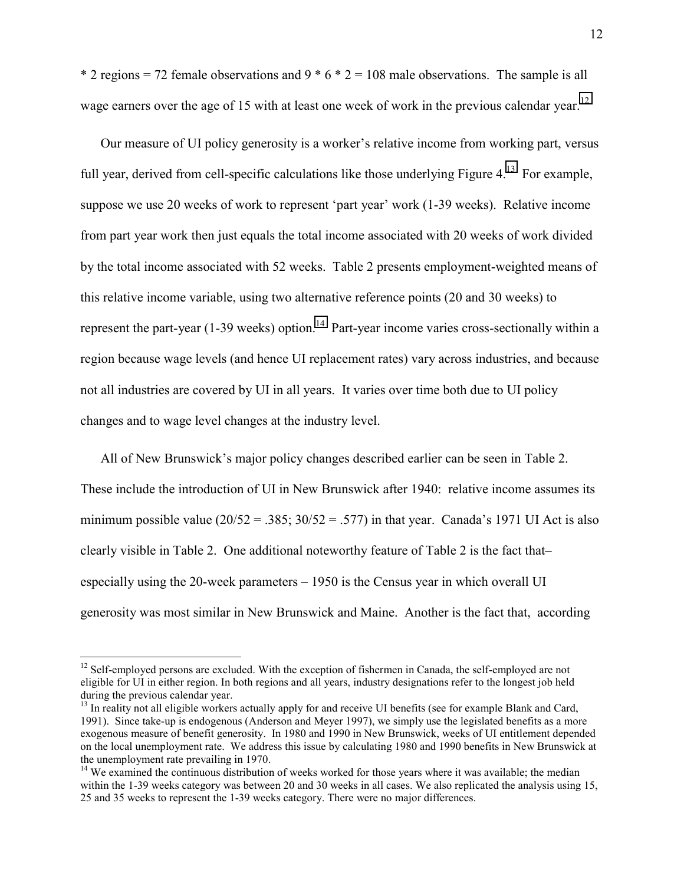* 2 regions = 72 female observations and 9 * 6 * 2 = 108 male observations. The sample is all wage earners over the age of 15 with at least one week of work in the previous calendar year.[12]

Our measure of UI policy generosity is a worker's relative income from working part, versus full year, derived from cell-specific calculations like those underlying Figure 4.[13] For example, suppose we use 20 weeks of work to represent 'part year' work (1-39 weeks). Relative income from part year work then just equals the total income associated with 20 weeks of work divided by the total income associated with 52 weeks. Table 2 presents employment-weighted means of this relative income variable, using two alternative reference points (20 and 30 weeks) to represent the part-year (1-39 weeks) option.[14] Part-year income varies cross-sectionally within a region because wage levels (and hence UI replacement rates) vary across industries, and because not all industries are covered by UI in all years. It varies over time both due to UI policy changes and to wage level changes at the industry level.

All of New Brunswick's major policy changes described earlier can be seen in Table 2. These include the introduction of UI in New Brunswick after 1940: relative income assumes its minimum possible value (20/52 = .385; 30/52 = .577) in that year. Canada's 1971 UI Act is also clearly visible in Table 2. One additional noteworthy feature of Table 2 is the fact that– especially using the 20-week parameters – 1950 is the Census year in which overall UI generosity was most similar in New Brunswick and Maine. Another is the fact that, according

[12] Self-employed persons are excluded. With the exception of fishermen in Canada, the self-employed are not eligible for UI in either region. In both regions and all years, industry designations refer to the longest job held during the previous calendar year.

[13] In reality not all eligible workers actually apply for and receive UI benefits (see for example Blank and Card, 1991). Since take-up is endogenous (Anderson and Meyer 1997), we simply use the legislated benefits as a more exogenous measure of benefit generosity. In 1980 and 1990 in New Brunswick, weeks of UI entitlement depended on the local unemployment rate. We address this issue by calculating 1980 and 1990 benefits in New Brunswick at the unemployment rate prevailing in 1970.

[14] We examined the continuous distribution of weeks worked for those years where it was available; the median within the 1-39 weeks category was between 20 and 30 weeks in all cases. We also replicated the analysis using 15, 25 and 35 weeks to represent the 1-39 weeks category. There were no major differences.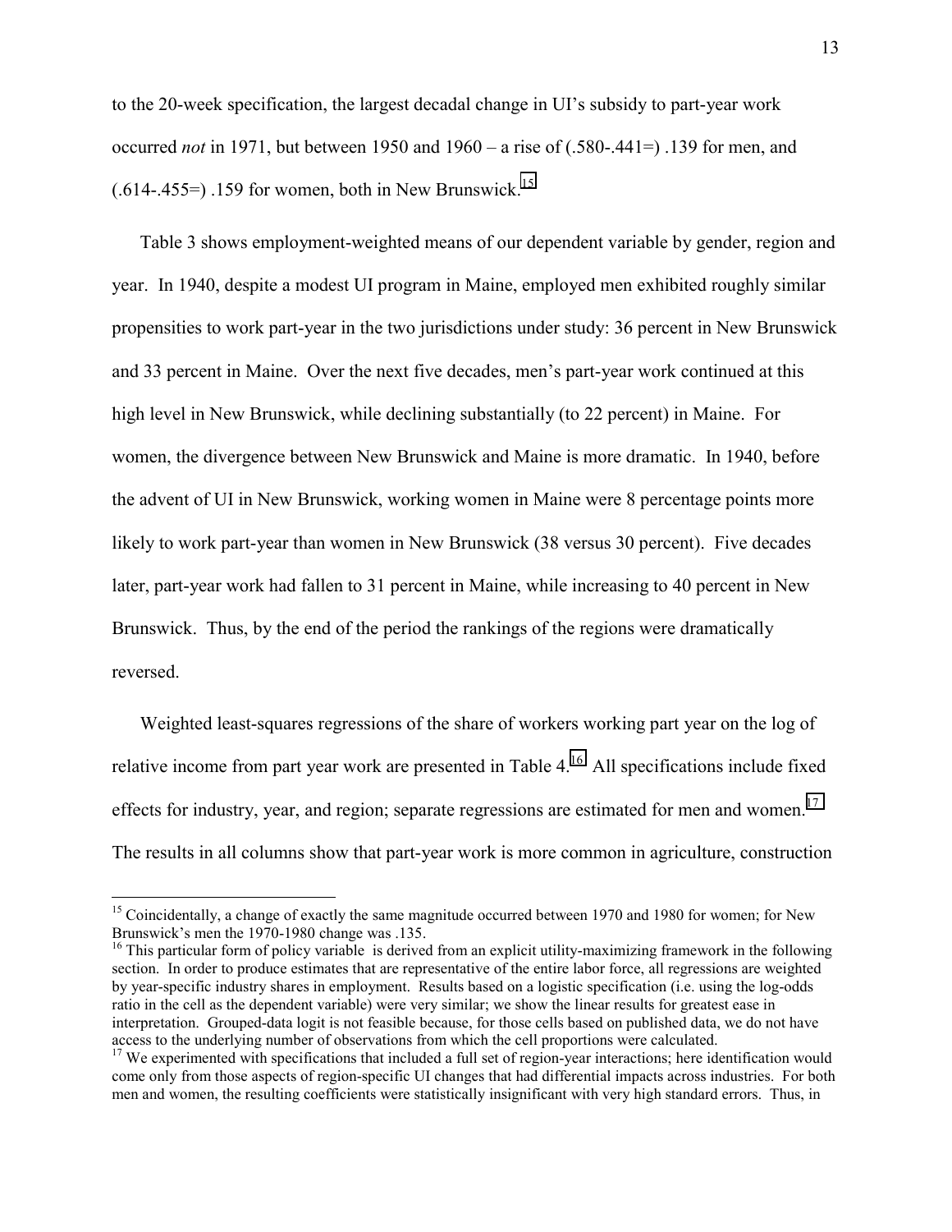to the 20-week specification, the largest decadal change in UI's subsidy to part-year work occurred *not* in 1971, but between 1950 and 1960 – a rise of (.580-.441=) .139 for men, and (.614-.455=) .159 for women, both in New Brunswick.[15]

Table 3 shows employment-weighted means of our dependent variable by gender, region and year. In 1940, despite a modest UI program in Maine, employed men exhibited roughly similar propensities to work part-year in the two jurisdictions under study: 36 percent in New Brunswick and 33 percent in Maine. Over the next five decades, men's part-year work continued at this high level in New Brunswick, while declining substantially (to 22 percent) in Maine. For women, the divergence between New Brunswick and Maine is more dramatic. In 1940, before the advent of UI in New Brunswick, working women in Maine were 8 percentage points more likely to work part-year than women in New Brunswick (38 versus 30 percent). Five decades later, part-year work had fallen to 31 percent in Maine, while increasing to 40 percent in New Brunswick. Thus, by the end of the period the rankings of the regions were dramatically reversed.

Weighted least-squares regressions of the share of workers working part year on the log of relative income from part year work are presented in Table 4.[16] All specifications include fixed effects for industry, year, and region; separate regressions are estimated for men and women.[17] The results in all columns show that part-year work is more common in agriculture, construction

---

[15] Coincidentally, a change of exactly the same magnitude occurred between 1970 and 1980 for women; for New Brunswick's men the 1970-1980 change was .135.

[16] This particular form of policy variable is derived from an explicit utility-maximizing framework in the following section. In order to produce estimates that are representative of the entire labor force, all regressions are weighted by year-specific industry shares in employment. Results based on a logistic specification (i.e. using the log-odds ratio in the cell as the dependent variable) were very similar; we show the linear results for greatest ease in interpretation. Grouped-data logit is not feasible because, for those cells based on published data, we do not have access to the underlying number of observations from which the cell proportions were calculated.

[17] We experimented with specifications that included a full set of region-year interactions; here identification would come only from those aspects of region-specific UI changes that had differential impacts across industries. For both men and women, the resulting coefficients were statistically insignificant with very high standard errors. Thus, in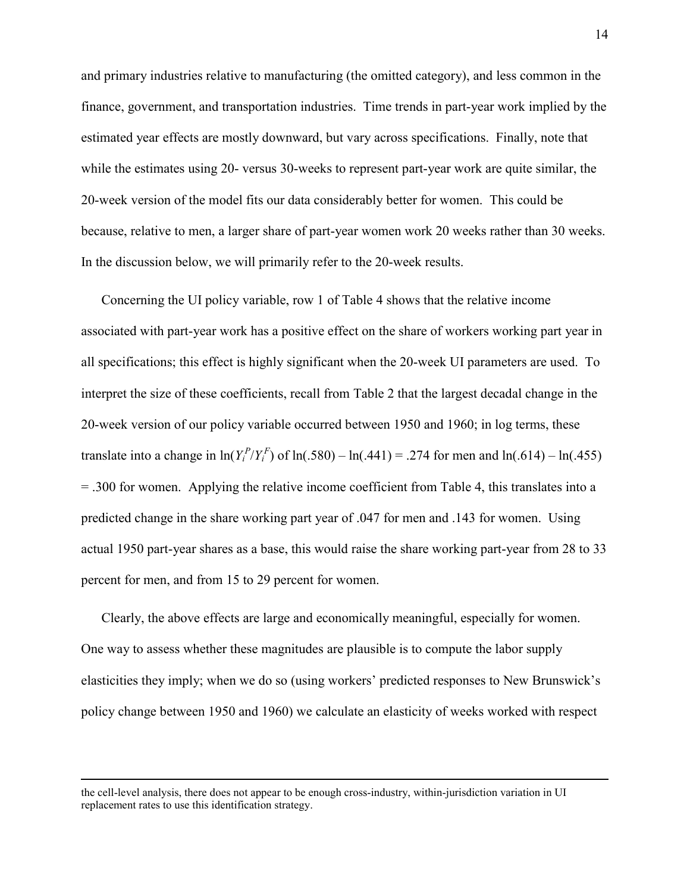and primary industries relative to manufacturing (the omitted category), and less common in the finance, government, and transportation industries. Time trends in part-year work implied by the estimated year effects are mostly downward, but vary across specifications. Finally, note that while the estimates using 20- versus 30-weeks to represent part-year work are quite similar, the 20-week version of the model fits our data considerably better for women. This could be because, relative to men, a larger share of part-year women work 20 weeks rather than 30 weeks. In the discussion below, we will primarily refer to the 20-week results.

Concerning the UI policy variable, row 1 of Table 4 shows that the relative income associated with part-year work has a positive effect on the share of workers working part year in all specifications; this effect is highly significant when the 20-week UI parameters are used. To interpret the size of these coefficients, recall from Table 2 that the largest decadal change in the 20-week version of our policy variable occurred between 1950 and 1960; in log terms, these translate into a change in $\ln(Y_i^P/Y_i^F)$ of $\ln(.580) - \ln(.441) = .274$ for men and $\ln(.614) - \ln(.455) = .300$ for women. Applying the relative income coefficient from Table 4, this translates into a predicted change in the share working part year of .047 for men and .143 for women. Using actual 1950 part-year shares as a base, this would raise the share working part-year from 28 to 33 percent for men, and from 15 to 29 percent for women.

Clearly, the above effects are large and economically meaningful, especially for women. One way to assess whether these magnitudes are plausible is to compute the labor supply elasticities they imply; when we do so (using workers' predicted responses to New Brunswick's policy change between 1950 and 1960) we calculate an elasticity of weeks worked with respect

---

the cell-level analysis, there does not appear to be enough cross-industry, within-jurisdiction variation in UI replacement rates to use this identification strategy.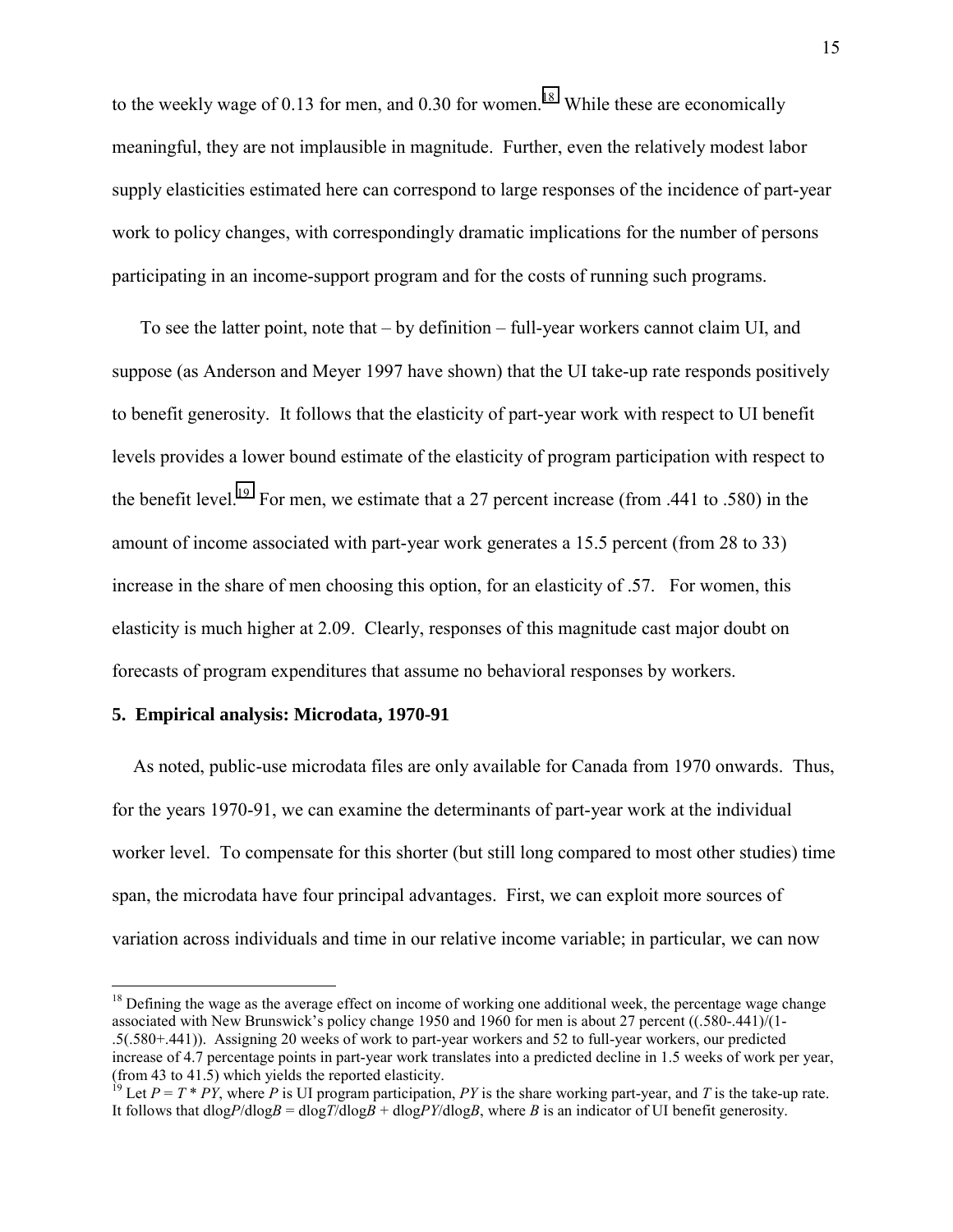to the weekly wage of 0.13 for men, and 0.30 for women.[18] While these are economically meaningful, they are not implausible in magnitude. Further, even the relatively modest labor supply elasticities estimated here can correspond to large responses of the incidence of part-year work to policy changes, with correspondingly dramatic implications for the number of persons participating in an income-support program and for the costs of running such programs.

To see the latter point, note that – by definition – full-year workers cannot claim UI, and suppose (as Anderson and Meyer 1997 have shown) that the UI take-up rate responds positively to benefit generosity. It follows that the elasticity of part-year work with respect to UI benefit levels provides a lower bound estimate of the elasticity of program participation with respect to the benefit level.[19] For men, we estimate that a 27 percent increase (from .441 to .580) in the amount of income associated with part-year work generates a 15.5 percent (from 28 to 33) increase in the share of men choosing this option, for an elasticity of .57. For women, this elasticity is much higher at 2.09. Clearly, responses of this magnitude cast major doubt on forecasts of program expenditures that assume no behavioral responses by workers.

## 5. Empirical analysis: Microdata, 1970-91

As noted, public-use microdata files are only available for Canada from 1970 onwards. Thus, for the years 1970-91, we can examine the determinants of part-year work at the individual worker level. To compensate for this shorter (but still long compared to most other studies) time span, the microdata have four principal advantages. First, we can exploit more sources of variation across individuals and time in our relative income variable; in particular, we can now

[18] Defining the wage as the average effect on income of working one additional week, the percentage wage change associated with New Brunswick's policy change 1950 and 1960 for men is about 27 percent ((.580-.441)/(1-.5(.580+.441)). Assigning 20 weeks of work to part-year workers and 52 to full-year workers, our predicted increase of 4.7 percentage points in part-year work translates into a predicted decline in 1.5 weeks of work per year, (from 43 to 41.5) which yields the reported elasticity.

[19] Let $P = T * PY$, where $P$ is UI program participation, $PY$ is the share working part-year, and $T$ is the take-up rate. It follows that $d\log P/d\log B = d\log T/d\log B + d\log PY/d\log B$, where $B$ is an indicator of UI benefit generosity.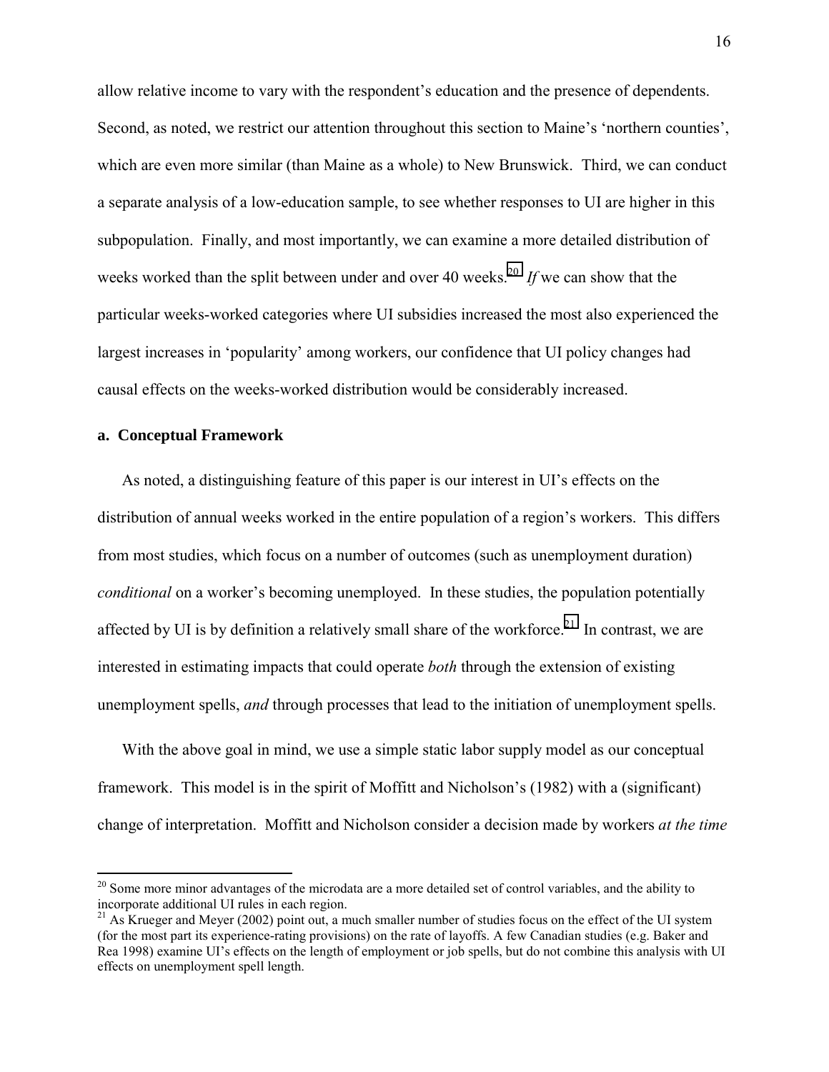allow relative income to vary with the respondent's education and the presence of dependents. Second, as noted, we restrict our attention throughout this section to Maine's 'northern counties', which are even more similar (than Maine as a whole) to New Brunswick. Third, we can conduct a separate analysis of a low-education sample, to see whether responses to UI are higher in this subpopulation. Finally, and most importantly, we can examine a more detailed distribution of weeks worked than the split between under and over 40 weeks.[20] *If* we can show that the particular weeks-worked categories where UI subsidies increased the most also experienced the largest increases in 'popularity' among workers, our confidence that UI policy changes had causal effects on the weeks-worked distribution would be considerably increased.

### a. Conceptual Framework

As noted, a distinguishing feature of this paper is our interest in UI's effects on the distribution of annual weeks worked in the entire population of a region's workers. This differs from most studies, which focus on a number of outcomes (such as unemployment duration) *conditional* on a worker's becoming unemployed. In these studies, the population potentially affected by UI is by definition a relatively small share of the workforce.[21] In contrast, we are interested in estimating impacts that could operate *both* through the extension of existing unemployment spells, *and* through processes that lead to the initiation of unemployment spells.

With the above goal in mind, we use a simple static labor supply model as our conceptual framework. This model is in the spirit of Moffitt and Nicholson's (1982) with a (significant) change of interpretation. Moffitt and Nicholson consider a decision made by workers *at the time*

[20] Some more minor advantages of the microdata are a more detailed set of control variables, and the ability to incorporate additional UI rules in each region.

[21] As Krueger and Meyer (2002) point out, a much smaller number of studies focus on the effect of the UI system (for the most part its experience-rating provisions) on the rate of layoffs. A few Canadian studies (e.g. Baker and Rea 1998) examine UI's effects on the length of employment or job spells, but do not combine this analysis with UI effects on unemployment spell length.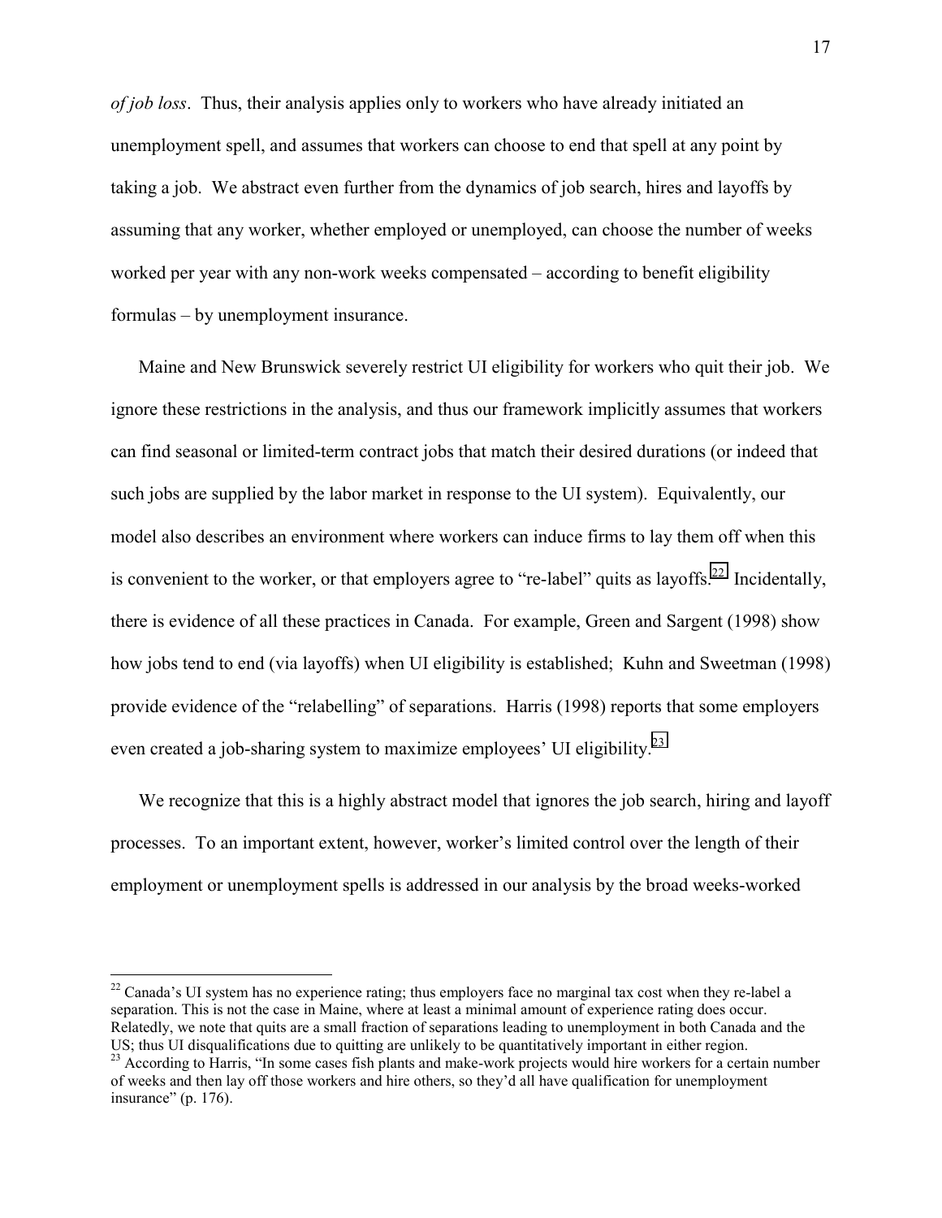*of job loss*. Thus, their analysis applies only to workers who have already initiated an unemployment spell, and assumes that workers can choose to end that spell at any point by taking a job. We abstract even further from the dynamics of job search, hires and layoffs by assuming that any worker, whether employed or unemployed, can choose the number of weeks worked per year with any non-work weeks compensated – according to benefit eligibility formulas – by unemployment insurance.

Maine and New Brunswick severely restrict UI eligibility for workers who quit their job. We ignore these restrictions in the analysis, and thus our framework implicitly assumes that workers can find seasonal or limited-term contract jobs that match their desired durations (or indeed that such jobs are supplied by the labor market in response to the UI system). Equivalently, our model also describes an environment where workers can induce firms to lay them off when this is convenient to the worker, or that employers agree to "re-label" quits as layoffs.[22] Incidentally, there is evidence of all these practices in Canada. For example, Green and Sargent (1998) show how jobs tend to end (via layoffs) when UI eligibility is established; Kuhn and Sweetman (1998) provide evidence of the "relabelling" of separations. Harris (1998) reports that some employers even created a job-sharing system to maximize employees' UI eligibility.[23]

We recognize that this is a highly abstract model that ignores the job search, hiring and layoff processes. To an important extent, however, worker's limited control over the length of their employment or unemployment spells is addressed in our analysis by the broad weeks-worked

[22] Canada's UI system has no experience rating; thus employers face no marginal tax cost when they re-label a separation. This is not the case in Maine, where at least a minimal amount of experience rating does occur. Relatedly, we note that quits are a small fraction of separations leading to unemployment in both Canada and the US; thus UI disqualifications due to quitting are unlikely to be quantitatively important in either region.

[23] According to Harris, "In some cases fish plants and make-work projects would hire workers for a certain number of weeks and then lay off those workers and hire others, so they'd all have qualification for unemployment insurance" (p. 176).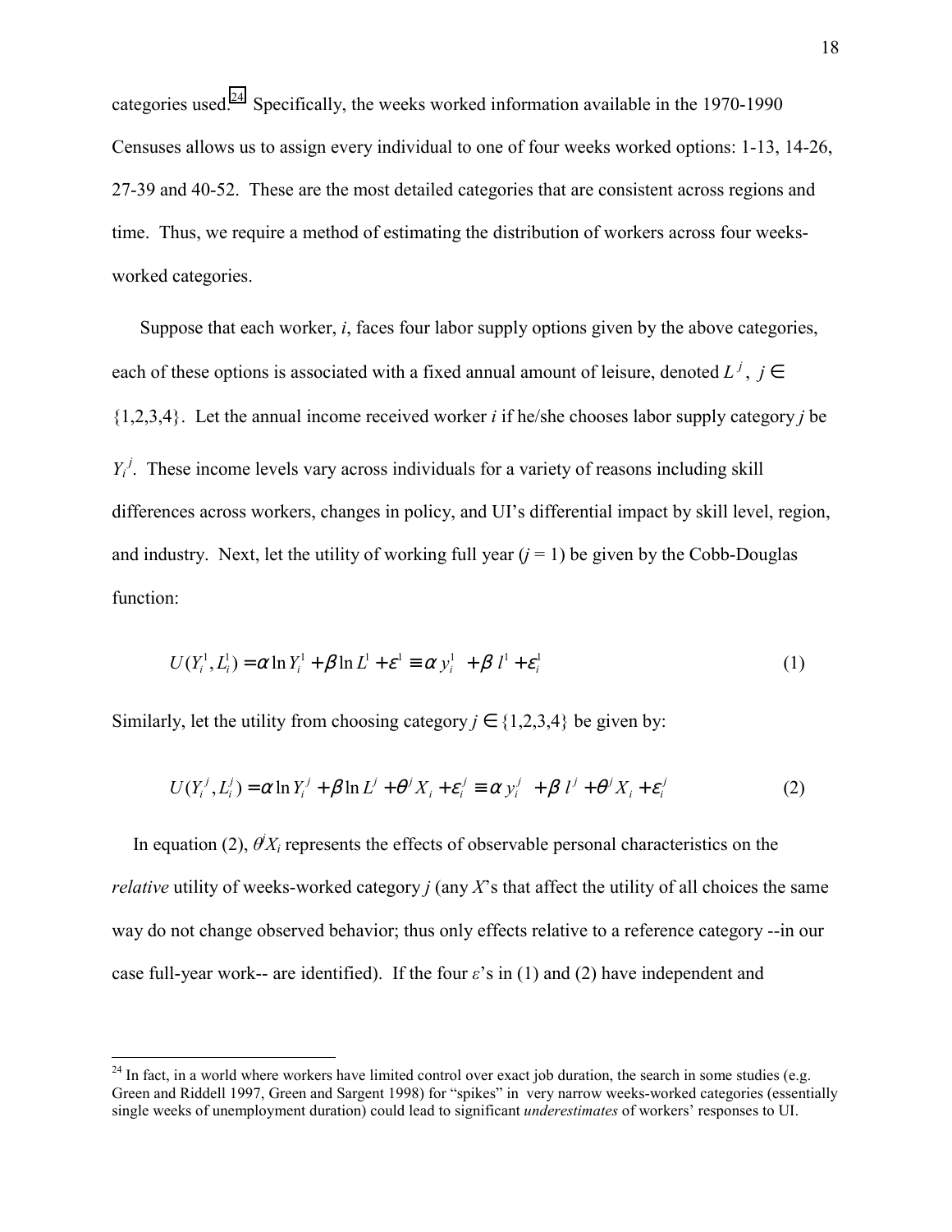categories used.[24] Specifically, the weeks worked information available in the 1970-1990 Censuses allows us to assign every individual to one of four weeks worked options: 1-13, 14-26, 27-39 and 40-52. These are the most detailed categories that are consistent across regions and time. Thus, we require a method of estimating the distribution of workers across four weeks-worked categories.

Suppose that each worker, *i*, faces four labor supply options given by the above categories, each of these options is associated with a fixed annual amount of leisure, denoted $L^j$, $j \in$ {1,2,3,4}. Let the annual income received worker *i* if he/she chooses labor supply category *j* be $Y_i^j$. These income levels vary across individuals for a variety of reasons including skill differences across workers, changes in policy, and UI's differential impact by skill level, region, and industry. Next, let the utility of working full year ($j = 1$) be given by the Cobb-Douglas function:

$$U(Y_i^1, L_i^1) = \alpha \ln Y_i^1 + \beta \ln L^1 + \varepsilon^1 \equiv \alpha\, y_i^1 \;\; + \beta\, l^1 + \varepsilon_i^1 \tag{1}$$

Similarly, let the utility from choosing category $j \in$ {1,2,3,4} be given by:

$$U(Y_i^j, L_i^j) = \alpha \ln Y_i^j + \beta \ln L^j + \theta^j X_i + \varepsilon_i^j \equiv \alpha\, y_i^j \;\; + \beta\, l^j + \theta^j X_i + \varepsilon_i^j \tag{2}$$

In equation (2), $\theta^j X_i$ represents the effects of observable personal characteristics on the *relative* utility of weeks-worked category *j* (any *X*'s that affect the utility of all choices the same way do not change observed behavior; thus only effects relative to a reference category --in our case full-year work-- are identified). If the four $\varepsilon$'s in (1) and (2) have independent and

[24] In fact, in a world where workers have limited control over exact job duration, the search in some studies (e.g. Green and Riddell 1997, Green and Sargent 1998) for "spikes" in very narrow weeks-worked categories (essentially single weeks of unemployment duration) could lead to significant *underestimates* of workers' responses to UI.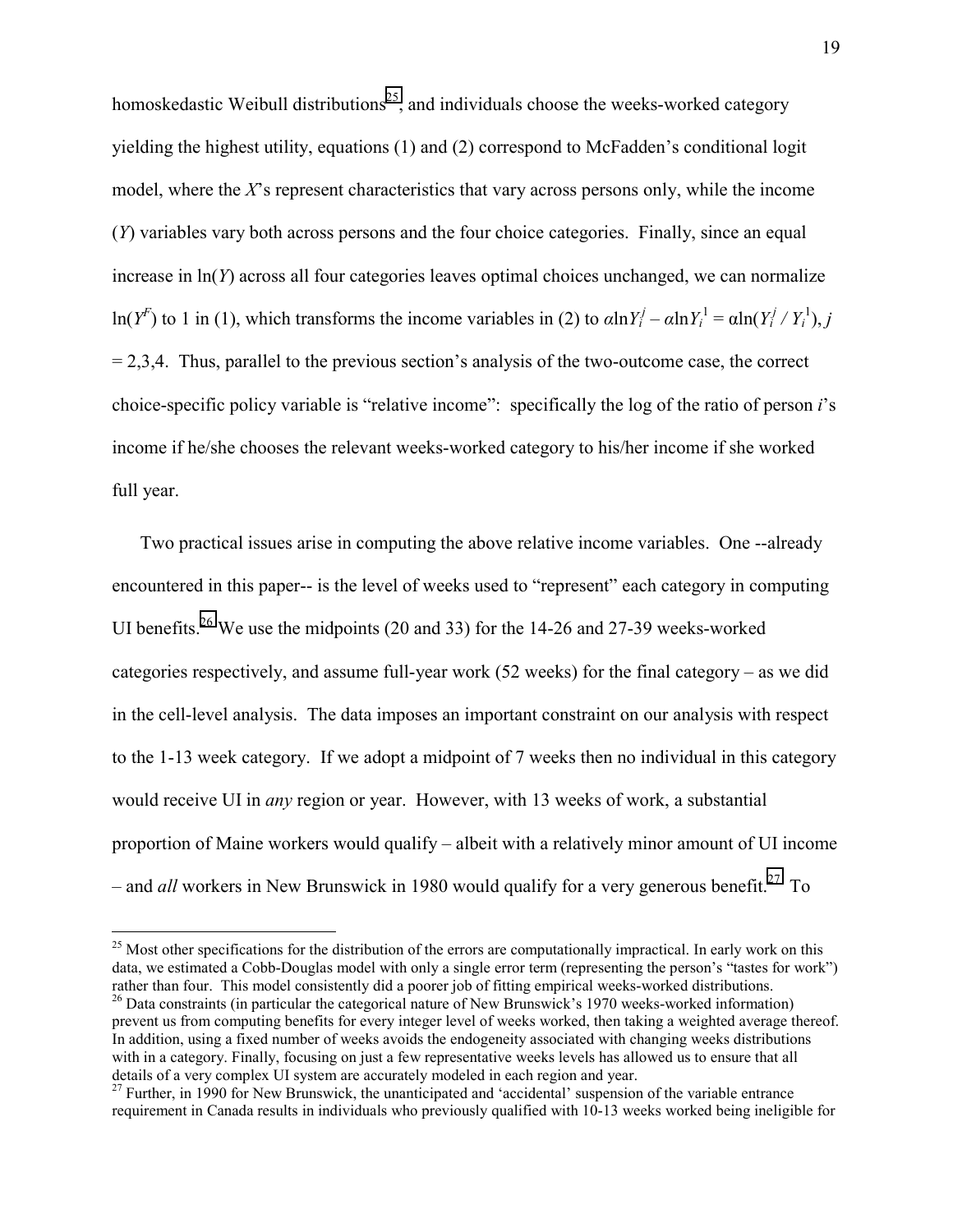homoskedastic Weibull distributions[25], and individuals choose the weeks-worked category yielding the highest utility, equations (1) and (2) correspond to McFadden's conditional logit model, where the *X*'s represent characteristics that vary across persons only, while the income (*Y*) variables vary both across persons and the four choice categories. Finally, since an equal increase in ln(*Y*) across all four categories leaves optimal choices unchanged, we can normalize $\ln(Y^F)$ to 1 in (1), which transforms the income variables in (2) to $\alpha \ln Y_i^j - \alpha \ln Y_i^1 = \alpha \ln(Y_i^j / Y_i^1)$, $j = 2,3,4$. Thus, parallel to the previous section's analysis of the two-outcome case, the correct choice-specific policy variable is "relative income": specifically the log of the ratio of person *i*'s income if he/she chooses the relevant weeks-worked category to his/her income if she worked full year.

Two practical issues arise in computing the above relative income variables. One --already encountered in this paper-- is the level of weeks used to "represent" each category in computing UI benefits.[26] We use the midpoints (20 and 33) for the 14-26 and 27-39 weeks-worked categories respectively, and assume full-year work (52 weeks) for the final category – as we did in the cell-level analysis. The data imposes an important constraint on our analysis with respect to the 1-13 week category. If we adopt a midpoint of 7 weeks then no individual in this category would receive UI in *any* region or year. However, with 13 weeks of work, a substantial proportion of Maine workers would qualify – albeit with a relatively minor amount of UI income – and *all* workers in New Brunswick in 1980 would qualify for a very generous benefit.[27] To

[25] Most other specifications for the distribution of the errors are computationally impractical. In early work on this data, we estimated a Cobb-Douglas model with only a single error term (representing the person's "tastes for work") rather than four. This model consistently did a poorer job of fitting empirical weeks-worked distributions.

[26] Data constraints (in particular the categorical nature of New Brunswick's 1970 weeks-worked information) prevent us from computing benefits for every integer level of weeks worked, then taking a weighted average thereof. In addition, using a fixed number of weeks avoids the endogeneity associated with changing weeks distributions with in a category. Finally, focusing on just a few representative weeks levels has allowed us to ensure that all details of a very complex UI system are accurately modeled in each region and year.

[27] Further, in 1990 for New Brunswick, the unanticipated and 'accidental' suspension of the variable entrance requirement in Canada results in individuals who previously qualified with 10-13 weeks worked being ineligible for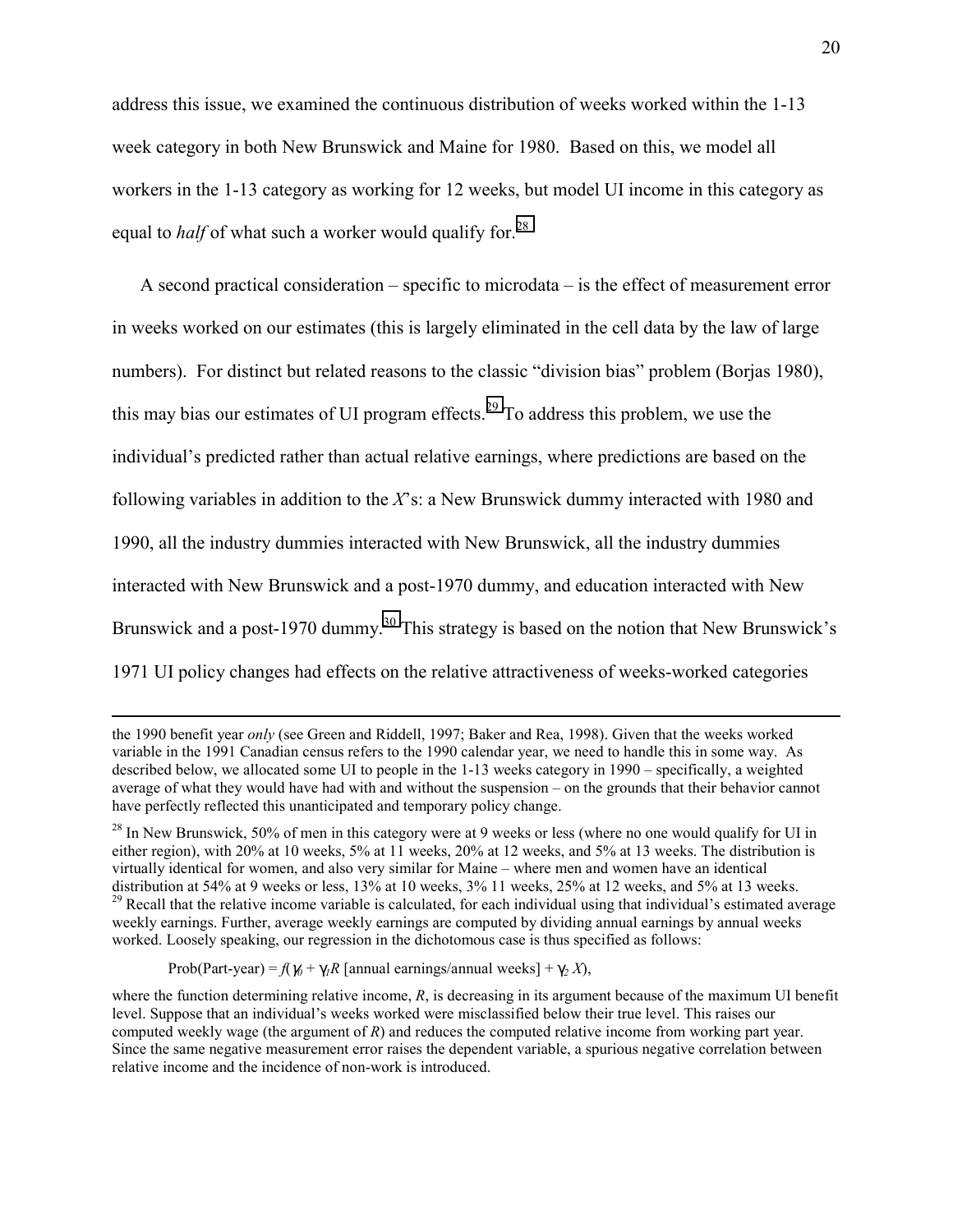address this issue, we examined the continuous distribution of weeks worked within the 1-13 week category in both New Brunswick and Maine for 1980. Based on this, we model all workers in the 1-13 category as working for 12 weeks, but model UI income in this category as equal to *half* of what such a worker would qualify for.[28]

A second practical consideration – specific to microdata – is the effect of measurement error in weeks worked on our estimates (this is largely eliminated in the cell data by the law of large numbers). For distinct but related reasons to the classic "division bias" problem (Borjas 1980), this may bias our estimates of UI program effects.[29] To address this problem, we use the individual's predicted rather than actual relative earnings, where predictions are based on the following variables in addition to the *X*'s: a New Brunswick dummy interacted with 1980 and 1990, all the industry dummies interacted with New Brunswick, all the industry dummies interacted with New Brunswick and a post-1970 dummy, and education interacted with New Brunswick and a post-1970 dummy.[30] This strategy is based on the notion that New Brunswick's 1971 UI policy changes had effects on the relative attractiveness of weeks-worked categories

---

the 1990 benefit year *only* (see Green and Riddell, 1997; Baker and Rea, 1998). Given that the weeks worked variable in the 1991 Canadian census refers to the 1990 calendar year, we need to handle this in some way. As described below, we allocated some UI to people in the 1-13 weeks category in 1990 – specifically, a weighted average of what they would have had with and without the suspension – on the grounds that their behavior cannot have perfectly reflected this unanticipated and temporary policy change.

[28] In New Brunswick, 50% of men in this category were at 9 weeks or less (where no one would qualify for UI in either region), with 20% at 10 weeks, 5% at 11 weeks, 20% at 12 weeks, and 5% at 13 weeks. The distribution is virtually identical for women, and also very similar for Maine – where men and women have an identical distribution at 54% at 9 weeks or less, 13% at 10 weeks, 3% 11 weeks, 25% at 12 weeks, and 5% at 13 weeks.

[29] Recall that the relative income variable is calculated, for each individual using that individual's estimated average weekly earnings. Further, average weekly earnings are computed by dividing annual earnings by annual weeks worked. Loosely speaking, our regression in the dichotomous case is thus specified as follows:

$$\text{Prob(Part-year)} = f(\gamma_0 + \gamma_1 R\,[\text{annual earnings/annual weeks}] + \gamma_2 X),$$

where the function determining relative income, $R$, is decreasing in its argument because of the maximum UI benefit level. Suppose that an individual's weeks worked were misclassified below their true level. This raises our computed weekly wage (the argument of $R$) and reduces the computed relative income from working part year. Since the same negative measurement error raises the dependent variable, a spurious negative correlation between relative income and the incidence of non-work is introduced.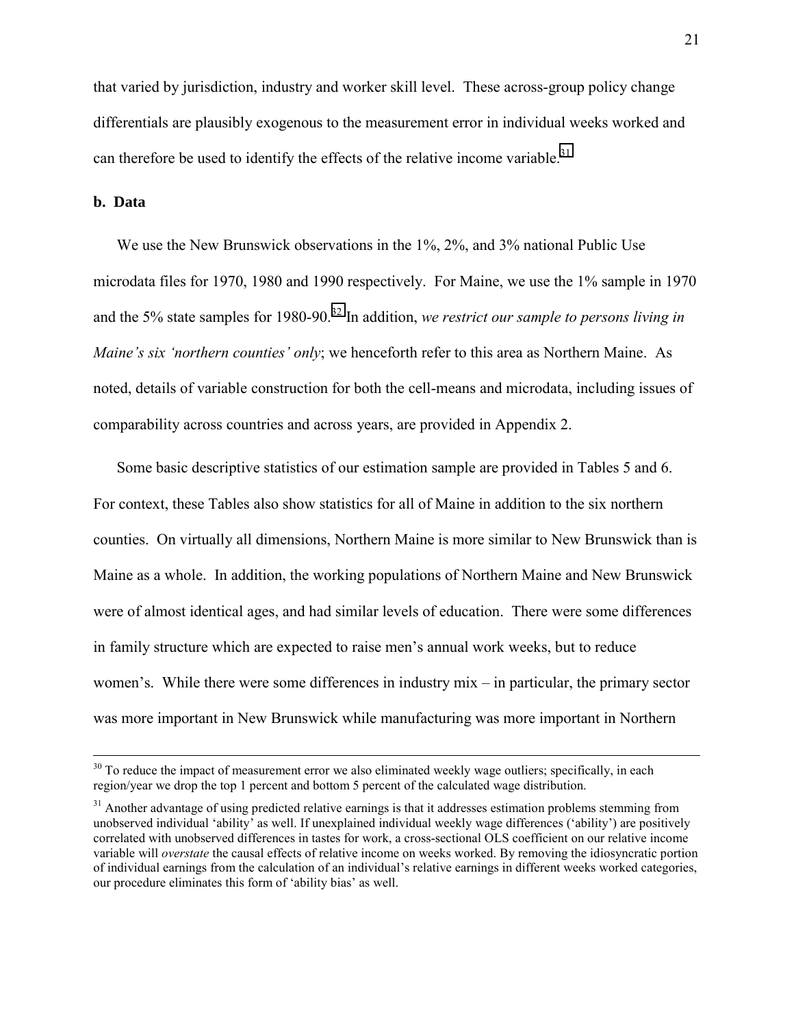that varied by jurisdiction, industry and worker skill level. These across-group policy change differentials are plausibly exogenous to the measurement error in individual weeks worked and can therefore be used to identify the effects of the relative income variable.[31]

**b. Data**

We use the New Brunswick observations in the 1%, 2%, and 3% national Public Use microdata files for 1970, 1980 and 1990 respectively. For Maine, we use the 1% sample in 1970 and the 5% state samples for 1980-90.[32] In addition, *we restrict our sample to persons living in Maine's six 'northern counties' only*; we henceforth refer to this area as Northern Maine. As noted, details of variable construction for both the cell-means and microdata, including issues of comparability across countries and across years, are provided in Appendix 2.

Some basic descriptive statistics of our estimation sample are provided in Tables 5 and 6. For context, these Tables also show statistics for all of Maine in addition to the six northern counties. On virtually all dimensions, Northern Maine is more similar to New Brunswick than is Maine as a whole. In addition, the working populations of Northern Maine and New Brunswick were of almost identical ages, and had similar levels of education. There were some differences in family structure which are expected to raise men's annual work weeks, but to reduce women's. While there were some differences in industry mix – in particular, the primary sector was more important in New Brunswick while manufacturing was more important in Northern

---

[30] To reduce the impact of measurement error we also eliminated weekly wage outliers; specifically, in each region/year we drop the top 1 percent and bottom 5 percent of the calculated wage distribution.

[31] Another advantage of using predicted relative earnings is that it addresses estimation problems stemming from unobserved individual 'ability' as well. If unexplained individual weekly wage differences ('ability') are positively correlated with unobserved differences in tastes for work, a cross-sectional OLS coefficient on our relative income variable will *overstate* the causal effects of relative income on weeks worked. By removing the idiosyncratic portion of individual earnings from the calculation of an individual's relative earnings in different weeks worked categories, our procedure eliminates this form of 'ability bias' as well.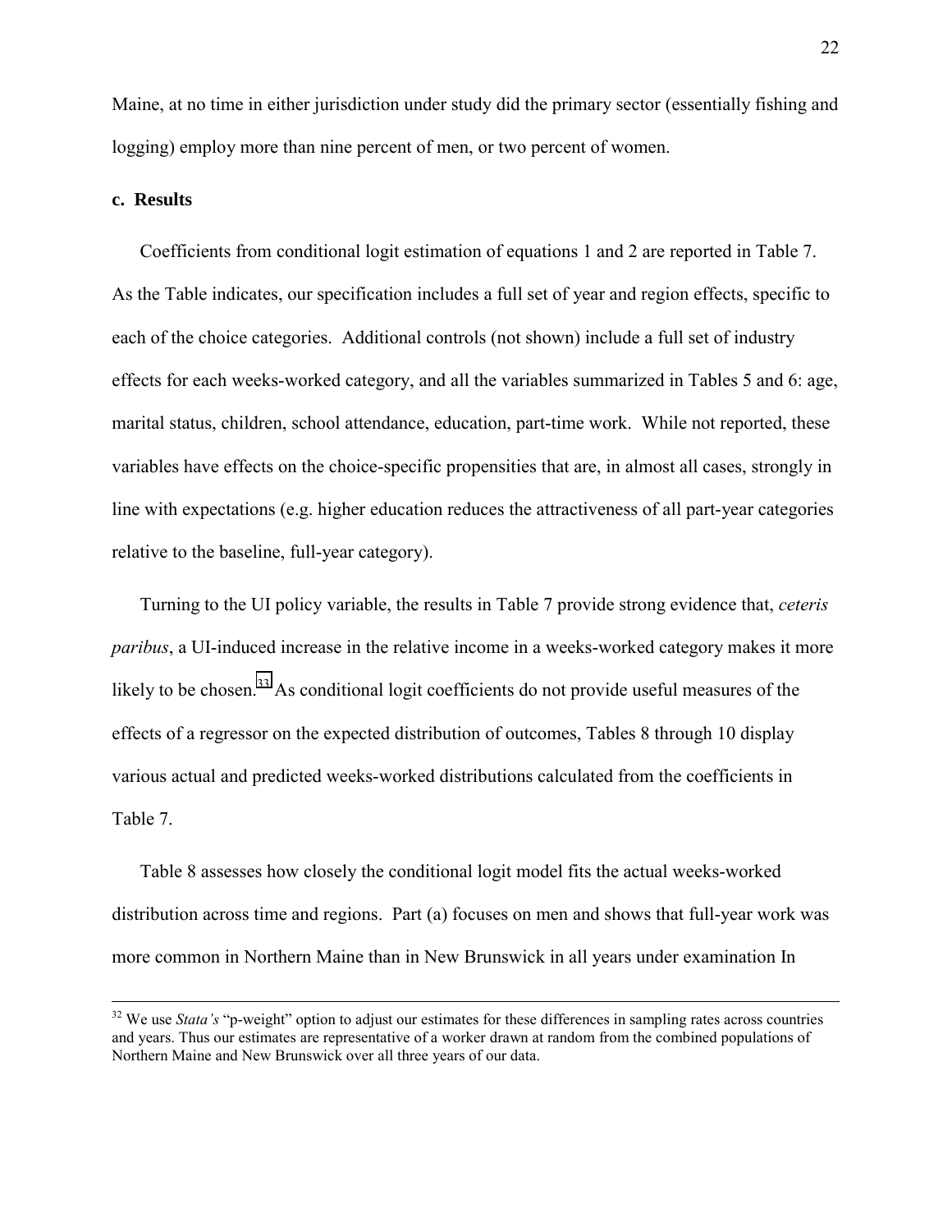Maine, at no time in either jurisdiction under study did the primary sector (essentially fishing and logging) employ more than nine percent of men, or two percent of women.

### c. Results

Coefficients from conditional logit estimation of equations 1 and 2 are reported in Table 7. As the Table indicates, our specification includes a full set of year and region effects, specific to each of the choice categories. Additional controls (not shown) include a full set of industry effects for each weeks-worked category, and all the variables summarized in Tables 5 and 6: age, marital status, children, school attendance, education, part-time work. While not reported, these variables have effects on the choice-specific propensities that are, in almost all cases, strongly in line with expectations (e.g. higher education reduces the attractiveness of all part-year categories relative to the baseline, full-year category).

Turning to the UI policy variable, the results in Table 7 provide strong evidence that, *ceteris paribus*, a UI-induced increase in the relative income in a weeks-worked category makes it more likely to be chosen.[33] As conditional logit coefficients do not provide useful measures of the effects of a regressor on the expected distribution of outcomes, Tables 8 through 10 display various actual and predicted weeks-worked distributions calculated from the coefficients in Table 7.

Table 8 assesses how closely the conditional logit model fits the actual weeks-worked distribution across time and regions. Part (a) focuses on men and shows that full-year work was more common in Northern Maine than in New Brunswick in all years under examination In

---

[32] We use *Stata's* "p-weight" option to adjust our estimates for these differences in sampling rates across countries and years. Thus our estimates are representative of a worker drawn at random from the combined populations of Northern Maine and New Brunswick over all three years of our data.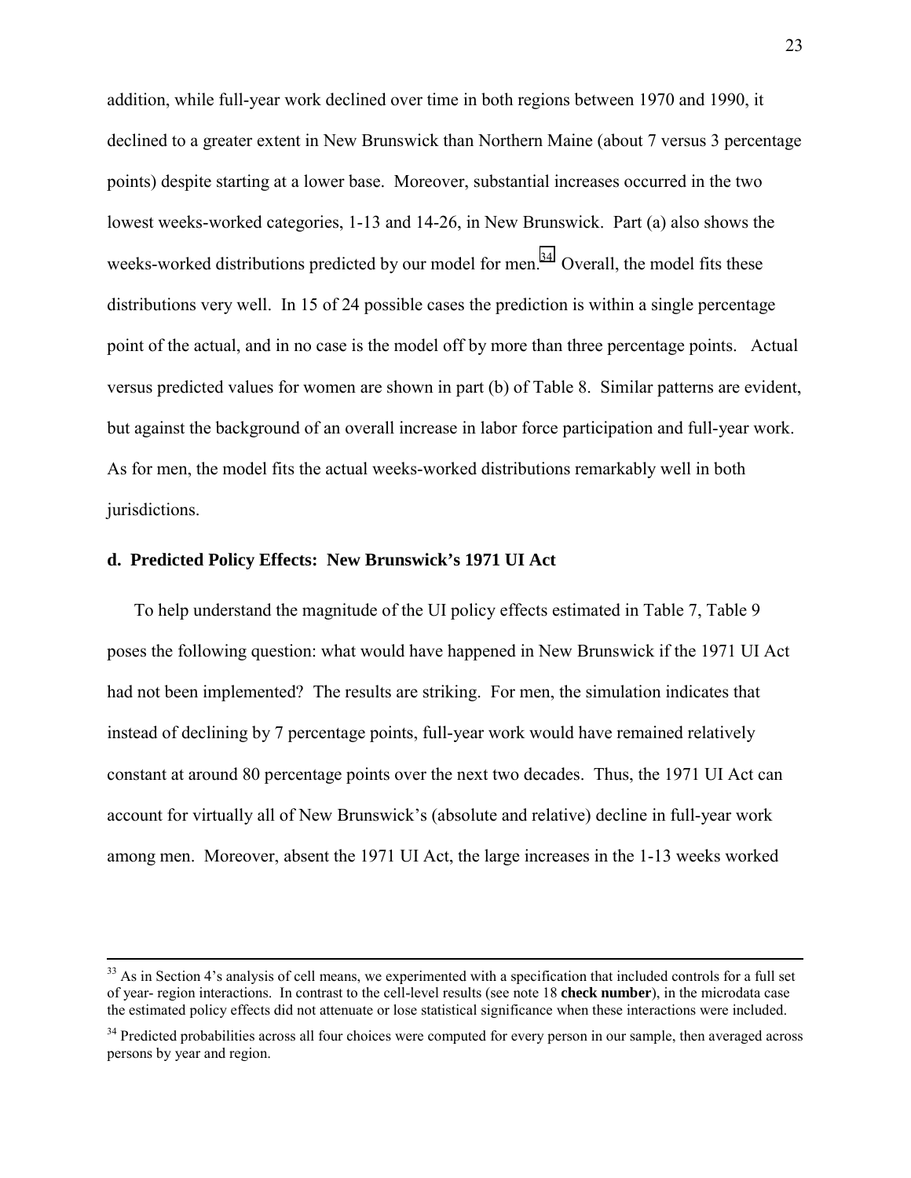addition, while full-year work declined over time in both regions between 1970 and 1990, it declined to a greater extent in New Brunswick than Northern Maine (about 7 versus 3 percentage points) despite starting at a lower base. Moreover, substantial increases occurred in the two lowest weeks-worked categories, 1-13 and 14-26, in New Brunswick. Part (a) also shows the weeks-worked distributions predicted by our model for men.[34] Overall, the model fits these distributions very well. In 15 of 24 possible cases the prediction is within a single percentage point of the actual, and in no case is the model off by more than three percentage points. Actual versus predicted values for women are shown in part (b) of Table 8. Similar patterns are evident, but against the background of an overall increase in labor force participation and full-year work. As for men, the model fits the actual weeks-worked distributions remarkably well in both jurisdictions.

### d. Predicted Policy Effects: New Brunswick's 1971 UI Act

To help understand the magnitude of the UI policy effects estimated in Table 7, Table 9 poses the following question: what would have happened in New Brunswick if the 1971 UI Act had not been implemented? The results are striking. For men, the simulation indicates that instead of declining by 7 percentage points, full-year work would have remained relatively constant at around 80 percentage points over the next two decades. Thus, the 1971 UI Act can account for virtually all of New Brunswick's (absolute and relative) decline in full-year work among men. Moreover, absent the 1971 UI Act, the large increases in the 1-13 weeks worked

---

[33] As in Section 4's analysis of cell means, we experimented with a specification that included controls for a full set of year- region interactions. In contrast to the cell-level results (see note 18 **check number**), in the microdata case the estimated policy effects did not attenuate or lose statistical significance when these interactions were included.

[34] Predicted probabilities across all four choices were computed for every person in our sample, then averaged across persons by year and region.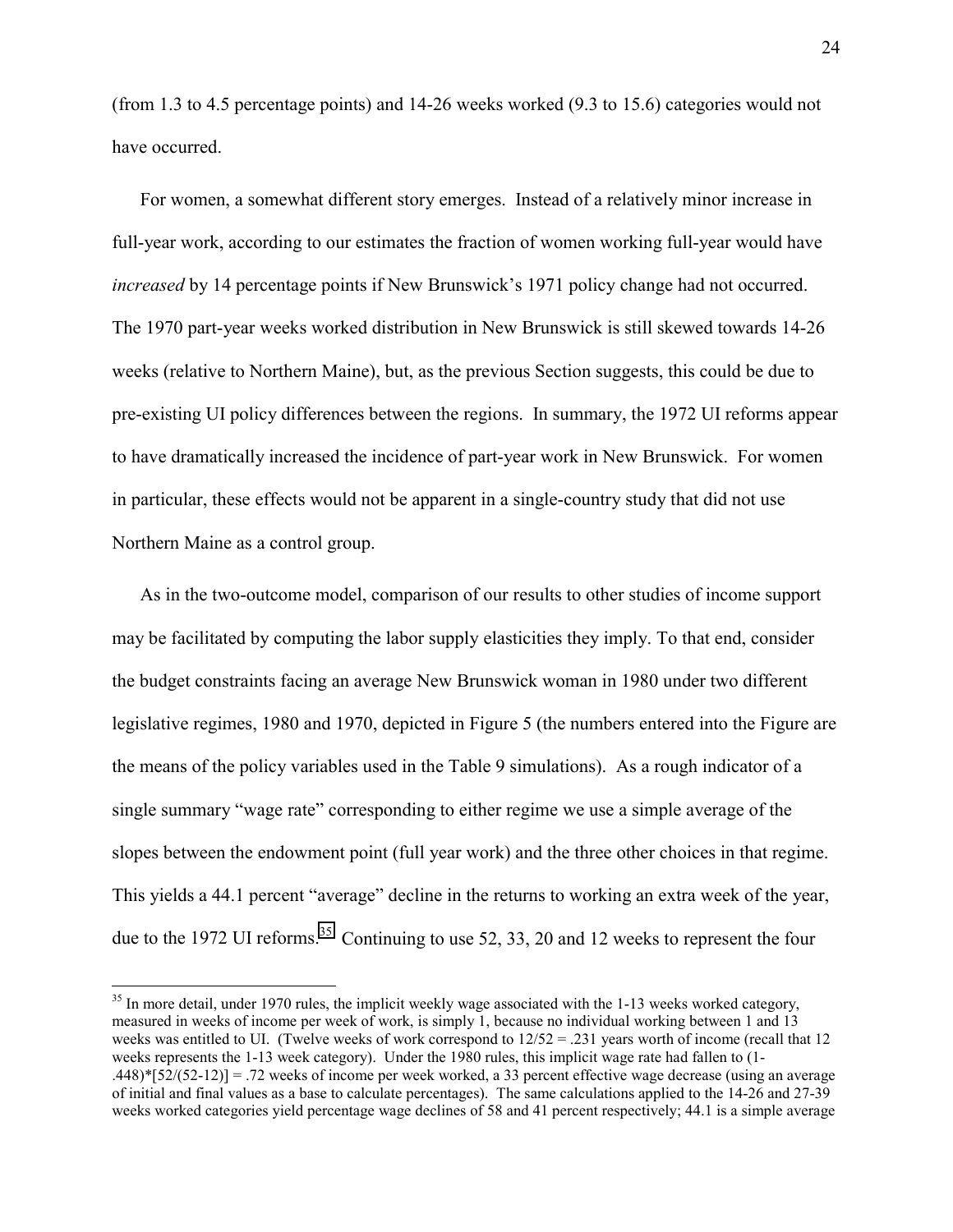(from 1.3 to 4.5 percentage points) and 14-26 weeks worked (9.3 to 15.6) categories would not have occurred.

For women, a somewhat different story emerges. Instead of a relatively minor increase in full-year work, according to our estimates the fraction of women working full-year would have *increased* by 14 percentage points if New Brunswick's 1971 policy change had not occurred. The 1970 part-year weeks worked distribution in New Brunswick is still skewed towards 14-26 weeks (relative to Northern Maine), but, as the previous Section suggests, this could be due to pre-existing UI policy differences between the regions. In summary, the 1972 UI reforms appear to have dramatically increased the incidence of part-year work in New Brunswick. For women in particular, these effects would not be apparent in a single-country study that did not use Northern Maine as a control group.

As in the two-outcome model, comparison of our results to other studies of income support may be facilitated by computing the labor supply elasticities they imply. To that end, consider the budget constraints facing an average New Brunswick woman in 1980 under two different legislative regimes, 1980 and 1970, depicted in Figure 5 (the numbers entered into the Figure are the means of the policy variables used in the Table 9 simulations). As a rough indicator of a single summary "wage rate" corresponding to either regime we use a simple average of the slopes between the endowment point (full year work) and the three other choices in that regime. This yields a 44.1 percent "average" decline in the returns to working an extra week of the year, due to the 1972 UI reforms.[35] Continuing to use 52, 33, 20 and 12 weeks to represent the four

[35] In more detail, under 1970 rules, the implicit weekly wage associated with the 1-13 weeks worked category, measured in weeks of income per week of work, is simply 1, because no individual working between 1 and 13 weeks was entitled to UI. (Twelve weeks of work correspond to 12/52 = .231 years worth of income (recall that 12 weeks represents the 1-13 week category). Under the 1980 rules, this implicit wage rate had fallen to (1-.448)*[52/(52-12)] = .72 weeks of income per week worked, a 33 percent effective wage decrease (using an average of initial and final values as a base to calculate percentages). The same calculations applied to the 14-26 and 27-39 weeks worked categories yield percentage wage declines of 58 and 41 percent respectively; 44.1 is a simple average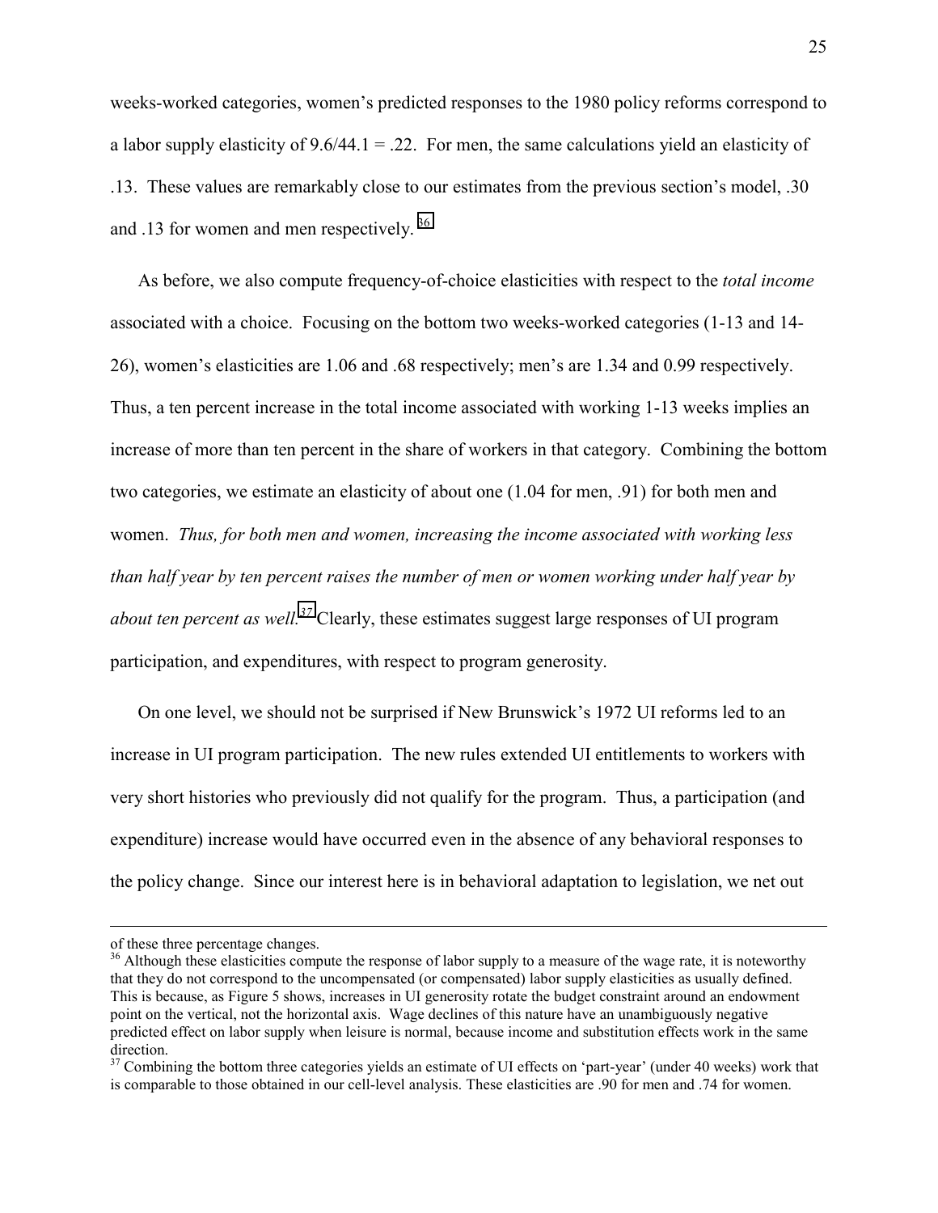weeks-worked categories, women's predicted responses to the 1980 policy reforms correspond to a labor supply elasticity of 9.6/44.1 = .22. For men, the same calculations yield an elasticity of .13. These values are remarkably close to our estimates from the previous section's model, .30 and .13 for women and men respectively. [36]

As before, we also compute frequency-of-choice elasticities with respect to the *total income* associated with a choice. Focusing on the bottom two weeks-worked categories (1-13 and 14-26), women's elasticities are 1.06 and .68 respectively; men's are 1.34 and 0.99 respectively. Thus, a ten percent increase in the total income associated with working 1-13 weeks implies an increase of more than ten percent in the share of workers in that category. Combining the bottom two categories, we estimate an elasticity of about one (1.04 for men, .91) for both men and women. *Thus, for both men and women, increasing the income associated with working less than half year by ten percent raises the number of men or women working under half year by about ten percent as well.*[37] Clearly, these estimates suggest large responses of UI program participation, and expenditures, with respect to program generosity.

On one level, we should not be surprised if New Brunswick's 1972 UI reforms led to an increase in UI program participation. The new rules extended UI entitlements to workers with very short histories who previously did not qualify for the program. Thus, a participation (and expenditure) increase would have occurred even in the absence of any behavioral responses to the policy change. Since our interest here is in behavioral adaptation to legislation, we net out

---

of these three percentage changes.

[36] Although these elasticities compute the response of labor supply to a measure of the wage rate, it is noteworthy that they do not correspond to the uncompensated (or compensated) labor supply elasticities as usually defined. This is because, as Figure 5 shows, increases in UI generosity rotate the budget constraint around an endowment point on the vertical, not the horizontal axis. Wage declines of this nature have an unambiguously negative predicted effect on labor supply when leisure is normal, because income and substitution effects work in the same direction.

[37] Combining the bottom three categories yields an estimate of UI effects on 'part-year' (under 40 weeks) work that is comparable to those obtained in our cell-level analysis. These elasticities are .90 for men and .74 for women.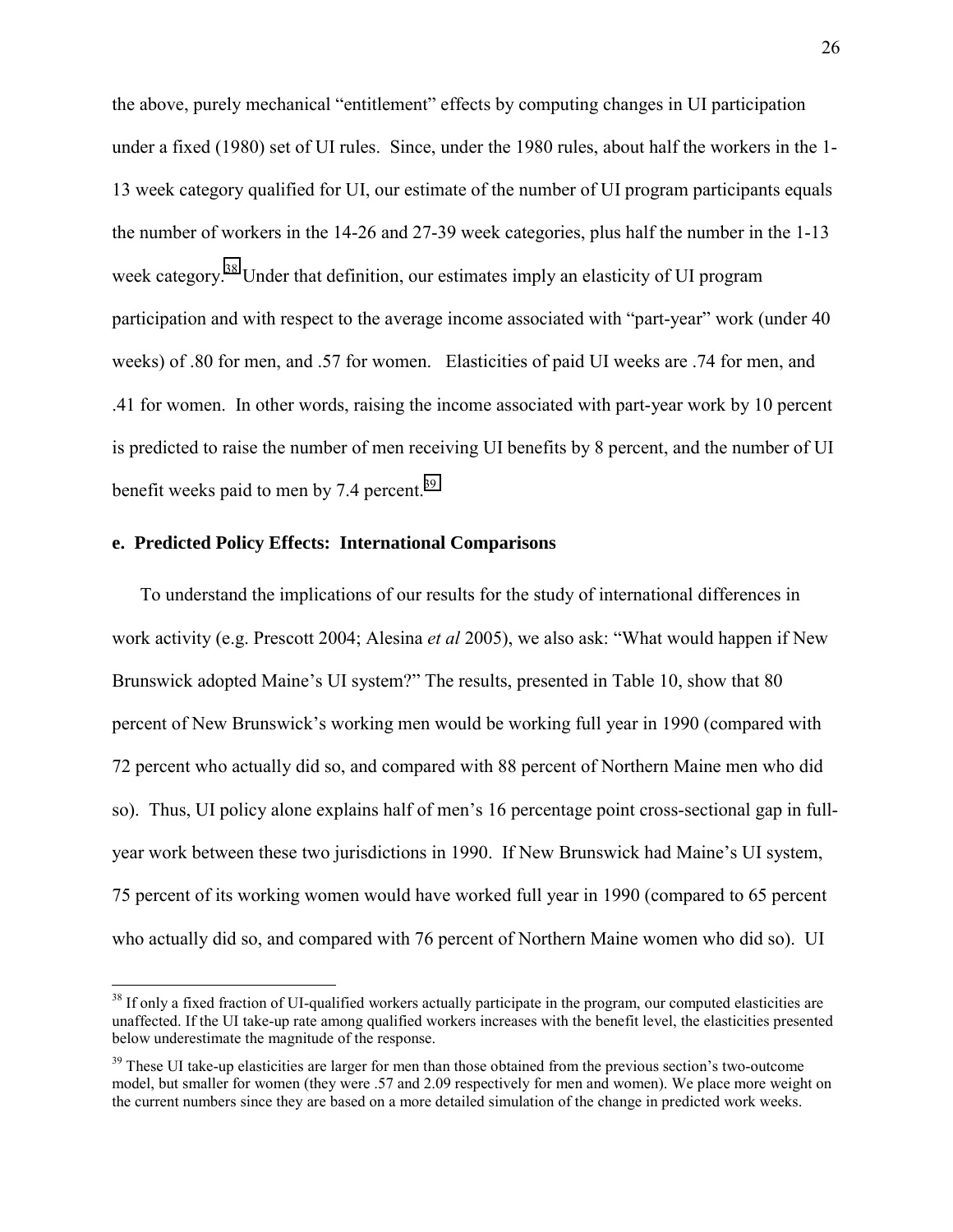the above, purely mechanical "entitlement" effects by computing changes in UI participation under a fixed (1980) set of UI rules. Since, under the 1980 rules, about half the workers in the 1-13 week category qualified for UI, our estimate of the number of UI program participants equals the number of workers in the 14-26 and 27-39 week categories, plus half the number in the 1-13 week category.[38] Under that definition, our estimates imply an elasticity of UI program participation and with respect to the average income associated with "part-year" work (under 40 weeks) of .80 for men, and .57 for women. Elasticities of paid UI weeks are .74 for men, and .41 for women. In other words, raising the income associated with part-year work by 10 percent is predicted to raise the number of men receiving UI benefits by 8 percent, and the number of UI benefit weeks paid to men by 7.4 percent.[39]

### e. Predicted Policy Effects: International Comparisons

To understand the implications of our results for the study of international differences in work activity (e.g. Prescott 2004; Alesina *et al* 2005), we also ask: "What would happen if New Brunswick adopted Maine's UI system?" The results, presented in Table 10, show that 80 percent of New Brunswick's working men would be working full year in 1990 (compared with 72 percent who actually did so, and compared with 88 percent of Northern Maine men who did so). Thus, UI policy alone explains half of men's 16 percentage point cross-sectional gap in full-year work between these two jurisdictions in 1990. If New Brunswick had Maine's UI system, 75 percent of its working women would have worked full year in 1990 (compared to 65 percent who actually did so, and compared with 76 percent of Northern Maine women who did so). UI

[38] If only a fixed fraction of UI-qualified workers actually participate in the program, our computed elasticities are unaffected. If the UI take-up rate among qualified workers increases with the benefit level, the elasticities presented below underestimate the magnitude of the response.

[39] These UI take-up elasticities are larger for men than those obtained from the previous section's two-outcome model, but smaller for women (they were .57 and 2.09 respectively for men and women). We place more weight on the current numbers since they are based on a more detailed simulation of the change in predicted work weeks.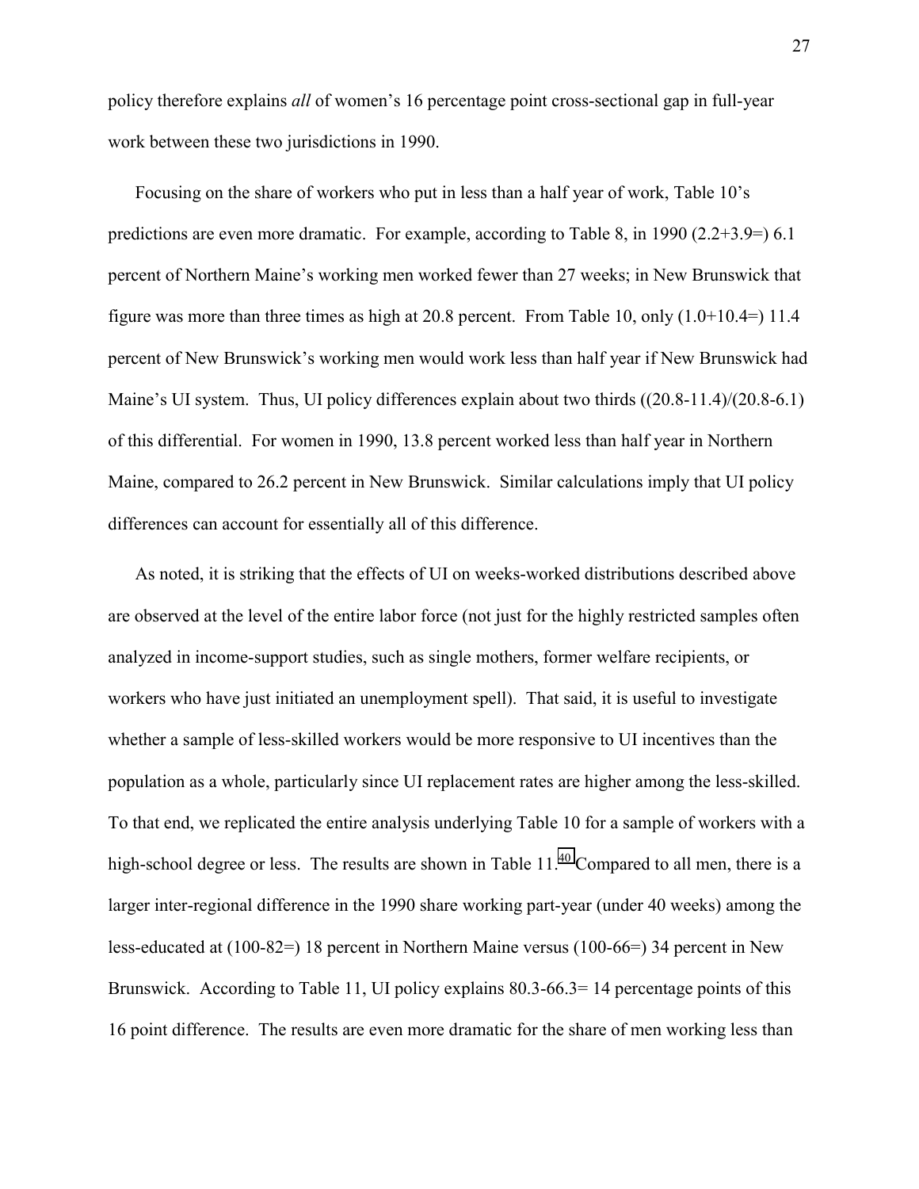policy therefore explains *all* of women's 16 percentage point cross-sectional gap in full-year work between these two jurisdictions in 1990.

Focusing on the share of workers who put in less than a half year of work, Table 10's predictions are even more dramatic. For example, according to Table 8, in 1990 (2.2+3.9=) 6.1 percent of Northern Maine's working men worked fewer than 27 weeks; in New Brunswick that figure was more than three times as high at 20.8 percent. From Table 10, only (1.0+10.4=) 11.4 percent of New Brunswick's working men would work less than half year if New Brunswick had Maine's UI system. Thus, UI policy differences explain about two thirds ((20.8-11.4)/(20.8-6.1) of this differential. For women in 1990, 13.8 percent worked less than half year in Northern Maine, compared to 26.2 percent in New Brunswick. Similar calculations imply that UI policy differences can account for essentially all of this difference.

As noted, it is striking that the effects of UI on weeks-worked distributions described above are observed at the level of the entire labor force (not just for the highly restricted samples often analyzed in income-support studies, such as single mothers, former welfare recipients, or workers who have just initiated an unemployment spell). That said, it is useful to investigate whether a sample of less-skilled workers would be more responsive to UI incentives than the population as a whole, particularly since UI replacement rates are higher among the less-skilled. To that end, we replicated the entire analysis underlying Table 10 for a sample of workers with a high-school degree or less. The results are shown in Table 11.[40] Compared to all men, there is a larger inter-regional difference in the 1990 share working part-year (under 40 weeks) among the less-educated at (100-82=) 18 percent in Northern Maine versus (100-66=) 34 percent in New Brunswick. According to Table 11, UI policy explains 80.3-66.3= 14 percentage points of this 16 point difference. The results are even more dramatic for the share of men working less than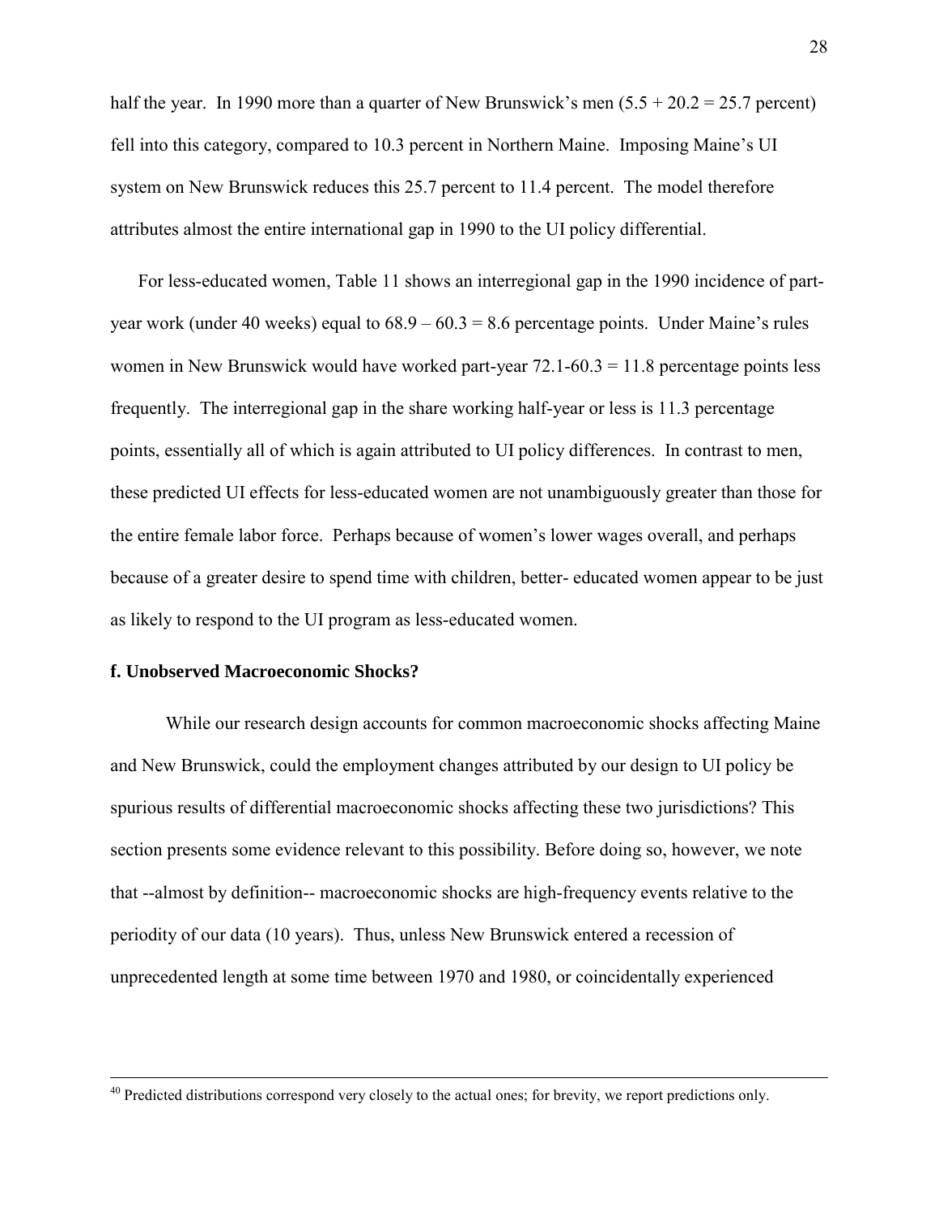half the year. In 1990 more than a quarter of New Brunswick's men (5.5 + 20.2 = 25.7 percent) fell into this category, compared to 10.3 percent in Northern Maine. Imposing Maine's UI system on New Brunswick reduces this 25.7 percent to 11.4 percent. The model therefore attributes almost the entire international gap in 1990 to the UI policy differential.

For less-educated women, Table 11 shows an interregional gap in the 1990 incidence of part-year work (under 40 weeks) equal to 68.9 – 60.3 = 8.6 percentage points. Under Maine's rules women in New Brunswick would have worked part-year 72.1-60.3 = 11.8 percentage points less frequently. The interregional gap in the share working half-year or less is 11.3 percentage points, essentially all of which is again attributed to UI policy differences. In contrast to men, these predicted UI effects for less-educated women are not unambiguously greater than those for the entire female labor force. Perhaps because of women's lower wages overall, and perhaps because of a greater desire to spend time with children, better- educated women appear to be just as likely to respond to the UI program as less-educated women.

**f. Unobserved Macroeconomic Shocks?**

While our research design accounts for common macroeconomic shocks affecting Maine and New Brunswick, could the employment changes attributed by our design to UI policy be spurious results of differential macroeconomic shocks affecting these two jurisdictions? This section presents some evidence relevant to this possibility. Before doing so, however, we note that --almost by definition-- macroeconomic shocks are high-frequency events relative to the periodity of our data (10 years). Thus, unless New Brunswick entered a recession of unprecedented length at some time between 1970 and 1980, or coincidentally experienced

---

[40] Predicted distributions correspond very closely to the actual ones; for brevity, we report predictions only.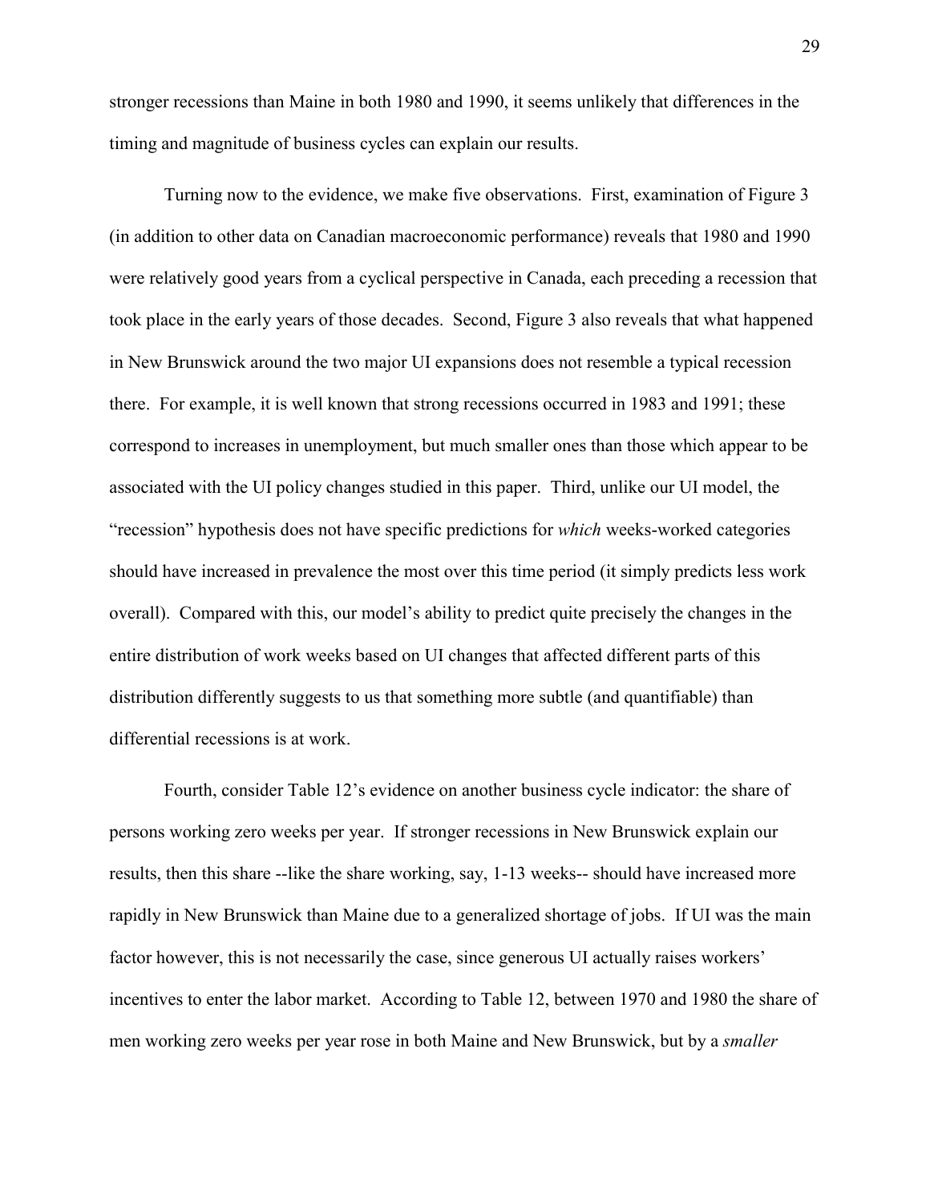stronger recessions than Maine in both 1980 and 1990, it seems unlikely that differences in the timing and magnitude of business cycles can explain our results.

Turning now to the evidence, we make five observations. First, examination of Figure 3 (in addition to other data on Canadian macroeconomic performance) reveals that 1980 and 1990 were relatively good years from a cyclical perspective in Canada, each preceding a recession that took place in the early years of those decades. Second, Figure 3 also reveals that what happened in New Brunswick around the two major UI expansions does not resemble a typical recession there. For example, it is well known that strong recessions occurred in 1983 and 1991; these correspond to increases in unemployment, but much smaller ones than those which appear to be associated with the UI policy changes studied in this paper. Third, unlike our UI model, the "recession" hypothesis does not have specific predictions for *which* weeks-worked categories should have increased in prevalence the most over this time period (it simply predicts less work overall). Compared with this, our model's ability to predict quite precisely the changes in the entire distribution of work weeks based on UI changes that affected different parts of this distribution differently suggests to us that something more subtle (and quantifiable) than differential recessions is at work.

Fourth, consider Table 12's evidence on another business cycle indicator: the share of persons working zero weeks per year. If stronger recessions in New Brunswick explain our results, then this share --like the share working, say, 1-13 weeks-- should have increased more rapidly in New Brunswick than Maine due to a generalized shortage of jobs. If UI was the main factor however, this is not necessarily the case, since generous UI actually raises workers' incentives to enter the labor market. According to Table 12, between 1970 and 1980 the share of men working zero weeks per year rose in both Maine and New Brunswick, but by a *smaller*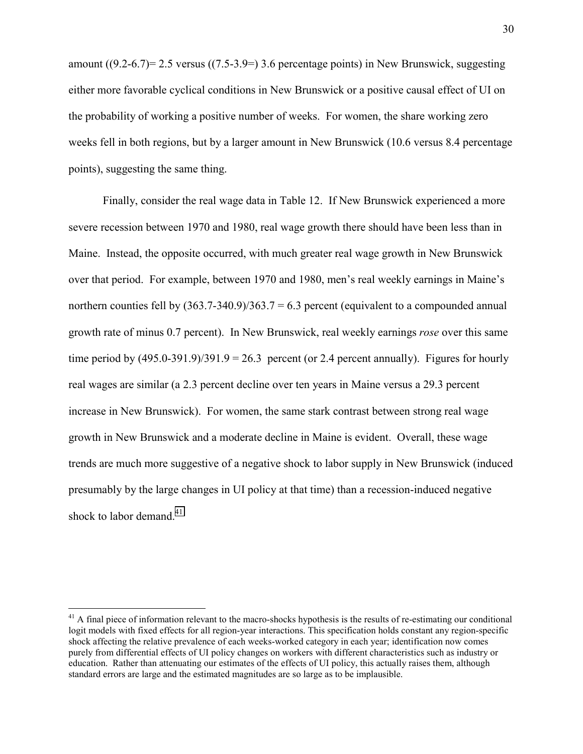amount ((9.2-6.7)= 2.5 versus ((7.5-3.9=) 3.6 percentage points) in New Brunswick, suggesting either more favorable cyclical conditions in New Brunswick or a positive causal effect of UI on the probability of working a positive number of weeks. For women, the share working zero weeks fell in both regions, but by a larger amount in New Brunswick (10.6 versus 8.4 percentage points), suggesting the same thing.

Finally, consider the real wage data in Table 12. If New Brunswick experienced a more severe recession between 1970 and 1980, real wage growth there should have been less than in Maine. Instead, the opposite occurred, with much greater real wage growth in New Brunswick over that period. For example, between 1970 and 1980, men's real weekly earnings in Maine's northern counties fell by (363.7-340.9)/363.7 = 6.3 percent (equivalent to a compounded annual growth rate of minus 0.7 percent). In New Brunswick, real weekly earnings *rose* over this same time period by (495.0-391.9)/391.9 = 26.3 percent (or 2.4 percent annually). Figures for hourly real wages are similar (a 2.3 percent decline over ten years in Maine versus a 29.3 percent increase in New Brunswick). For women, the same stark contrast between strong real wage growth in New Brunswick and a moderate decline in Maine is evident. Overall, these wage trends are much more suggestive of a negative shock to labor supply in New Brunswick (induced presumably by the large changes in UI policy at that time) than a recession-induced negative shock to labor demand.[41]

[41] A final piece of information relevant to the macro-shocks hypothesis is the results of re-estimating our conditional logit models with fixed effects for all region-year interactions. This specification holds constant any region-specific shock affecting the relative prevalence of each weeks-worked category in each year; identification now comes purely from differential effects of UI policy changes on workers with different characteristics such as industry or education. Rather than attenuating our estimates of the effects of UI policy, this actually raises them, although standard errors are large and the estimated magnitudes are so large as to be implausible.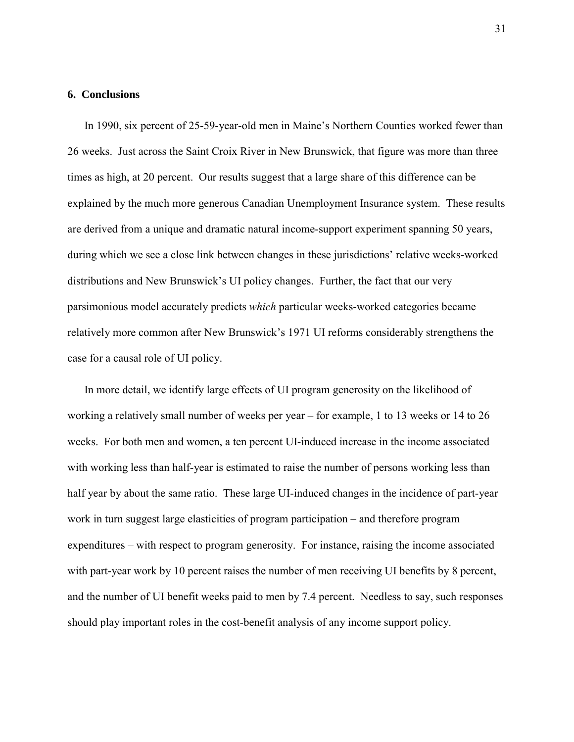## 6. Conclusions

In 1990, six percent of 25-59-year-old men in Maine's Northern Counties worked fewer than 26 weeks. Just across the Saint Croix River in New Brunswick, that figure was more than three times as high, at 20 percent. Our results suggest that a large share of this difference can be explained by the much more generous Canadian Unemployment Insurance system. These results are derived from a unique and dramatic natural income-support experiment spanning 50 years, during which we see a close link between changes in these jurisdictions' relative weeks-worked distributions and New Brunswick's UI policy changes. Further, the fact that our very parsimonious model accurately predicts *which* particular weeks-worked categories became relatively more common after New Brunswick's 1971 UI reforms considerably strengthens the case for a causal role of UI policy.

In more detail, we identify large effects of UI program generosity on the likelihood of working a relatively small number of weeks per year – for example, 1 to 13 weeks or 14 to 26 weeks. For both men and women, a ten percent UI-induced increase in the income associated with working less than half-year is estimated to raise the number of persons working less than half year by about the same ratio. These large UI-induced changes in the incidence of part-year work in turn suggest large elasticities of program participation – and therefore program expenditures – with respect to program generosity. For instance, raising the income associated with part-year work by 10 percent raises the number of men receiving UI benefits by 8 percent, and the number of UI benefit weeks paid to men by 7.4 percent. Needless to say, such responses should play important roles in the cost-benefit analysis of any income support policy.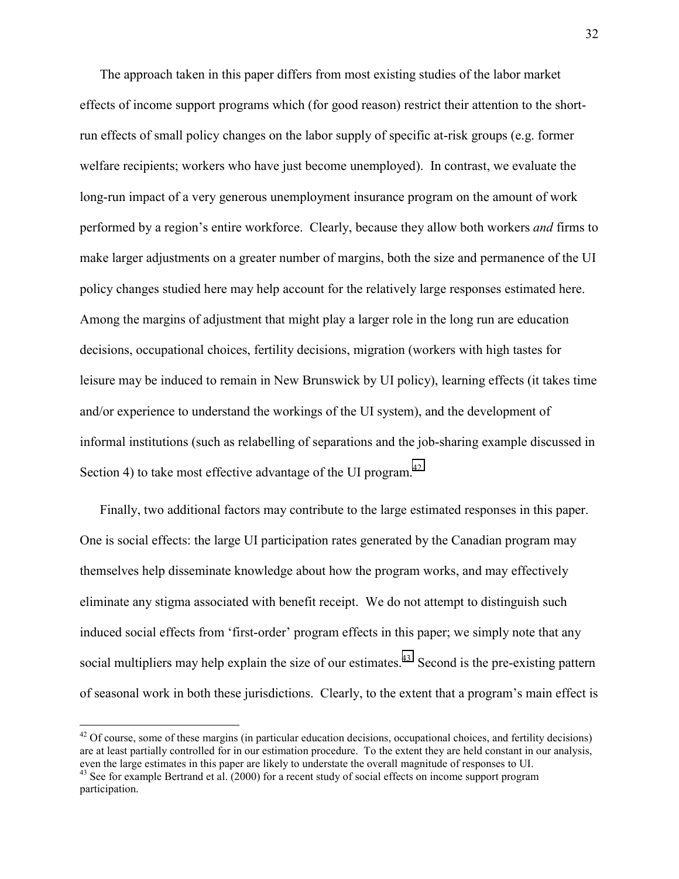The approach taken in this paper differs from most existing studies of the labor market effects of income support programs which (for good reason) restrict their attention to the short-run effects of small policy changes on the labor supply of specific at-risk groups (e.g. former welfare recipients; workers who have just become unemployed). In contrast, we evaluate the long-run impact of a very generous unemployment insurance program on the amount of work performed by a region's entire workforce. Clearly, because they allow both workers *and* firms to make larger adjustments on a greater number of margins, both the size and permanence of the UI policy changes studied here may help account for the relatively large responses estimated here. Among the margins of adjustment that might play a larger role in the long run are education decisions, occupational choices, fertility decisions, migration (workers with high tastes for leisure may be induced to remain in New Brunswick by UI policy), learning effects (it takes time and/or experience to understand the workings of the UI system), and the development of informal institutions (such as relabelling of separations and the job-sharing example discussed in Section 4) to take most effective advantage of the UI program.[42]

Finally, two additional factors may contribute to the large estimated responses in this paper. One is social effects: the large UI participation rates generated by the Canadian program may themselves help disseminate knowledge about how the program works, and may effectively eliminate any stigma associated with benefit receipt. We do not attempt to distinguish such induced social effects from 'first-order' program effects in this paper; we simply note that any social multipliers may help explain the size of our estimates.[43] Second is the pre-existing pattern of seasonal work in both these jurisdictions. Clearly, to the extent that a program's main effect is

[42] Of course, some of these margins (in particular education decisions, occupational choices, and fertility decisions) are at least partially controlled for in our estimation procedure. To the extent they are held constant in our analysis, even the large estimates in this paper are likely to understate the overall magnitude of responses to UI.

[43] See for example Bertrand et al. (2000) for a recent study of social effects on income support program participation.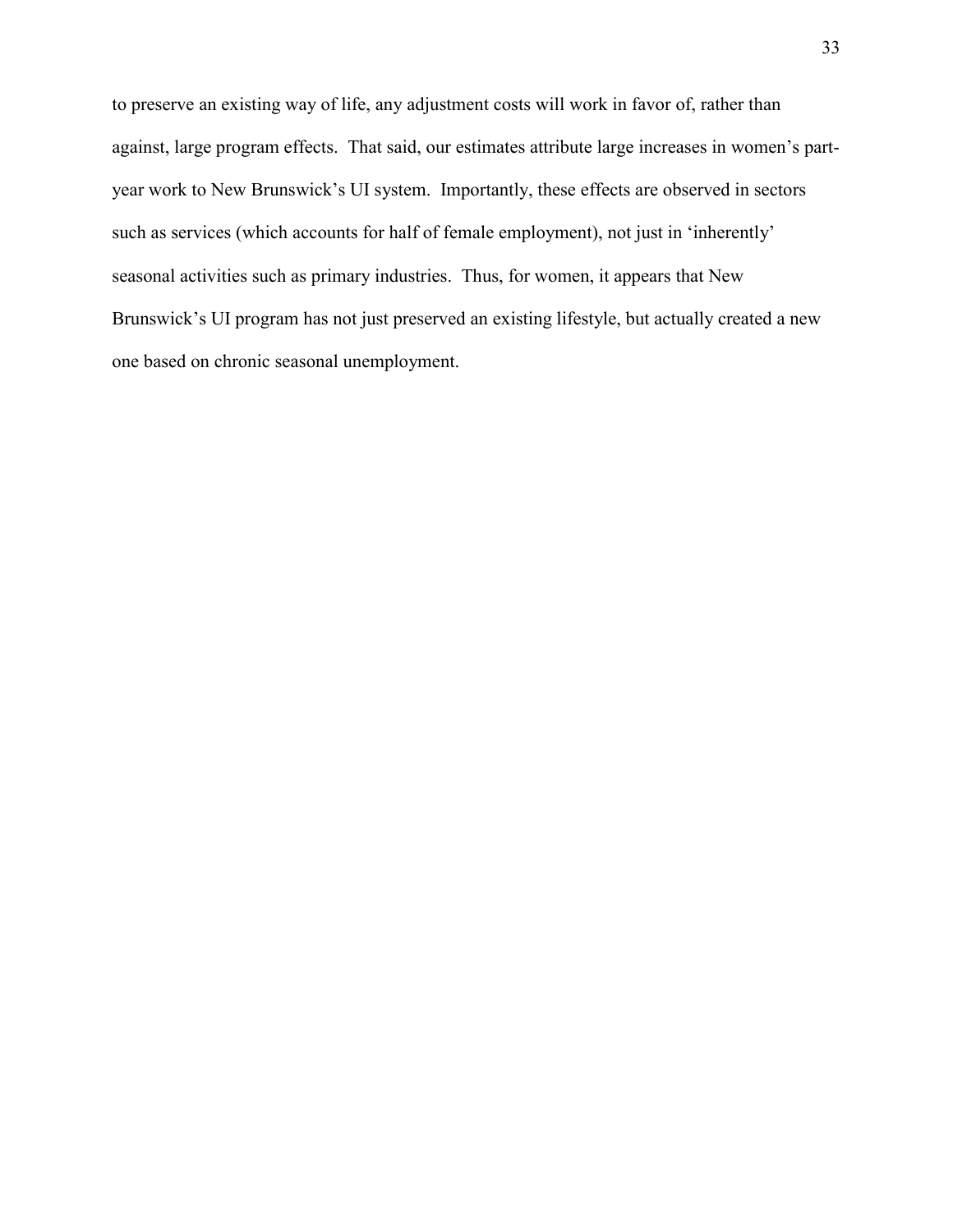to preserve an existing way of life, any adjustment costs will work in favor of, rather than against, large program effects. That said, our estimates attribute large increases in women's part-year work to New Brunswick's UI system. Importantly, these effects are observed in sectors such as services (which accounts for half of female employment), not just in 'inherently' seasonal activities such as primary industries. Thus, for women, it appears that New Brunswick's UI program has not just preserved an existing lifestyle, but actually created a new one based on chronic seasonal unemployment.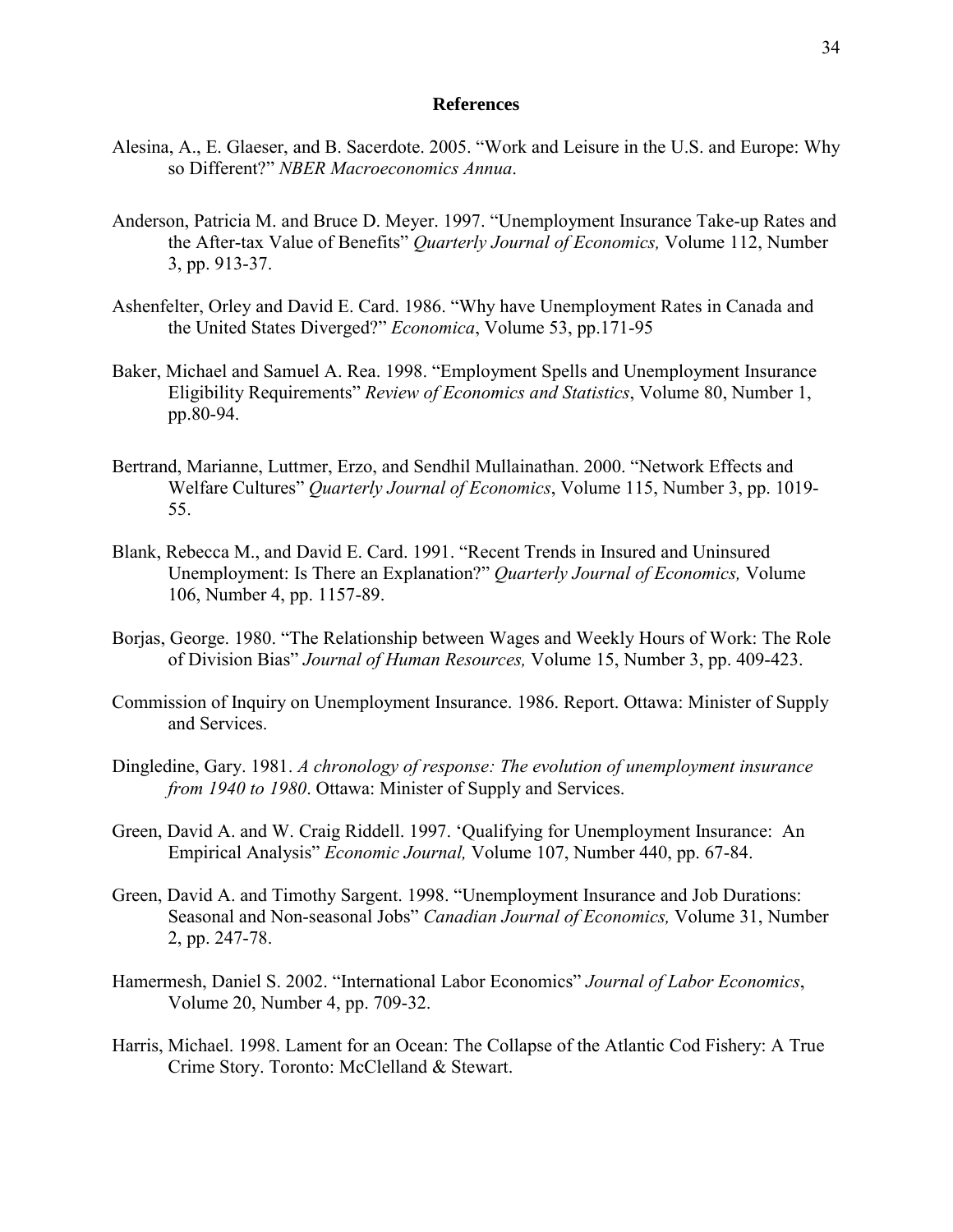## References

Alesina, A., E. Glaeser, and B. Sacerdote. 2005. "Work and Leisure in the U.S. and Europe: Why so Different?" *NBER Macroeconomics Annua*.

Anderson, Patricia M. and Bruce D. Meyer. 1997. "Unemployment Insurance Take-up Rates and the After-tax Value of Benefits" *Quarterly Journal of Economics,* Volume 112, Number 3, pp. 913-37.

Ashenfelter, Orley and David E. Card. 1986. "Why have Unemployment Rates in Canada and the United States Diverged?" *Economica*, Volume 53, pp.171-95

Baker, Michael and Samuel A. Rea. 1998. "Employment Spells and Unemployment Insurance Eligibility Requirements" *Review of Economics and Statistics*, Volume 80, Number 1, pp.80-94.

Bertrand, Marianne, Luttmer, Erzo, and Sendhil Mullainathan. 2000. "Network Effects and Welfare Cultures" *Quarterly Journal of Economics*, Volume 115, Number 3, pp. 1019-55.

Blank, Rebecca M., and David E. Card. 1991. "Recent Trends in Insured and Uninsured Unemployment: Is There an Explanation?" *Quarterly Journal of Economics,* Volume 106, Number 4, pp. 1157-89.

Borjas, George. 1980. "The Relationship between Wages and Weekly Hours of Work: The Role of Division Bias" *Journal of Human Resources,* Volume 15, Number 3, pp. 409-423.

Commission of Inquiry on Unemployment Insurance. 1986. Report. Ottawa: Minister of Supply and Services.

Dingledine, Gary. 1981. *A chronology of response: The evolution of unemployment insurance from 1940 to 1980*. Ottawa: Minister of Supply and Services.

Green, David A. and W. Craig Riddell. 1997. 'Qualifying for Unemployment Insurance: An Empirical Analysis" *Economic Journal,* Volume 107, Number 440, pp. 67-84.

Green, David A. and Timothy Sargent. 1998. "Unemployment Insurance and Job Durations: Seasonal and Non-seasonal Jobs" *Canadian Journal of Economics,* Volume 31, Number 2, pp. 247-78.

Hamermesh, Daniel S. 2002. "International Labor Economics" *Journal of Labor Economics*, Volume 20, Number 4, pp. 709-32.

Harris, Michael. 1998. Lament for an Ocean: The Collapse of the Atlantic Cod Fishery: A True Crime Story. Toronto: McClelland & Stewart.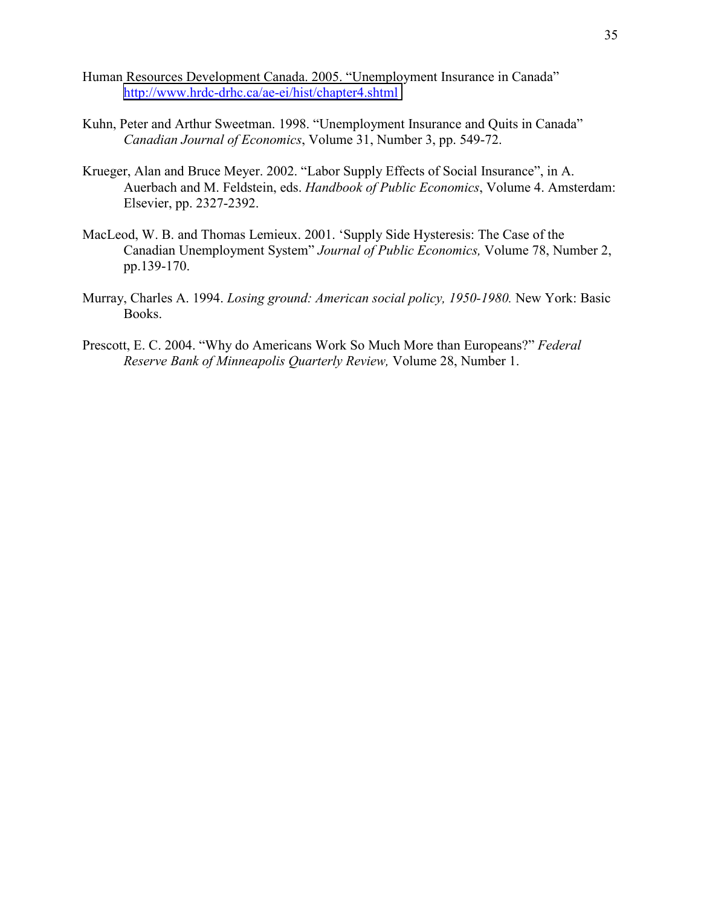Human Resources Development Canada. 2005. "Unemployment Insurance in Canada" http://www.hrdc-drhc.ca/ae-ei/hist/chapter4.shtml

Kuhn, Peter and Arthur Sweetman. 1998. "Unemployment Insurance and Quits in Canada" *Canadian Journal of Economics*, Volume 31, Number 3, pp. 549-72.

Krueger, Alan and Bruce Meyer. 2002. "Labor Supply Effects of Social Insurance", in A. Auerbach and M. Feldstein, eds. *Handbook of Public Economics*, Volume 4. Amsterdam: Elsevier, pp. 2327-2392.

MacLeod, W. B. and Thomas Lemieux. 2001. 'Supply Side Hysteresis: The Case of the Canadian Unemployment System" *Journal of Public Economics,* Volume 78, Number 2, pp.139-170.

Murray, Charles A. 1994. *Losing ground: American social policy, 1950-1980.* New York: Basic Books.

Prescott, E. C. 2004. "Why do Americans Work So Much More than Europeans?" *Federal Reserve Bank of Minneapolis Quarterly Review,* Volume 28, Number 1.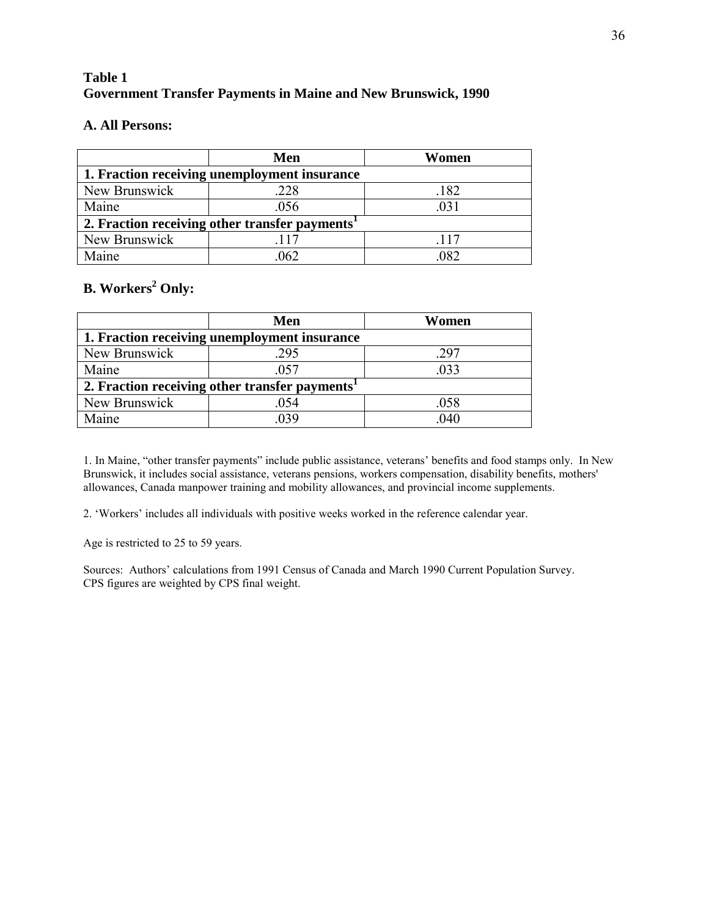**Table 1**
**Government Transfer Payments in Maine and New Brunswick, 1990**

**A. All Persons:**

| | Men | Women |
|---|---|---|
| **1. Fraction receiving unemployment insurance** | | |
| New Brunswick | .228 | .182 |
| Maine | .056 | .031 |
| **2. Fraction receiving other transfer payments[1]** | | |
| New Brunswick | .117 | .117 |
| Maine | .062 | .082 |

**B. Workers[2] Only:**

| | Men | Women |
|---|---|---|
| **1. Fraction receiving unemployment insurance** | | |
| New Brunswick | .295 | .297 |
| Maine | .057 | .033 |
| **2. Fraction receiving other transfer payments[1]** | | |
| New Brunswick | .054 | .058 |
| Maine | .039 | .040 |

1. In Maine, "other transfer payments" include public assistance, veterans' benefits and food stamps only. In New Brunswick, it includes social assistance, veterans pensions, workers compensation, disability benefits, mothers' allowances, Canada manpower training and mobility allowances, and provincial income supplements.

2. 'Workers' includes all individuals with positive weeks worked in the reference calendar year.

Age is restricted to 25 to 59 years.

Sources: Authors' calculations from 1991 Census of Canada and March 1990 Current Population Survey. CPS figures are weighted by CPS final weight.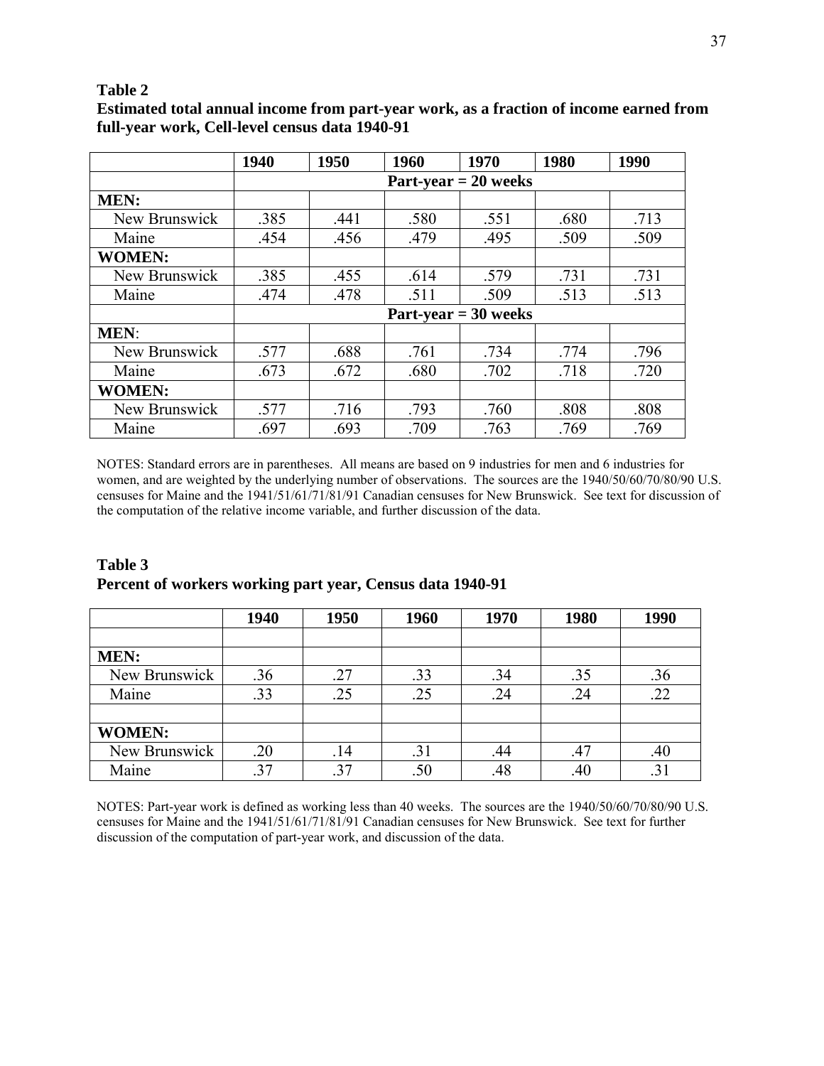**Table 2**

**Estimated total annual income from part-year work, as a fraction of income earned from full-year work, Cell-level census data 1940-91**

| | 1940 | 1950 | 1960 | 1970 | 1980 | 1990 |
|---|---|---|---|---|---|---|
| | **Part-year = 20 weeks** | | | | | |
| **MEN:** | | | | | | |
| New Brunswick | .385 | .441 | .580 | .551 | .680 | .713 |
| Maine | .454 | .456 | .479 | .495 | .509 | .509 |
| **WOMEN:** | | | | | | |
| New Brunswick | .385 | .455 | .614 | .579 | .731 | .731 |
| Maine | .474 | .478 | .511 | .509 | .513 | .513 |
| | **Part-year = 30 weeks** | | | | | |
| **MEN**: | | | | | | |
| New Brunswick | .577 | .688 | .761 | .734 | .774 | .796 |
| Maine | .673 | .672 | .680 | .702 | .718 | .720 |
| **WOMEN:** | | | | | | |
| New Brunswick | .577 | .716 | .793 | .760 | .808 | .808 |
| Maine | .697 | .693 | .709 | .763 | .769 | .769 |

NOTES: Standard errors are in parentheses. All means are based on 9 industries for men and 6 industries for women, and are weighted by the underlying number of observations. The sources are the 1940/50/60/70/80/90 U.S. censuses for Maine and the 1941/51/61/71/81/91 Canadian censuses for New Brunswick. See text for discussion of the computation of the relative income variable, and further discussion of the data.

**Table 3**

**Percent of workers working part year, Census data 1940-91**

| | 1940 | 1950 | 1960 | 1970 | 1980 | 1990 |
|---|---|---|---|---|---|---|
| | | | | | | |
| **MEN:** | | | | | | |
| New Brunswick | .36 | .27 | .33 | .34 | .35 | .36 |
| Maine | .33 | .25 | .25 | .24 | .24 | .22 |
| | | | | | | |
| **WOMEN:** | | | | | | |
| New Brunswick | .20 | .14 | .31 | .44 | .47 | .40 |
| Maine | .37 | .37 | .50 | .48 | .40 | .31 |

NOTES: Part-year work is defined as working less than 40 weeks. The sources are the 1940/50/60/70/80/90 U.S. censuses for Maine and the 1941/51/61/71/81/91 Canadian censuses for New Brunswick. See text for further discussion of the computation of part-year work, and discussion of the data.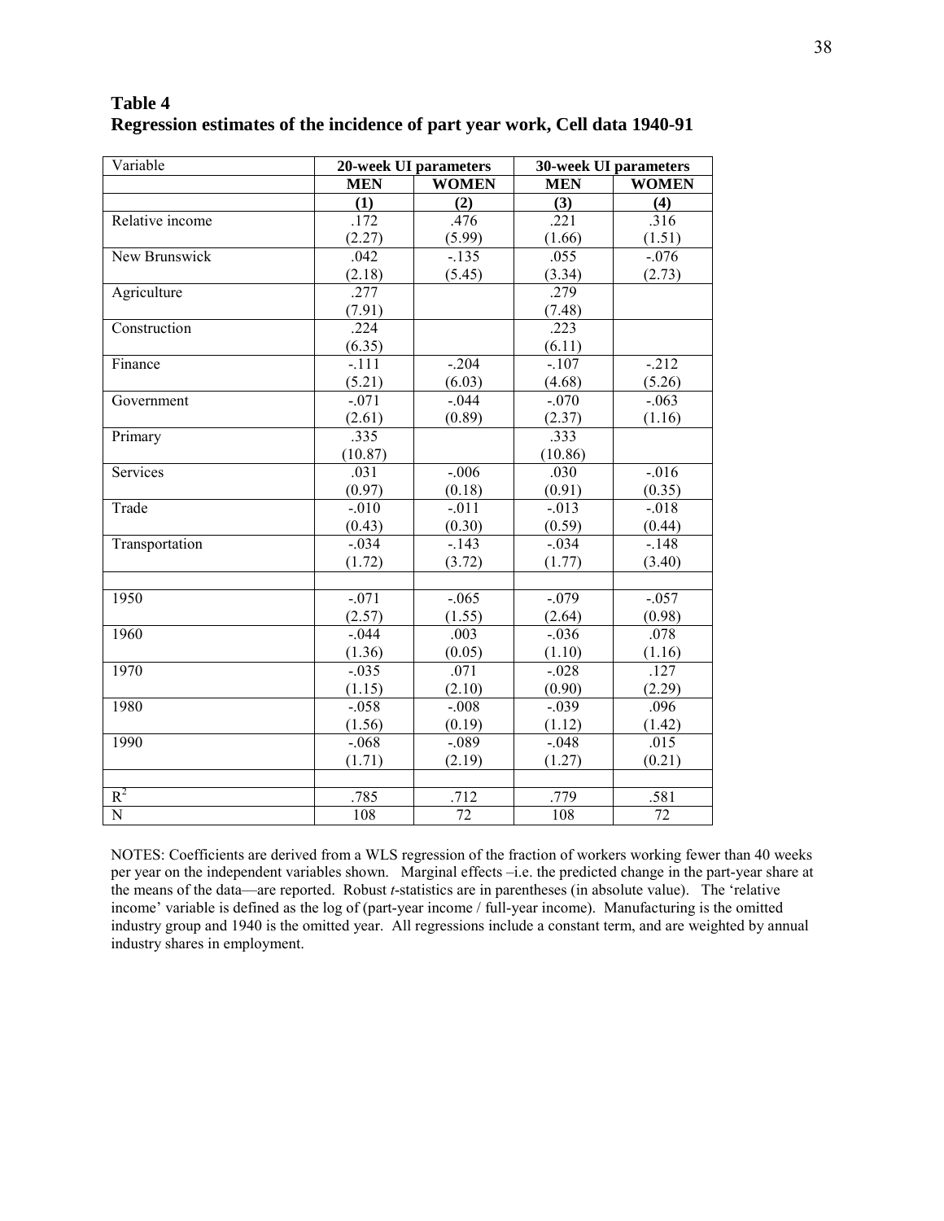**Table 4**
**Regression estimates of the incidence of part year work, Cell data 1940-91**

| Variable | 20-week UI parameters | | 30-week UI parameters | |
|---|---|---|---|---|
| | **MEN** | **WOMEN** | **MEN** | **WOMEN** |
| | **(1)** | **(2)** | **(3)** | **(4)** |
| Relative income | .172<br>(2.27) | .476<br>(5.99) | .221<br>(1.66) | .316<br>(1.51) |
| New Brunswick | .042<br>(2.18) | -.135<br>(5.45) | .055<br>(3.34) | -.076<br>(2.73) |
| Agriculture | .277<br>(7.91) | | .279<br>(7.48) | |
| Construction | .224<br>(6.35) | | .223<br>(6.11) | |
| Finance | -.111<br>(5.21) | -.204<br>(6.03) | -.107<br>(4.68) | -.212<br>(5.26) |
| Government | -.071<br>(2.61) | -.044<br>(0.89) | -.070<br>(2.37) | -.063<br>(1.16) |
| Primary | .335<br>(10.87) | | .333<br>(10.86) | |
| Services | .031<br>(0.97) | -.006<br>(0.18) | .030<br>(0.91) | -.016<br>(0.35) |
| Trade | -.010<br>(0.43) | -.011<br>(0.30) | -.013<br>(0.59) | -.018<br>(0.44) |
| Transportation | -.034<br>(1.72) | -.143<br>(3.72) | -.034<br>(1.77) | -.148<br>(3.40) |
| | | | | |
| 1950 | -.071<br>(2.57) | -.065<br>(1.55) | -.079<br>(2.64) | -.057<br>(0.98) |
| 1960 | -.044<br>(1.36) | .003<br>(0.05) | -.036<br>(1.10) | .078<br>(1.16) |
| 1970 | -.035<br>(1.15) | .071<br>(2.10) | -.028<br>(0.90) | .127<br>(2.29) |
| 1980 | -.058<br>(1.56) | -.008<br>(0.19) | -.039<br>(1.12) | .096<br>(1.42) |
| 1990 | -.068<br>(1.71) | -.089<br>(2.19) | -.048<br>(1.27) | .015<br>(0.21) |
| | | | | |
| $R^2$ | .785 | .712 | .779 | .581 |
| N | 108 | 72 | 108 | 72 |

NOTES: Coefficients are derived from a WLS regression of the fraction of workers working fewer than 40 weeks per year on the independent variables shown. Marginal effects –i.e. the predicted change in the part-year share at the means of the data—are reported. Robust *t*-statistics are in parentheses (in absolute value). The 'relative income' variable is defined as the log of (part-year income / full-year income). Manufacturing is the omitted industry group and 1940 is the omitted year. All regressions include a constant term, and are weighted by annual industry shares in employment.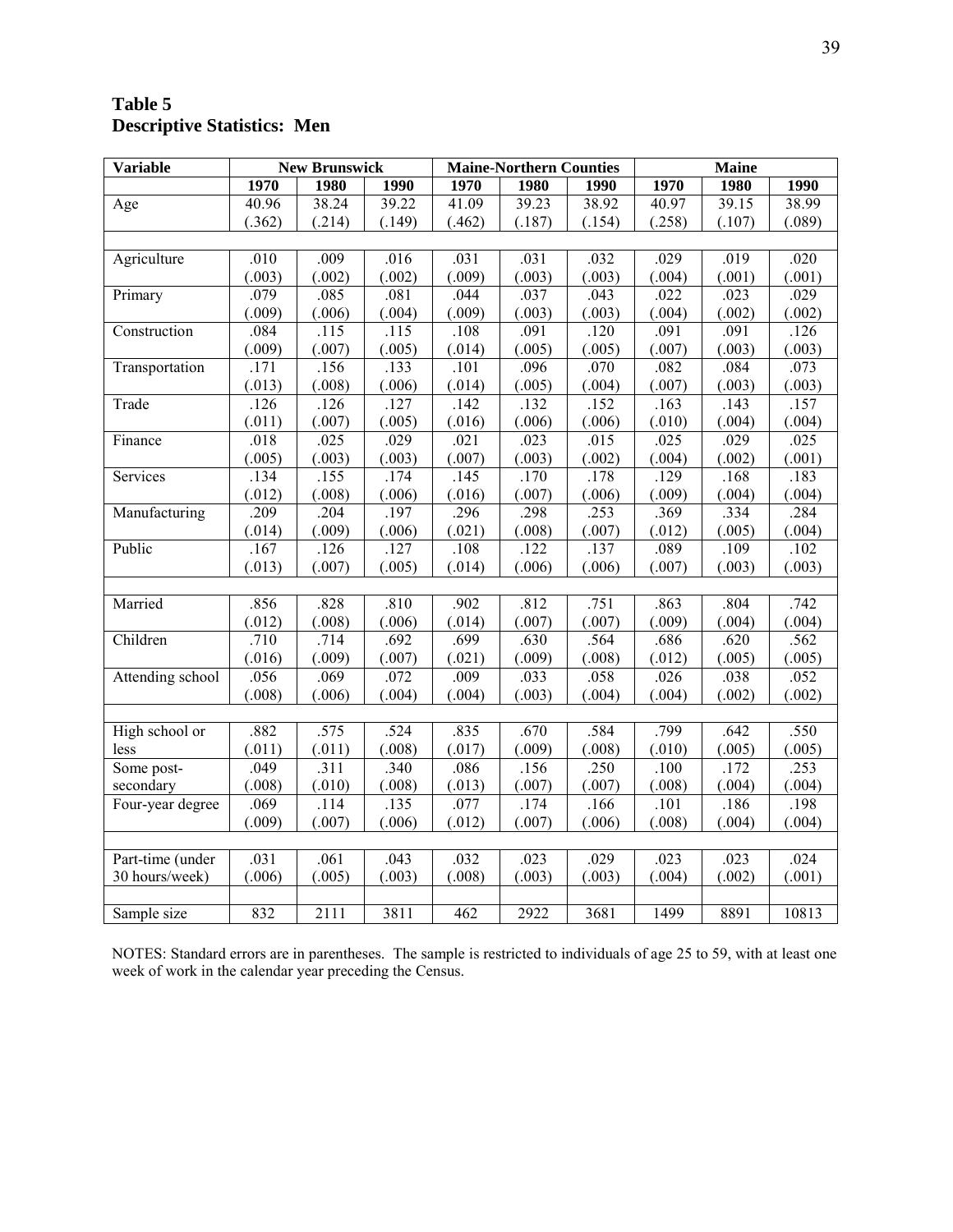**Table 5**
**Descriptive Statistics: Men**

| Variable | New Brunswick | | | Maine-Northern Counties | | | Maine | | |
|---|---|---|---|---|---|---|---|---|---|
| | 1970 | 1980 | 1990 | 1970 | 1980 | 1990 | 1970 | 1980 | 1990 |
| Age | 40.96 | 38.24 | 39.22 | 41.09 | 39.23 | 38.92 | 40.97 | 39.15 | 38.99 |
| | (.362) | (.214) | (.149) | (.462) | (.187) | (.154) | (.258) | (.107) | (.089) |
| | | | | | | | | | |
| Agriculture | .010 | .009 | .016 | .031 | .031 | .032 | .029 | .019 | .020 |
| | (.003) | (.002) | (.002) | (.009) | (.003) | (.003) | (.004) | (.001) | (.001) |
| Primary | .079 | .085 | .081 | .044 | .037 | .043 | .022 | .023 | .029 |
| | (.009) | (.006) | (.004) | (.009) | (.003) | (.003) | (.004) | (.002) | (.002) |
| Construction | .084 | .115 | .115 | .108 | .091 | .120 | .091 | .091 | .126 |
| | (.009) | (.007) | (.005) | (.014) | (.005) | (.005) | (.007) | (.003) | (.003) |
| Transportation | .171 | .156 | .133 | .101 | .096 | .070 | .082 | .084 | .073 |
| | (.013) | (.008) | (.006) | (.014) | (.005) | (.004) | (.007) | (.003) | (.003) |
| Trade | .126 | .126 | .127 | .142 | .132 | .152 | .163 | .143 | .157 |
| | (.011) | (.007) | (.005) | (.016) | (.006) | (.006) | (.010) | (.004) | (.004) |
| Finance | .018 | .025 | .029 | .021 | .023 | .015 | .025 | .029 | .025 |
| | (.005) | (.003) | (.003) | (.007) | (.003) | (.002) | (.004) | (.002) | (.001) |
| Services | .134 | .155 | .174 | .145 | .170 | .178 | .129 | .168 | .183 |
| | (.012) | (.008) | (.006) | (.016) | (.007) | (.006) | (.009) | (.004) | (.004) |
| Manufacturing | .209 | .204 | .197 | .296 | .298 | .253 | .369 | .334 | .284 |
| | (.014) | (.009) | (.006) | (.021) | (.008) | (.007) | (.012) | (.005) | (.004) |
| Public | .167 | .126 | .127 | .108 | .122 | .137 | .089 | .109 | .102 |
| | (.013) | (.007) | (.005) | (.014) | (.006) | (.006) | (.007) | (.003) | (.003) |
| | | | | | | | | | |
| Married | .856 | .828 | .810 | .902 | .812 | .751 | .863 | .804 | .742 |
| | (.012) | (.008) | (.006) | (.014) | (.007) | (.007) | (.009) | (.004) | (.004) |
| Children | .710 | .714 | .692 | .699 | .630 | .564 | .686 | .620 | .562 |
| | (.016) | (.009) | (.007) | (.021) | (.009) | (.008) | (.012) | (.005) | (.005) |
| Attending school | .056 | .069 | .072 | .009 | .033 | .058 | .026 | .038 | .052 |
| | (.008) | (.006) | (.004) | (.004) | (.003) | (.004) | (.004) | (.002) | (.002) |
| | | | | | | | | | |
| High school or less | .882 | .575 | .524 | .835 | .670 | .584 | .799 | .642 | .550 |
| | (.011) | (.011) | (.008) | (.017) | (.009) | (.008) | (.010) | (.005) | (.005) |
| Some post-secondary | .049 | .311 | .340 | .086 | .156 | .250 | .100 | .172 | .253 |
| | (.008) | (.010) | (.008) | (.013) | (.007) | (.007) | (.008) | (.004) | (.004) |
| Four-year degree | .069 | .114 | .135 | .077 | .174 | .166 | .101 | .186 | .198 |
| | (.009) | (.007) | (.006) | (.012) | (.007) | (.006) | (.008) | (.004) | (.004) |
| | | | | | | | | | |
| Part-time (under 30 hours/week) | .031 | .061 | .043 | .032 | .023 | .029 | .023 | .023 | .024 |
| | (.006) | (.005) | (.003) | (.008) | (.003) | (.003) | (.004) | (.002) | (.001) |
| | | | | | | | | | |
| Sample size | 832 | 2111 | 3811 | 462 | 2922 | 3681 | 1499 | 8891 | 10813 |

NOTES: Standard errors are in parentheses. The sample is restricted to individuals of age 25 to 59, with at least one week of work in the calendar year preceding the Census.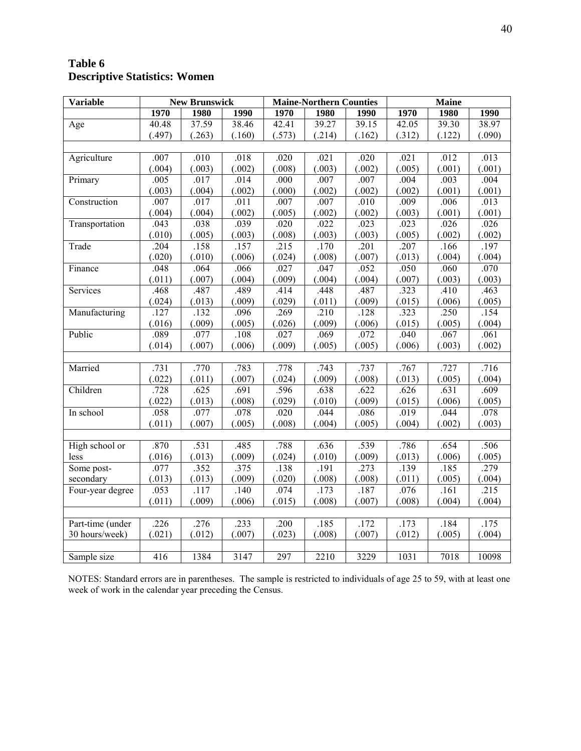## Table 6
## Descriptive Statistics: Women

| Variable | New Brunswick | | | Maine-Northern Counties | | | Maine | | |
|---|---|---|---|---|---|---|---|---|---|
| | 1970 | 1980 | 1990 | 1970 | 1980 | 1990 | 1970 | 1980 | 1990 |
| Age | 40.48 | 37.59 | 38.46 | 42.41 | 39.27 | 39.15 | 42.05 | 39.30 | 38.97 |
| | (.497) | (.263) | (.160) | (.573) | (.214) | (.162) | (.312) | (.122) | (.090) |
| | | | | | | | | | |
| Agriculture | .007 | .010 | .018 | .020 | .021 | .020 | .021 | .012 | .013 |
| | (.004) | (.003) | (.002) | (.008) | (.003) | (.002) | (.005) | (.001) | (.001) |
| Primary | .005 | .017 | .014 | .000 | .007 | .007 | .004 | .003 | .004 |
| | (.003) | (.004) | (.002) | (.000) | (.002) | (.002) | (.002) | (.001) | (.001) |
| Construction | .007 | .017 | .011 | .007 | .007 | .010 | .009 | .006 | .013 |
| | (.004) | (.004) | (.002) | (.005) | (.002) | (.002) | (.003) | (.001) | (.001) |
| Transportation | .043 | .038 | .039 | .020 | .022 | .023 | .023 | .026 | .026 |
| | (.010) | (.005) | (.003) | (.008) | (.003) | (.003) | (.005) | (.002) | (.002) |
| Trade | .204 | .158 | .157 | .215 | .170 | .201 | .207 | .166 | .197 |
| | (.020) | (.010) | (.006) | (.024) | (.008) | (.007) | (.013) | (.004) | (.004) |
| Finance | .048 | .064 | .066 | .027 | .047 | .052 | .050 | .060 | .070 |
| | (.011) | (.007) | (.004) | (.009) | (.004) | (.004) | (.007) | (.003) | (.003) |
| Services | .468 | .487 | .489 | .414 | .448 | .487 | .323 | .410 | .463 |
| | (.024) | (.013) | (.009) | (.029) | (.011) | (.009) | (.015) | (.006) | (.005) |
| Manufacturing | .127 | .132 | .096 | .269 | .210 | .128 | .323 | .250 | .154 |
| | (.016) | (.009) | (.005) | (.026) | (.009) | (.006) | (.015) | (.005) | (.004) |
| Public | .089 | .077 | .108 | .027 | .069 | .072 | .040 | .067 | .061 |
| | (.014) | (.007) | (.006) | (.009) | (.005) | (.005) | (.006) | (.003) | (.002) |
| | | | | | | | | | |
| Married | .731 | .770 | .783 | .778 | .743 | .737 | .767 | .727 | .716 |
| | (.022) | (.011) | (.007) | (.024) | (.009) | (.008) | (.013) | (.005) | (.004) |
| Children | .728 | .625 | .691 | .596 | .638 | .622 | .626 | .631 | .609 |
| | (.022) | (.013) | (.008) | (.029) | (.010) | (.009) | (.015) | (.006) | (.005) |
| In school | .058 | .077 | .078 | .020 | .044 | .086 | .019 | .044 | .078 |
| | (.011) | (.007) | (.005) | (.008) | (.004) | (.005) | (.004) | (.002) | (.003) |
| | | | | | | | | | |
| High school or less | .870 | .531 | .485 | .788 | .636 | .539 | .786 | .654 | .506 |
| | (.016) | (.013) | (.009) | (.024) | (.010) | (.009) | (.013) | (.006) | (.005) |
| Some post-secondary | .077 | .352 | .375 | .138 | .191 | .273 | .139 | .185 | .279 |
| | (.013) | (.013) | (.009) | (.020) | (.008) | (.008) | (.011) | (.005) | (.004) |
| Four-year degree | .053 | .117 | .140 | .074 | .173 | .187 | .076 | .161 | .215 |
| | (.011) | (.009) | (.006) | (.015) | (.008) | (.007) | (.008) | (.004) | (.004) |
| | | | | | | | | | |
| Part-time (under 30 hours/week) | .226 | .276 | .233 | .200 | .185 | .172 | .173 | .184 | .175 |
| | (.021) | (.012) | (.007) | (.023) | (.008) | (.007) | (.012) | (.005) | (.004) |
| | | | | | | | | | |
| Sample size | 416 | 1384 | 3147 | 297 | 2210 | 3229 | 1031 | 7018 | 10098 |

NOTES: Standard errors are in parentheses. The sample is restricted to individuals of age 25 to 59, with at least one week of work in the calendar year preceding the Census.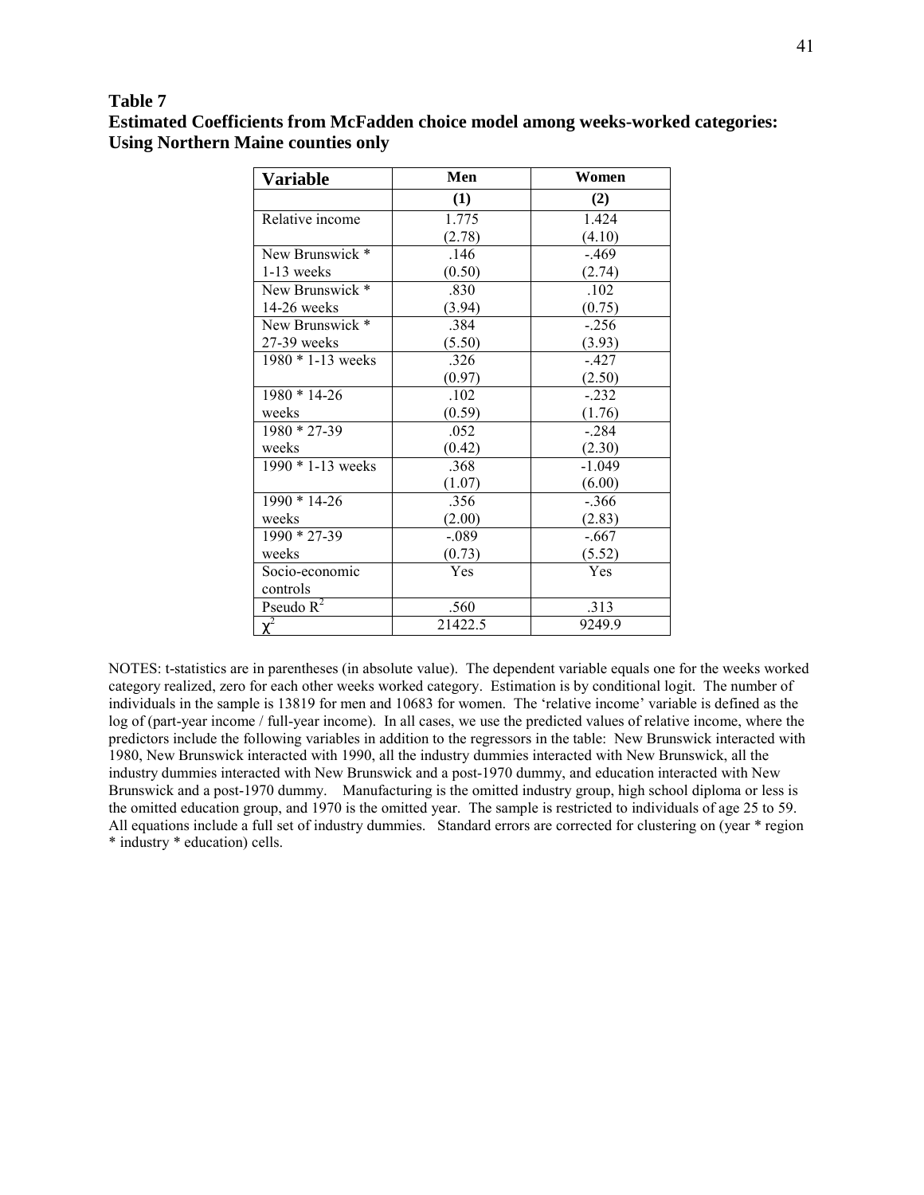**Table 7**
**Estimated Coefficients from McFadden choice model among weeks-worked categories: Using Northern Maine counties only**

| Variable | Men | Women |
|---|---|---|
| | (1) | (2) |
| Relative income | 1.775<br>(2.78) | 1.424<br>(4.10) |
| New Brunswick * 1-13 weeks | .146<br>(0.50) | -.469<br>(2.74) |
| New Brunswick * 14-26 weeks | .830<br>(3.94) | .102<br>(0.75) |
| New Brunswick * 27-39 weeks | .384<br>(5.50) | -.256<br>(3.93) |
| 1980 * 1-13 weeks | .326<br>(0.97) | -.427<br>(2.50) |
| 1980 * 14-26 weeks | .102<br>(0.59) | -.232<br>(1.76) |
| 1980 * 27-39 weeks | .052<br>(0.42) | -.284<br>(2.30) |
| 1990 * 1-13 weeks | .368<br>(1.07) | -1.049<br>(6.00) |
| 1990 * 14-26 weeks | .356<br>(2.00) | -.366<br>(2.83) |
| 1990 * 27-39 weeks | -.089<br>(0.73) | -.667<br>(5.52) |
| Socio-economic controls | Yes | Yes |
| Pseudo $R^2$ | .560 | .313 |
| $\chi^2$ | 21422.5 | 9249.9 |

NOTES: t-statistics are in parentheses (in absolute value). The dependent variable equals one for the weeks worked category realized, zero for each other weeks worked category. Estimation is by conditional logit. The number of individuals in the sample is 13819 for men and 10683 for women. The 'relative income' variable is defined as the log of (part-year income / full-year income). In all cases, we use the predicted values of relative income, where the predictors include the following variables in addition to the regressors in the table: New Brunswick interacted with 1980, New Brunswick interacted with 1990, all the industry dummies interacted with New Brunswick, all the industry dummies interacted with New Brunswick and a post-1970 dummy, and education interacted with New Brunswick and a post-1970 dummy. Manufacturing is the omitted industry group, high school diploma or less is the omitted education group, and 1970 is the omitted year. The sample is restricted to individuals of age 25 to 59. All equations include a full set of industry dummies. Standard errors are corrected for clustering on (year * region * industry * education) cells.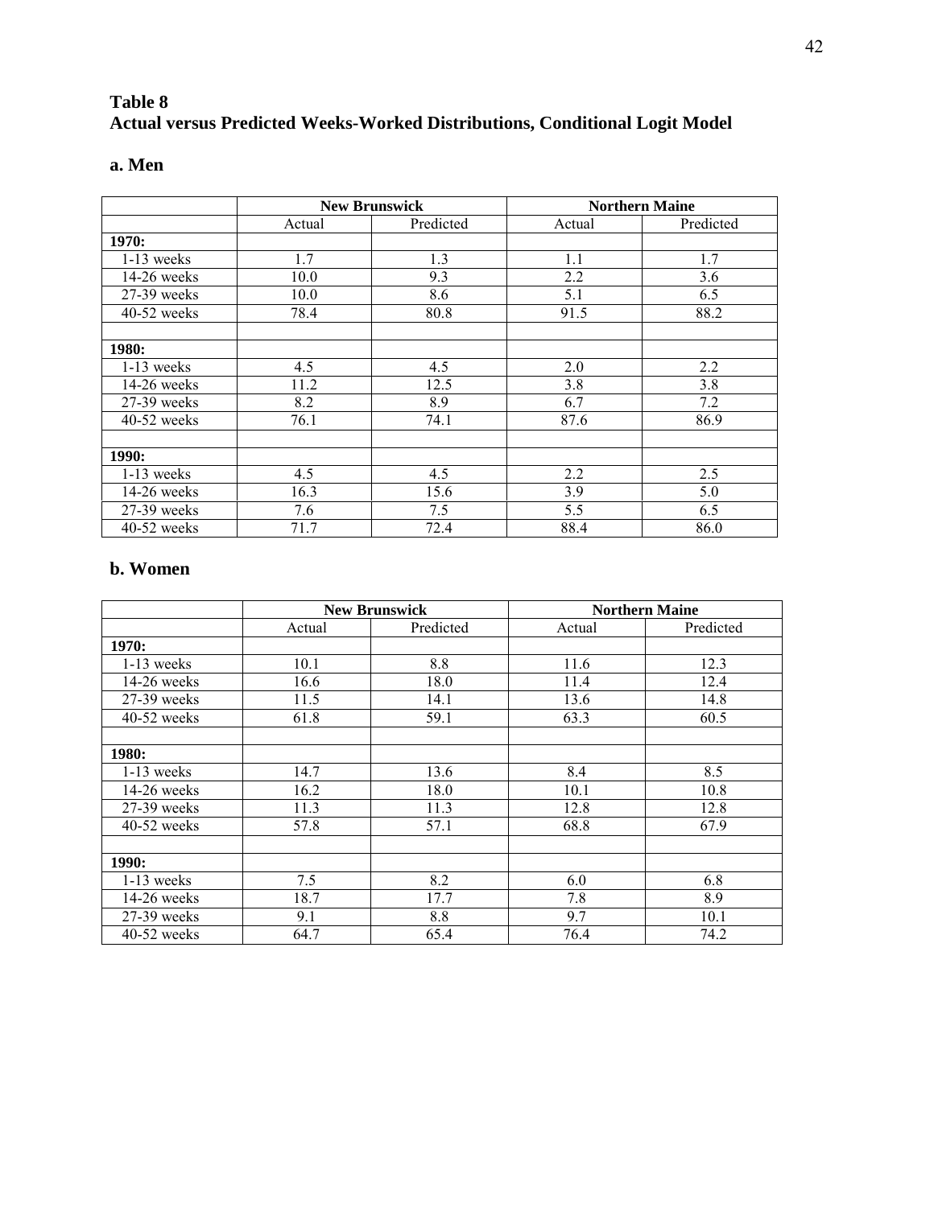**Table 8**
**Actual versus Predicted Weeks-Worked Distributions, Conditional Logit Model**

### a. Men

| | New Brunswick | | Northern Maine | |
|---|---|---|---|---|
| | Actual | Predicted | Actual | Predicted |
| **1970:** | | | | |
| 1-13 weeks | 1.7 | 1.3 | 1.1 | 1.7 |
| 14-26 weeks | 10.0 | 9.3 | 2.2 | 3.6 |
| 27-39 weeks | 10.0 | 8.6 | 5.1 | 6.5 |
| 40-52 weeks | 78.4 | 80.8 | 91.5 | 88.2 |
| | | | | |
| **1980:** | | | | |
| 1-13 weeks | 4.5 | 4.5 | 2.0 | 2.2 |
| 14-26 weeks | 11.2 | 12.5 | 3.8 | 3.8 |
| 27-39 weeks | 8.2 | 8.9 | 6.7 | 7.2 |
| 40-52 weeks | 76.1 | 74.1 | 87.6 | 86.9 |
| | | | | |
| **1990:** | | | | |
| 1-13 weeks | 4.5 | 4.5 | 2.2 | 2.5 |
| 14-26 weeks | 16.3 | 15.6 | 3.9 | 5.0 |
| 27-39 weeks | 7.6 | 7.5 | 5.5 | 6.5 |
| 40-52 weeks | 71.7 | 72.4 | 88.4 | 86.0 |

### b. Women

| | New Brunswick | | Northern Maine | |
|---|---|---|---|---|
| | Actual | Predicted | Actual | Predicted |
| **1970:** | | | | |
| 1-13 weeks | 10.1 | 8.8 | 11.6 | 12.3 |
| 14-26 weeks | 16.6 | 18.0 | 11.4 | 12.4 |
| 27-39 weeks | 11.5 | 14.1 | 13.6 | 14.8 |
| 40-52 weeks | 61.8 | 59.1 | 63.3 | 60.5 |
| | | | | |
| **1980:** | | | | |
| 1-13 weeks | 14.7 | 13.6 | 8.4 | 8.5 |
| 14-26 weeks | 16.2 | 18.0 | 10.1 | 10.8 |
| 27-39 weeks | 11.3 | 11.3 | 12.8 | 12.8 |
| 40-52 weeks | 57.8 | 57.1 | 68.8 | 67.9 |
| | | | | |
| **1990:** | | | | |
| 1-13 weeks | 7.5 | 8.2 | 6.0 | 6.8 |
| 14-26 weeks | 18.7 | 17.7 | 7.8 | 8.9 |
| 27-39 weeks | 9.1 | 8.8 | 9.7 | 10.1 |
| 40-52 weeks | 64.7 | 65.4 | 76.4 | 74.2 |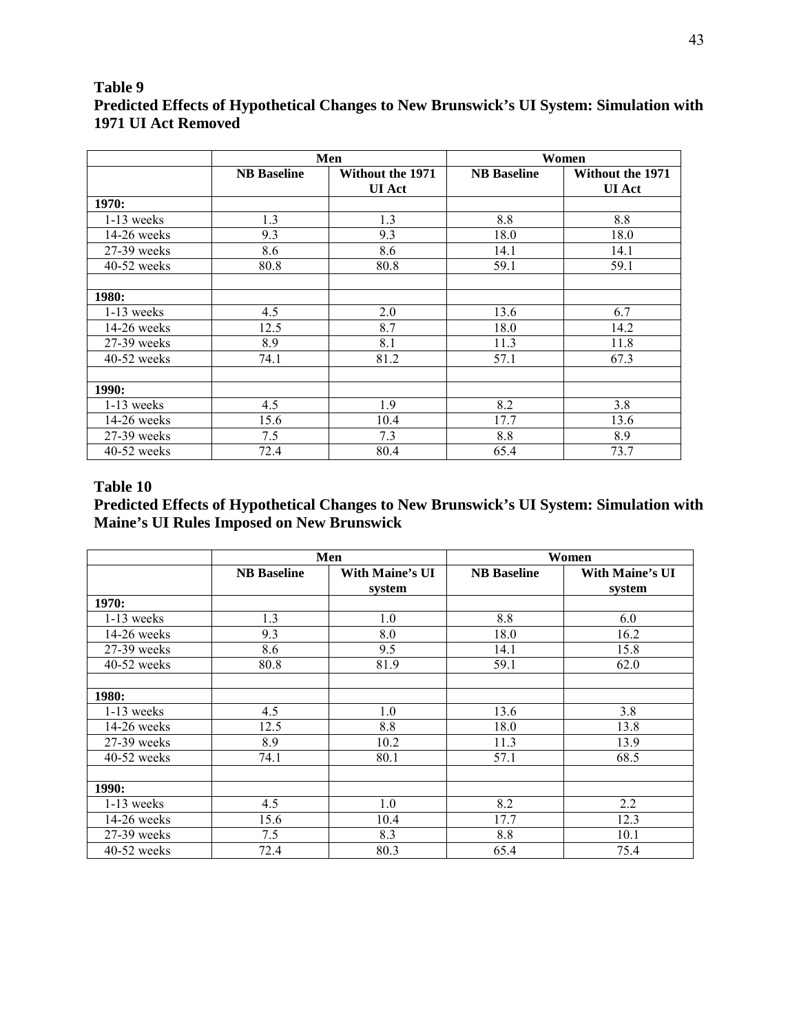**Table 9**
**Predicted Effects of Hypothetical Changes to New Brunswick's UI System: Simulation with 1971 UI Act Removed**

| | Men | | Women | |
|---|---|---|---|---|
| | **NB Baseline** | **Without the 1971 UI Act** | **NB Baseline** | **Without the 1971 UI Act** |
| **1970:** | | | | |
| 1-13 weeks | 1.3 | 1.3 | 8.8 | 8.8 |
| 14-26 weeks | 9.3 | 9.3 | 18.0 | 18.0 |
| 27-39 weeks | 8.6 | 8.6 | 14.1 | 14.1 |
| 40-52 weeks | 80.8 | 80.8 | 59.1 | 59.1 |
| | | | | |
| **1980:** | | | | |
| 1-13 weeks | 4.5 | 2.0 | 13.6 | 6.7 |
| 14-26 weeks | 12.5 | 8.7 | 18.0 | 14.2 |
| 27-39 weeks | 8.9 | 8.1 | 11.3 | 11.8 |
| 40-52 weeks | 74.1 | 81.2 | 57.1 | 67.3 |
| | | | | |
| **1990:** | | | | |
| 1-13 weeks | 4.5 | 1.9 | 8.2 | 3.8 |
| 14-26 weeks | 15.6 | 10.4 | 17.7 | 13.6 |
| 27-39 weeks | 7.5 | 7.3 | 8.8 | 8.9 |
| 40-52 weeks | 72.4 | 80.4 | 65.4 | 73.7 |

**Table 10**
**Predicted Effects of Hypothetical Changes to New Brunswick's UI System: Simulation with Maine's UI Rules Imposed on New Brunswick**

| | Men | | Women | |
|---|---|---|---|---|
| | **NB Baseline** | **With Maine's UI system** | **NB Baseline** | **With Maine's UI system** |
| **1970:** | | | | |
| 1-13 weeks | 1.3 | 1.0 | 8.8 | 6.0 |
| 14-26 weeks | 9.3 | 8.0 | 18.0 | 16.2 |
| 27-39 weeks | 8.6 | 9.5 | 14.1 | 15.8 |
| 40-52 weeks | 80.8 | 81.9 | 59.1 | 62.0 |
| | | | | |
| **1980:** | | | | |
| 1-13 weeks | 4.5 | 1.0 | 13.6 | 3.8 |
| 14-26 weeks | 12.5 | 8.8 | 18.0 | 13.8 |
| 27-39 weeks | 8.9 | 10.2 | 11.3 | 13.9 |
| 40-52 weeks | 74.1 | 80.1 | 57.1 | 68.5 |
| | | | | |
| **1990:** | | | | |
| 1-13 weeks | 4.5 | 1.0 | 8.2 | 2.2 |
| 14-26 weeks | 15.6 | 10.4 | 17.7 | 12.3 |
| 27-39 weeks | 7.5 | 8.3 | 8.8 | 10.1 |
| 40-52 weeks | 72.4 | 80.3 | 65.4 | 75.4 |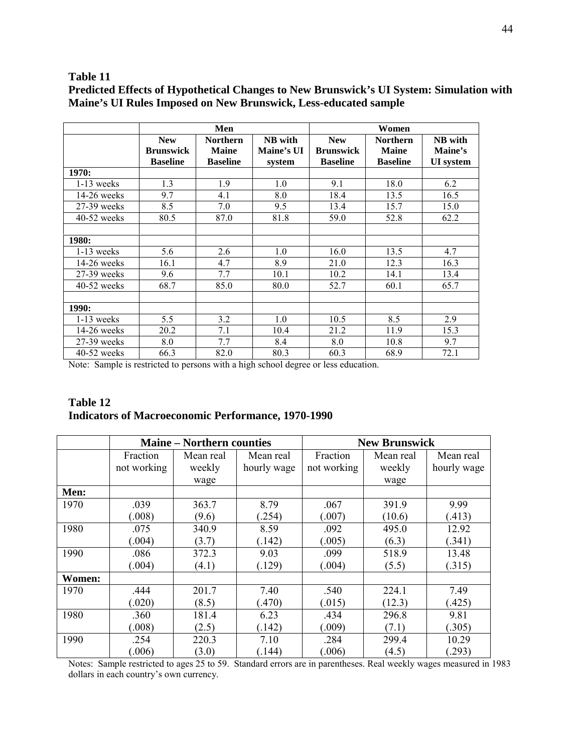**Table 11**
**Predicted Effects of Hypothetical Changes to New Brunswick's UI System: Simulation with Maine's UI Rules Imposed on New Brunswick, Less-educated sample**

| | Men | | | Women | | |
|---|---|---|---|---|---|---|
| | **New Brunswick Baseline** | **Northern Maine Baseline** | **NB with Maine's UI system** | **New Brunswick Baseline** | **Northern Maine Baseline** | **NB with Maine's UI system** |
| **1970:** | | | | | | |
| 1-13 weeks | 1.3 | 1.9 | 1.0 | 9.1 | 18.0 | 6.2 |
| 14-26 weeks | 9.7 | 4.1 | 8.0 | 18.4 | 13.5 | 16.5 |
| 27-39 weeks | 8.5 | 7.0 | 9.5 | 13.4 | 15.7 | 15.0 |
| 40-52 weeks | 80.5 | 87.0 | 81.8 | 59.0 | 52.8 | 62.2 |
| | | | | | | |
| **1980:** | | | | | | |
| 1-13 weeks | 5.6 | 2.6 | 1.0 | 16.0 | 13.5 | 4.7 |
| 14-26 weeks | 16.1 | 4.7 | 8.9 | 21.0 | 12.3 | 16.3 |
| 27-39 weeks | 9.6 | 7.7 | 10.1 | 10.2 | 14.1 | 13.4 |
| 40-52 weeks | 68.7 | 85.0 | 80.0 | 52.7 | 60.1 | 65.7 |
| | | | | | | |
| **1990:** | | | | | | |
| 1-13 weeks | 5.5 | 3.2 | 1.0 | 10.5 | 8.5 | 2.9 |
| 14-26 weeks | 20.2 | 7.1 | 10.4 | 21.2 | 11.9 | 15.3 |
| 27-39 weeks | 8.0 | 7.7 | 8.4 | 8.0 | 10.8 | 9.7 |
| 40-52 weeks | 66.3 | 82.0 | 80.3 | 60.3 | 68.9 | 72.1 |

Note: Sample is restricted to persons with a high school degree or less education.

**Table 12**
**Indicators of Macroeconomic Performance, 1970-1990**

| | **Maine – Northern counties** | | | **New Brunswick** | | |
|---|---|---|---|---|---|---|
| | Fraction not working | Mean real weekly wage | Mean real hourly wage | Fraction not working | Mean real weekly wage | Mean real hourly wage |
| **Men:** | | | | | | |
| 1970 | .039 | 363.7 | 8.79 | .067 | 391.9 | 9.99 |
| | (.008) | (9.6) | (.254) | (.007) | (10.6) | (.413) |
| 1980 | .075 | 340.9 | 8.59 | .092 | 495.0 | 12.92 |
| | (.004) | (3.7) | (.142) | (.005) | (6.3) | (.341) |
| 1990 | .086 | 372.3 | 9.03 | .099 | 518.9 | 13.48 |
| | (.004) | (4.1) | (.129) | (.004) | (5.5) | (.315) |
| **Women:** | | | | | | |
| 1970 | .444 | 201.7 | 7.40 | .540 | 224.1 | 7.49 |
| | (.020) | (8.5) | (.470) | (.015) | (12.3) | (.425) |
| 1980 | .360 | 181.4 | 6.23 | .434 | 296.8 | 9.81 |
| | (.008) | (2.5) | (.142) | (.009) | (7.1) | (.305) |
| 1990 | .254 | 220.3 | 7.10 | .284 | 299.4 | 10.29 |
| | (.006) | (3.0) | (.144) | (.006) | (4.5) | (.293) |

Notes: Sample restricted to ages 25 to 59. Standard errors are in parentheses. Real weekly wages measured in 1983 dollars in each country's own currency.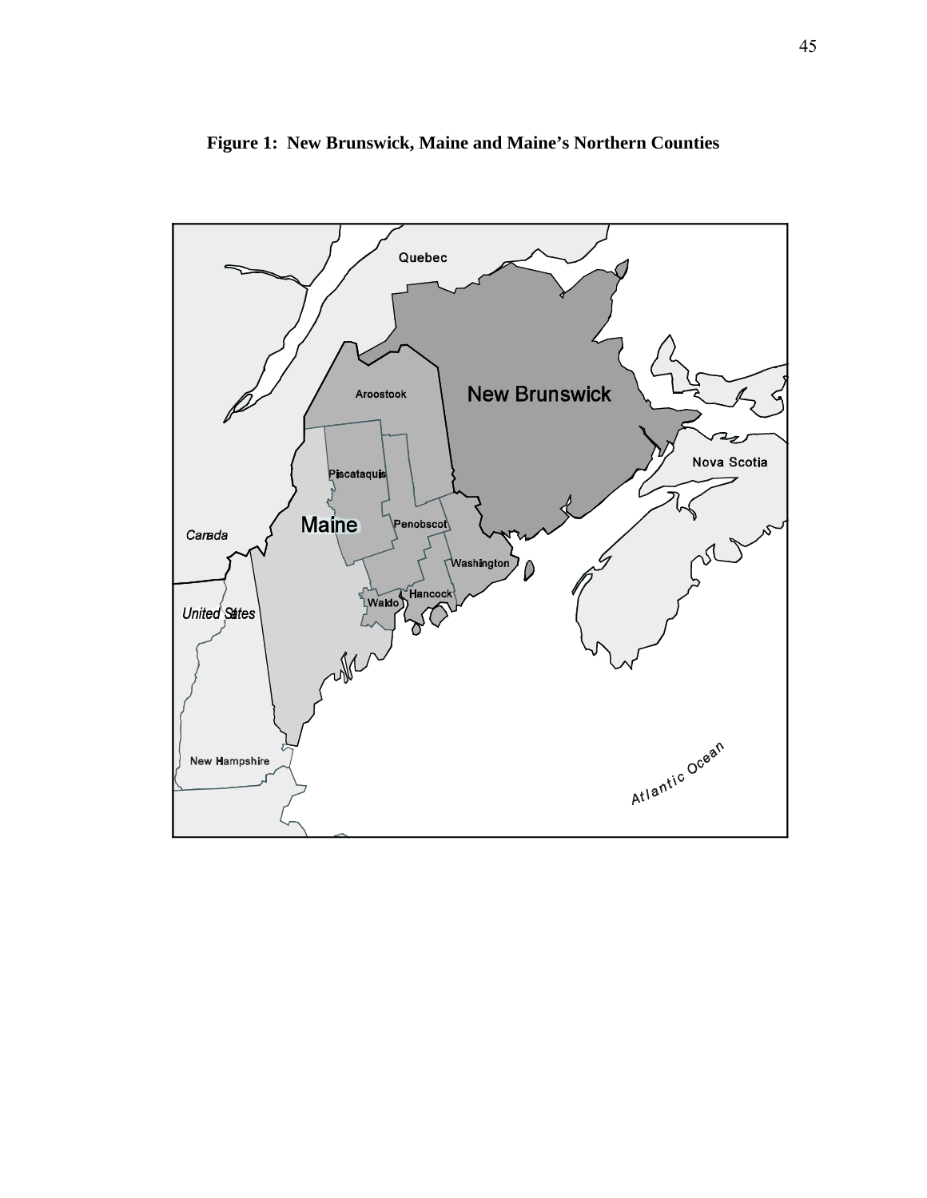**Figure 1: New Brunswick, Maine and Maine's Northern Counties**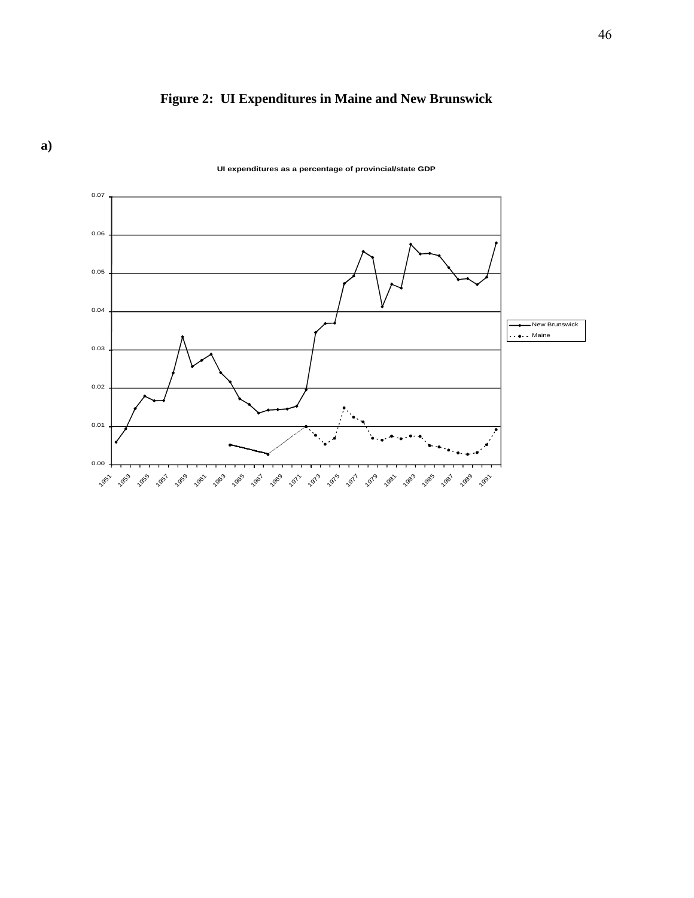**Figure 2: UI Expenditures in Maine and New Brunswick**

**a)**

UI expenditures as a percentage of provincial/state GDP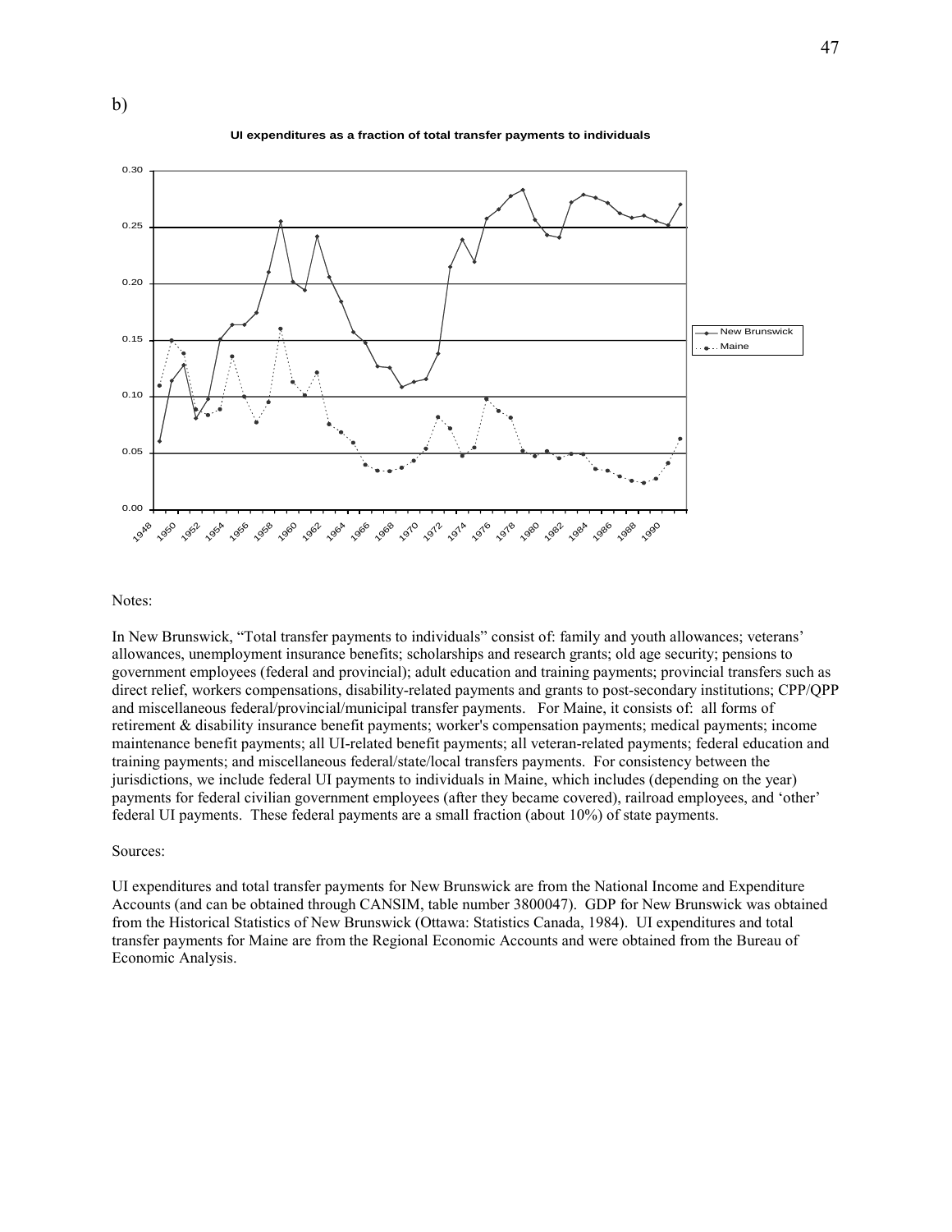b)

**UI expenditures as a fraction of total transfer payments to individuals**

Notes:

In New Brunswick, "Total transfer payments to individuals" consist of: family and youth allowances; veterans' allowances, unemployment insurance benefits; scholarships and research grants; old age security; pensions to government employees (federal and provincial); adult education and training payments; provincial transfers such as direct relief, workers compensations, disability-related payments and grants to post-secondary institutions; CPP/QPP and miscellaneous federal/provincial/municipal transfer payments. For Maine, it consists of: all forms of retirement & disability insurance benefit payments; worker's compensation payments; medical payments; income maintenance benefit payments; all UI-related benefit payments; all veteran-related payments; federal education and training payments; and miscellaneous federal/state/local transfers payments. For consistency between the jurisdictions, we include federal UI payments to individuals in Maine, which includes (depending on the year) payments for federal civilian government employees (after they became covered), railroad employees, and 'other' federal UI payments. These federal payments are a small fraction (about 10%) of state payments.

Sources:

UI expenditures and total transfer payments for New Brunswick are from the National Income and Expenditure Accounts (and can be obtained through CANSIM, table number 3800047). GDP for New Brunswick was obtained from the Historical Statistics of New Brunswick (Ottawa: Statistics Canada, 1984). UI expenditures and total transfer payments for Maine are from the Regional Economic Accounts and were obtained from the Bureau of Economic Analysis.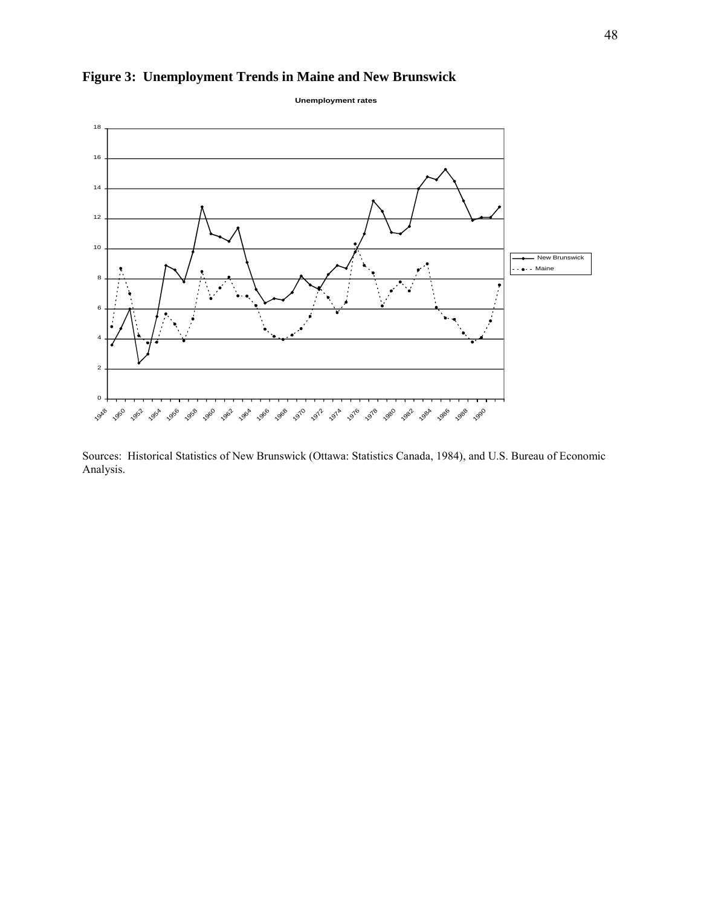**Figure 3: Unemployment Trends in Maine and New Brunswick**

Sources: Historical Statistics of New Brunswick (Ottawa: Statistics Canada, 1984), and U.S. Bureau of Economic Analysis.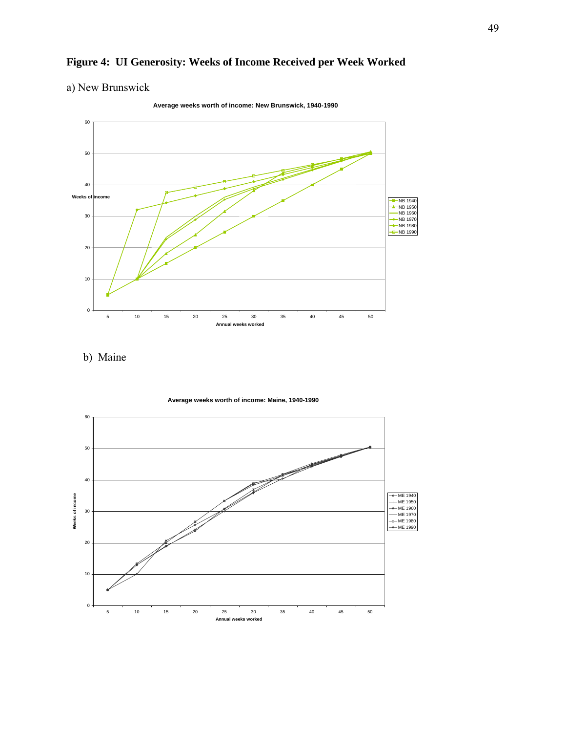**Figure 4: UI Generosity: Weeks of Income Received per Week Worked**

a) New Brunswick

b) Maine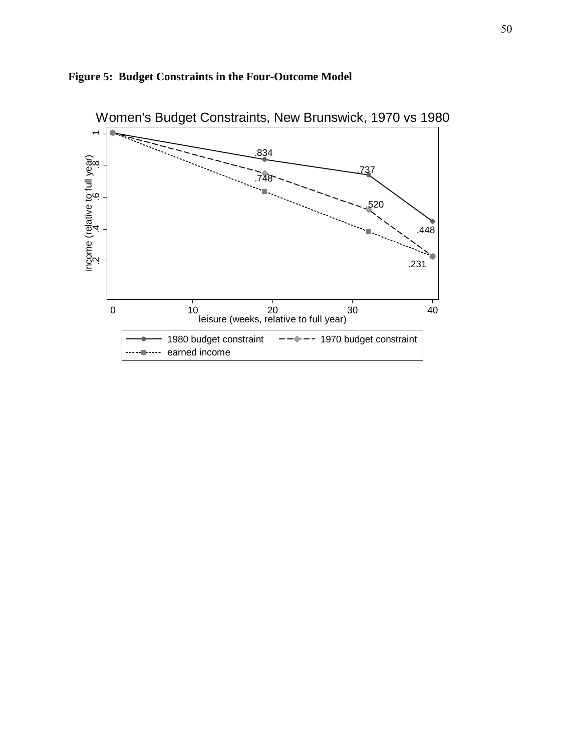**Figure 5: Budget Constraints in the Four-Outcome Model**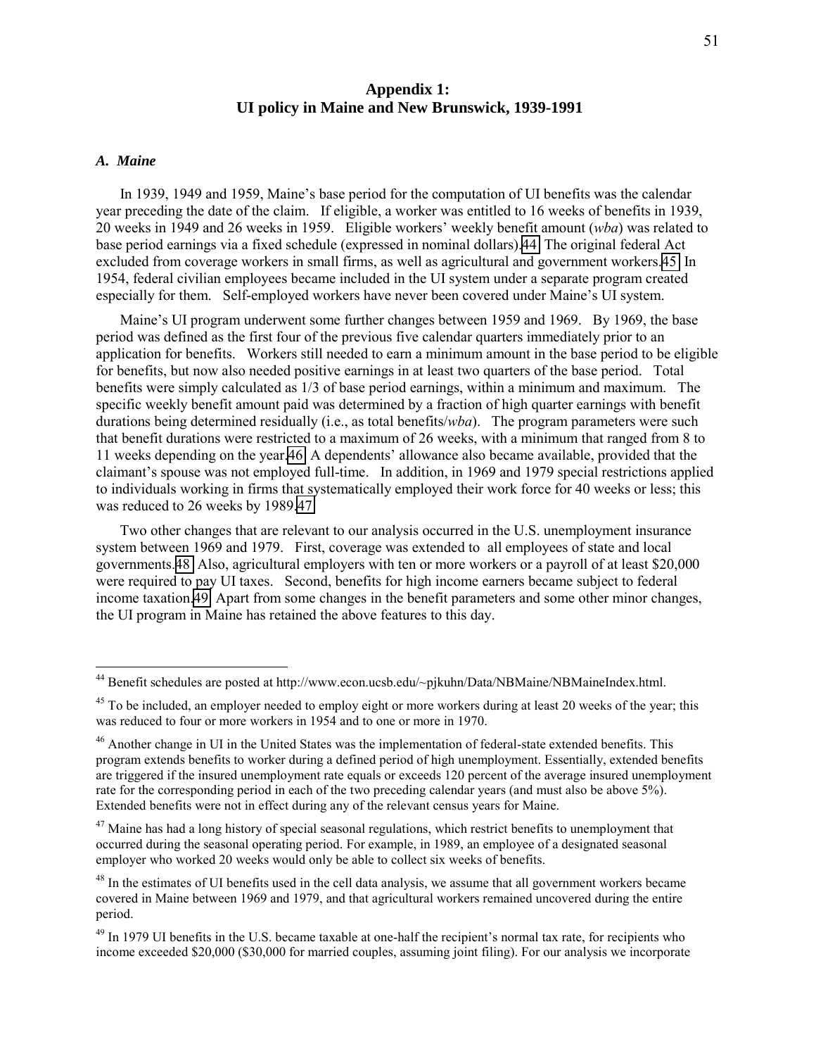## Appendix 1:
## UI policy in Maine and New Brunswick, 1939-1991

### *A. Maine*

In 1939, 1949 and 1959, Maine's base period for the computation of UI benefits was the calendar year preceding the date of the claim. If eligible, a worker was entitled to 16 weeks of benefits in 1939, 20 weeks in 1949 and 26 weeks in 1959. Eligible workers' weekly benefit amount (*wba*) was related to base period earnings via a fixed schedule (expressed in nominal dollars).[44] The original federal Act excluded from coverage workers in small firms, as well as agricultural and government workers.[45] In 1954, federal civilian employees became included in the UI system under a separate program created especially for them. Self-employed workers have never been covered under Maine's UI system.

Maine's UI program underwent some further changes between 1959 and 1969. By 1969, the base period was defined as the first four of the previous five calendar quarters immediately prior to an application for benefits. Workers still needed to earn a minimum amount in the base period to be eligible for benefits, but now also needed positive earnings in at least two quarters of the base period. Total benefits were simply calculated as 1/3 of base period earnings, within a minimum and maximum. The specific weekly benefit amount paid was determined by a fraction of high quarter earnings with benefit durations being determined residually (i.e., as total benefits/*wba*). The program parameters were such that benefit durations were restricted to a maximum of 26 weeks, with a minimum that ranged from 8 to 11 weeks depending on the year.[46] A dependents' allowance also became available, provided that the claimant's spouse was not employed full-time. In addition, in 1969 and 1979 special restrictions applied to individuals working in firms that systematically employed their work force for 40 weeks or less; this was reduced to 26 weeks by 1989.[47]

Two other changes that are relevant to our analysis occurred in the U.S. unemployment insurance system between 1969 and 1979. First, coverage was extended to all employees of state and local governments.[48] Also, agricultural employers with ten or more workers or a payroll of at least $20,000 were required to pay UI taxes. Second, benefits for high income earners became subject to federal income taxation.[49] Apart from some changes in the benefit parameters and some other minor changes, the UI program in Maine has retained the above features to this day.

---

[44] Benefit schedules are posted at http://www.econ.ucsb.edu/~pjkuhn/Data/NBMaine/NBMaineIndex.html.

[45] To be included, an employer needed to employ eight or more workers during at least 20 weeks of the year; this was reduced to four or more workers in 1954 and to one or more in 1970.

[46] Another change in UI in the United States was the implementation of federal-state extended benefits. This program extends benefits to worker during a defined period of high unemployment. Essentially, extended benefits are triggered if the insured unemployment rate equals or exceeds 120 percent of the average insured unemployment rate for the corresponding period in each of the two preceding calendar years (and must also be above 5%). Extended benefits were not in effect during any of the relevant census years for Maine.

[47] Maine has had a long history of special seasonal regulations, which restrict benefits to unemployment that occurred during the seasonal operating period. For example, in 1989, an employee of a designated seasonal employer who worked 20 weeks would only be able to collect six weeks of benefits.

[48] In the estimates of UI benefits used in the cell data analysis, we assume that all government workers became covered in Maine between 1969 and 1979, and that agricultural workers remained uncovered during the entire period.

[49] In 1979 UI benefits in the U.S. became taxable at one-half the recipient's normal tax rate, for recipients who income exceeded $20,000 ($30,000 for married couples, assuming joint filing). For our analysis we incorporate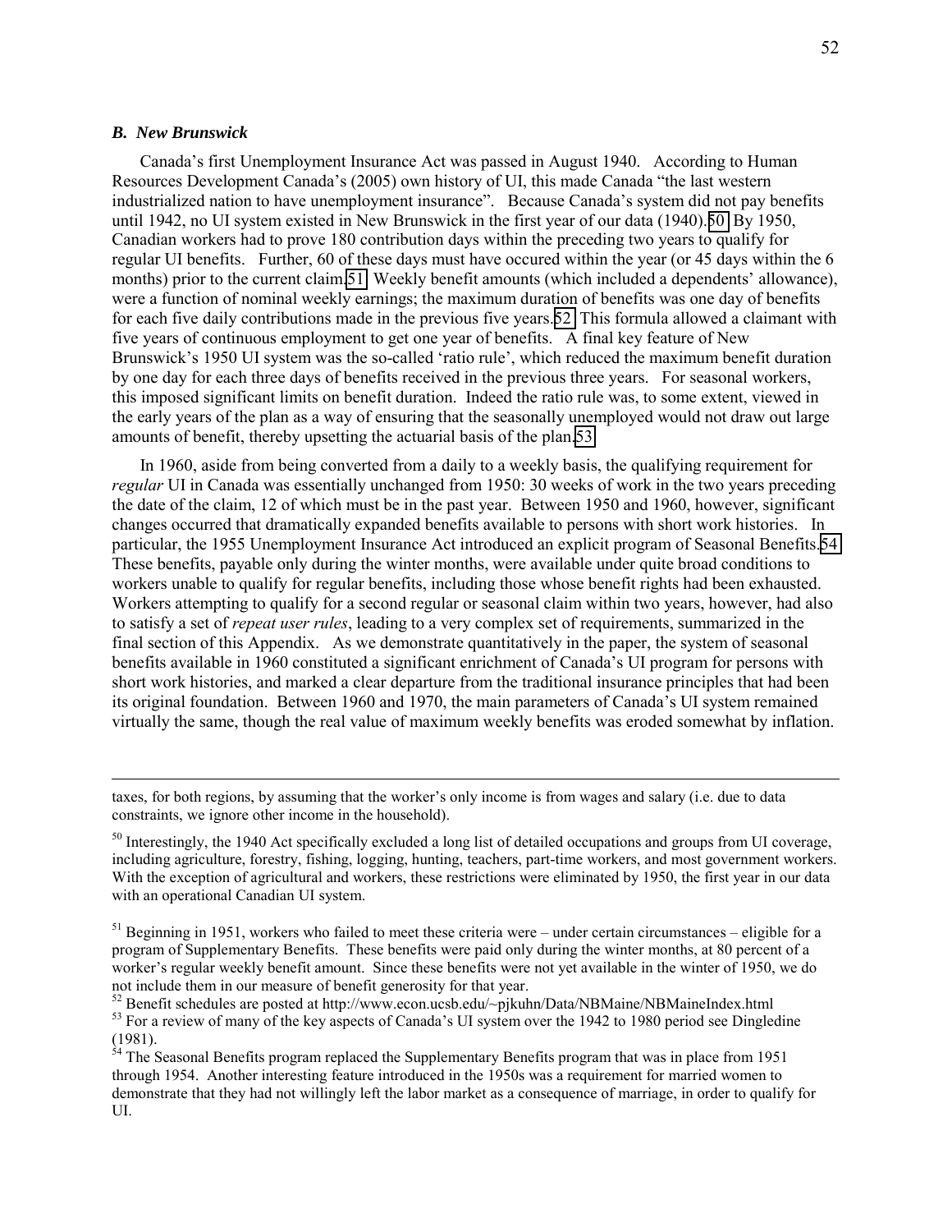### *B. New Brunswick*

Canada's first Unemployment Insurance Act was passed in August 1940. According to Human Resources Development Canada's (2005) own history of UI, this made Canada "the last western industrialized nation to have unemployment insurance". Because Canada's system did not pay benefits until 1942, no UI system existed in New Brunswick in the first year of our data (1940).[50] By 1950, Canadian workers had to prove 180 contribution days within the preceding two years to qualify for regular UI benefits. Further, 60 of these days must have occured within the year (or 45 days within the 6 months) prior to the current claim.[51] Weekly benefit amounts (which included a dependents' allowance), were a function of nominal weekly earnings; the maximum duration of benefits was one day of benefits for each five daily contributions made in the previous five years.[52] This formula allowed a claimant with five years of continuous employment to get one year of benefits. A final key feature of New Brunswick's 1950 UI system was the so-called 'ratio rule', which reduced the maximum benefit duration by one day for each three days of benefits received in the previous three years. For seasonal workers, this imposed significant limits on benefit duration. Indeed the ratio rule was, to some extent, viewed in the early years of the plan as a way of ensuring that the seasonally unemployed would not draw out large amounts of benefit, thereby upsetting the actuarial basis of the plan.[53]

In 1960, aside from being converted from a daily to a weekly basis, the qualifying requirement for *regular* UI in Canada was essentially unchanged from 1950: 30 weeks of work in the two years preceding the date of the claim, 12 of which must be in the past year. Between 1950 and 1960, however, significant changes occurred that dramatically expanded benefits available to persons with short work histories. In particular, the 1955 Unemployment Insurance Act introduced an explicit program of Seasonal Benefits.[54] These benefits, payable only during the winter months, were available under quite broad conditions to workers unable to qualify for regular benefits, including those whose benefit rights had been exhausted. Workers attempting to qualify for a second regular or seasonal claim within two years, however, had also to satisfy a set of *repeat user rules*, leading to a very complex set of requirements, summarized in the final section of this Appendix. As we demonstrate quantitatively in the paper, the system of seasonal benefits available in 1960 constituted a significant enrichment of Canada's UI program for persons with short work histories, and marked a clear departure from the traditional insurance principles that had been its original foundation. Between 1960 and 1970, the main parameters of Canada's UI system remained virtually the same, though the real value of maximum weekly benefits was eroded somewhat by inflation.

---

taxes, for both regions, by assuming that the worker's only income is from wages and salary (i.e. due to data constraints, we ignore other income in the household).

[50] Interestingly, the 1940 Act specifically excluded a long list of detailed occupations and groups from UI coverage, including agriculture, forestry, fishing, logging, hunting, teachers, part-time workers, and most government workers. With the exception of agricultural and workers, these restrictions were eliminated by 1950, the first year in our data with an operational Canadian UI system.

[51] Beginning in 1951, workers who failed to meet these criteria were – under certain circumstances – eligible for a program of Supplementary Benefits. These benefits were paid only during the winter months, at 80 percent of a worker's regular weekly benefit amount. Since these benefits were not yet available in the winter of 1950, we do not include them in our measure of benefit generosity for that year.

[52] Benefit schedules are posted at http://www.econ.ucsb.edu/~pjkuhn/Data/NBMaine/NBMaineIndex.html

[53] For a review of many of the key aspects of Canada's UI system over the 1942 to 1980 period see Dingledine (1981).

[54] The Seasonal Benefits program replaced the Supplementary Benefits program that was in place from 1951 through 1954. Another interesting feature introduced in the 1950s was a requirement for married women to demonstrate that they had not willingly left the labor market as a consequence of marriage, in order to qualify for UI.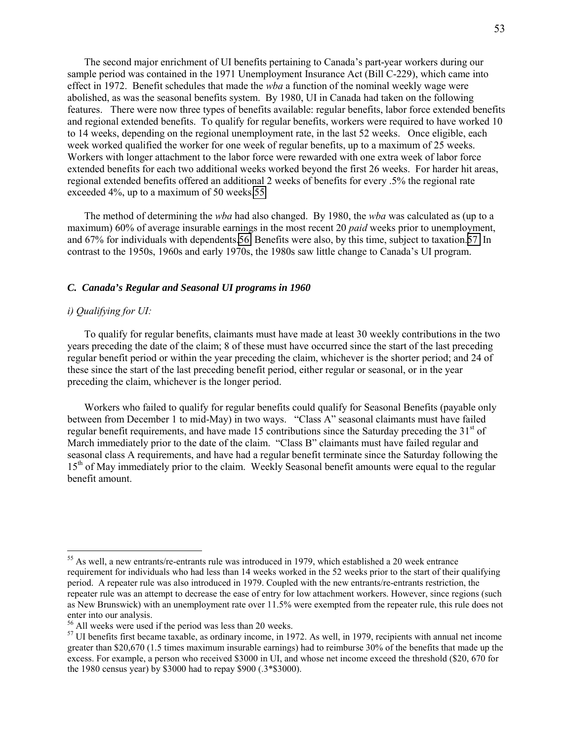The second major enrichment of UI benefits pertaining to Canada's part-year workers during our sample period was contained in the 1971 Unemployment Insurance Act (Bill C-229), which came into effect in 1972. Benefit schedules that made the *wba* a function of the nominal weekly wage were abolished, as was the seasonal benefits system. By 1980, UI in Canada had taken on the following features. There were now three types of benefits available: regular benefits, labor force extended benefits and regional extended benefits. To qualify for regular benefits, workers were required to have worked 10 to 14 weeks, depending on the regional unemployment rate, in the last 52 weeks. Once eligible, each week worked qualified the worker for one week of regular benefits, up to a maximum of 25 weeks. Workers with longer attachment to the labor force were rewarded with one extra week of labor force extended benefits for each two additional weeks worked beyond the first 26 weeks. For harder hit areas, regional extended benefits offered an additional 2 weeks of benefits for every .5% the regional rate exceeded 4%, up to a maximum of 50 weeks.[55]

The method of determining the *wba* had also changed. By 1980, the *wba* was calculated as (up to a maximum) 60% of average insurable earnings in the most recent 20 *paid* weeks prior to unemployment, and 67% for individuals with dependents.[56] Benefits were also, by this time, subject to taxation.[57] In contrast to the 1950s, 1960s and early 1970s, the 1980s saw little change to Canada's UI program.

### *C. Canada's Regular and Seasonal UI programs in 1960*

#### *i) Qualifying for UI:*

To qualify for regular benefits, claimants must have made at least 30 weekly contributions in the two years preceding the date of the claim; 8 of these must have occurred since the start of the last preceding regular benefit period or within the year preceding the claim, whichever is the shorter period; and 24 of these since the start of the last preceding benefit period, either regular or seasonal, or in the year preceding the claim, whichever is the longer period.

Workers who failed to qualify for regular benefits could qualify for Seasonal Benefits (payable only between from December 1 to mid-May) in two ways. "Class A" seasonal claimants must have failed regular benefit requirements, and have made 15 contributions since the Saturday preceding the 31st of March immediately prior to the date of the claim. "Class B" claimants must have failed regular and seasonal class A requirements, and have had a regular benefit terminate since the Saturday following the 15th of May immediately prior to the claim. Weekly Seasonal benefit amounts were equal to the regular benefit amount.

---

[55] As well, a new entrants/re-entrants rule was introduced in 1979, which established a 20 week entrance requirement for individuals who had less than 14 weeks worked in the 52 weeks prior to the start of their qualifying period. A repeater rule was also introduced in 1979. Coupled with the new entrants/re-entrants restriction, the repeater rule was an attempt to decrease the ease of entry for low attachment workers. However, since regions (such as New Brunswick) with an unemployment rate over 11.5% were exempted from the repeater rule, this rule does not enter into our analysis.

[56] All weeks were used if the period was less than 20 weeks.

[57] UI benefits first became taxable, as ordinary income, in 1972. As well, in 1979, recipients with annual net income greater than $20,670 (1.5 times maximum insurable earnings) had to reimburse 30% of the benefits that made up the excess. For example, a person who received $3000 in UI, and whose net income exceed the threshold ($20, 670 for the 1980 census year) by $3000 had to repay $900 (.3*$3000).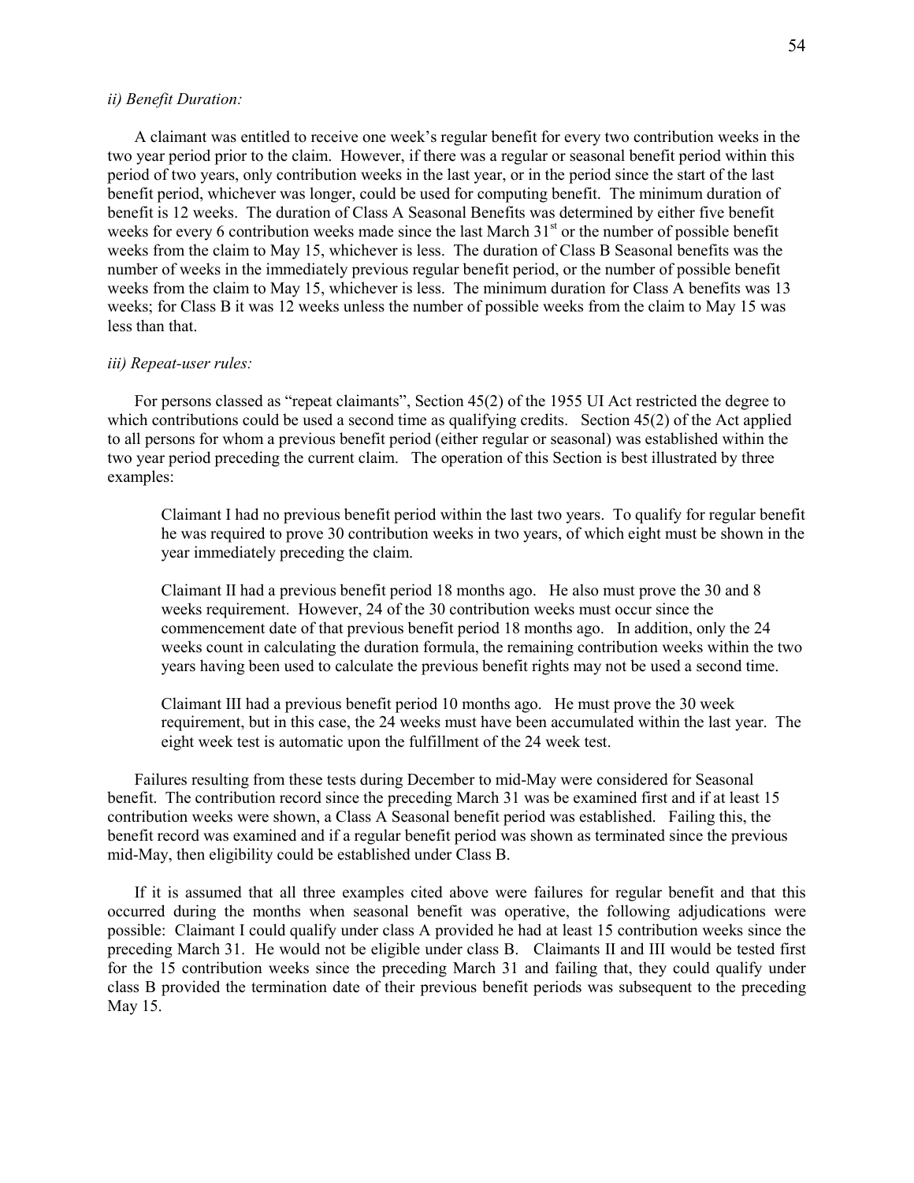*ii) Benefit Duration:*

A claimant was entitled to receive one week's regular benefit for every two contribution weeks in the two year period prior to the claim. However, if there was a regular or seasonal benefit period within this period of two years, only contribution weeks in the last year, or in the period since the start of the last benefit period, whichever was longer, could be used for computing benefit. The minimum duration of benefit is 12 weeks. The duration of Class A Seasonal Benefits was determined by either five benefit weeks for every 6 contribution weeks made since the last March 31st or the number of possible benefit weeks from the claim to May 15, whichever is less. The duration of Class B Seasonal benefits was the number of weeks in the immediately previous regular benefit period, or the number of possible benefit weeks from the claim to May 15, whichever is less. The minimum duration for Class A benefits was 13 weeks; for Class B it was 12 weeks unless the number of possible weeks from the claim to May 15 was less than that.

*iii) Repeat-user rules:*

For persons classed as "repeat claimants", Section 45(2) of the 1955 UI Act restricted the degree to which contributions could be used a second time as qualifying credits. Section 45(2) of the Act applied to all persons for whom a previous benefit period (either regular or seasonal) was established within the two year period preceding the current claim. The operation of this Section is best illustrated by three examples:

> Claimant I had no previous benefit period within the last two years. To qualify for regular benefit he was required to prove 30 contribution weeks in two years, of which eight must be shown in the year immediately preceding the claim.
>
> Claimant II had a previous benefit period 18 months ago. He also must prove the 30 and 8 weeks requirement. However, 24 of the 30 contribution weeks must occur since the commencement date of that previous benefit period 18 months ago. In addition, only the 24 weeks count in calculating the duration formula, the remaining contribution weeks within the two years having been used to calculate the previous benefit rights may not be used a second time.
>
> Claimant III had a previous benefit period 10 months ago. He must prove the 30 week requirement, but in this case, the 24 weeks must have been accumulated within the last year. The eight week test is automatic upon the fulfillment of the 24 week test.

Failures resulting from these tests during December to mid-May were considered for Seasonal benefit. The contribution record since the preceding March 31 was examined first and if at least 15 contribution weeks were shown, a Class A Seasonal benefit period was established. Failing this, the benefit record was examined and if a regular benefit period was shown as terminated since the previous mid-May, then eligibility could be established under Class B.

If it is assumed that all three examples cited above were failures for regular benefit and that this occurred during the months when seasonal benefit was operative, the following adjudications were possible: Claimant I could qualify under class A provided he had at least 15 contribution weeks since the preceding March 31. He would not be eligible under class B. Claimants II and III would be tested first for the 15 contribution weeks since the preceding March 31 and failing that, they could qualify under class B provided the termination date of their previous benefit periods was subsequent to the preceding May 15.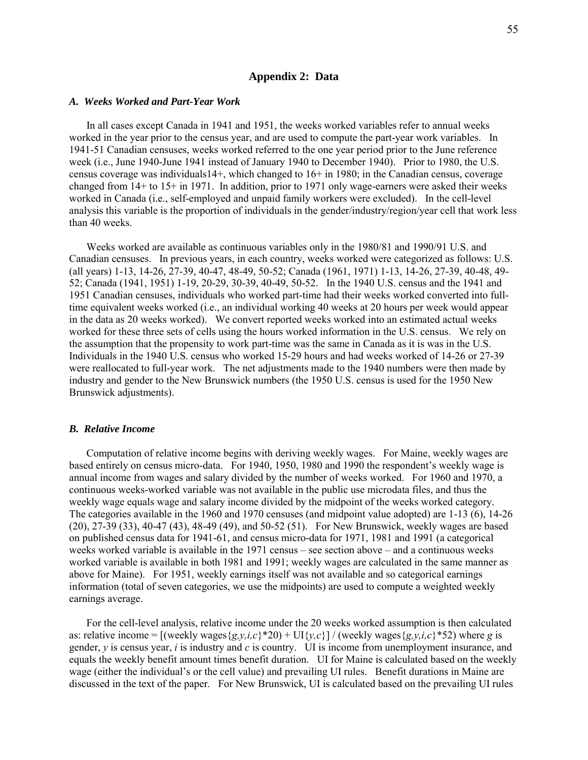## Appendix 2: Data

### *A. Weeks Worked and Part-Year Work*

In all cases except Canada in 1941 and 1951, the weeks worked variables refer to annual weeks worked in the year prior to the census year, and are used to compute the part-year work variables. In 1941-51 Canadian censuses, weeks worked referred to the one year period prior to the June reference week (i.e., June 1940-June 1941 instead of January 1940 to December 1940). Prior to 1980, the U.S. census coverage was individuals14+, which changed to 16+ in 1980; in the Canadian census, coverage changed from 14+ to 15+ in 1971. In addition, prior to 1971 only wage-earners were asked their weeks worked in Canada (i.e., self-employed and unpaid family workers were excluded). In the cell-level analysis this variable is the proportion of individuals in the gender/industry/region/year cell that work less than 40 weeks.

Weeks worked are available as continuous variables only in the 1980/81 and 1990/91 U.S. and Canadian censuses. In previous years, in each country, weeks worked were categorized as follows: U.S. (all years) 1-13, 14-26, 27-39, 40-47, 48-49, 50-52; Canada (1961, 1971) 1-13, 14-26, 27-39, 40-48, 49-52; Canada (1941, 1951) 1-19, 20-29, 30-39, 40-49, 50-52. In the 1940 U.S. census and the 1941 and 1951 Canadian censuses, individuals who worked part-time had their weeks worked converted into full-time equivalent weeks worked (i.e., an individual working 40 weeks at 20 hours per week would appear in the data as 20 weeks worked). We convert reported weeks worked into an estimated actual weeks worked for these three sets of cells using the hours worked information in the U.S. census. We rely on the assumption that the propensity to work part-time was the same in Canada as it is was in the U.S. Individuals in the 1940 U.S. census who worked 15-29 hours and had weeks worked of 14-26 or 27-39 were reallocated to full-year work. The net adjustments made to the 1940 numbers were then made by industry and gender to the New Brunswick numbers (the 1950 U.S. census is used for the 1950 New Brunswick adjustments).

### *B. Relative Income*

Computation of relative income begins with deriving weekly wages. For Maine, weekly wages are based entirely on census micro-data. For 1940, 1950, 1980 and 1990 the respondent's weekly wage is annual income from wages and salary divided by the number of weeks worked. For 1960 and 1970, a continuous weeks-worked variable was not available in the public use microdata files, and thus the weekly wage equals wage and salary income divided by the midpoint of the weeks worked category. The categories available in the 1960 and 1970 censuses (and midpoint value adopted) are 1-13 (6), 14-26 (20), 27-39 (33), 40-47 (43), 48-49 (49), and 50-52 (51). For New Brunswick, weekly wages are based on published census data for 1941-61, and census micro-data for 1971, 1981 and 1991 (a categorical weeks worked variable is available in the 1971 census – see section above – and a continuous weeks worked variable is available in both 1981 and 1991; weekly wages are calculated in the same manner as above for Maine). For 1951, weekly earnings itself was not available and so categorical earnings information (total of seven categories, we use the midpoints) are used to compute a weighted weekly earnings average.

For the cell-level analysis, relative income under the 20 weeks worked assumption is then calculated as: relative income = [(weekly wages$\{g,y,i,c\}$\*20) + UI$\{y,c\}$] / (weekly wages$\{g,y,i,c\}$\*52) where $g$ is gender, $y$ is census year, $i$ is industry and $c$ is country. UI is income from unemployment insurance, and equals the weekly benefit amount times benefit duration. UI for Maine is calculated based on the weekly wage (either the individual's or the cell value) and prevailing UI rules. Benefit durations in Maine are discussed in the text of the paper. For New Brunswick, UI is calculated based on the prevailing UI rules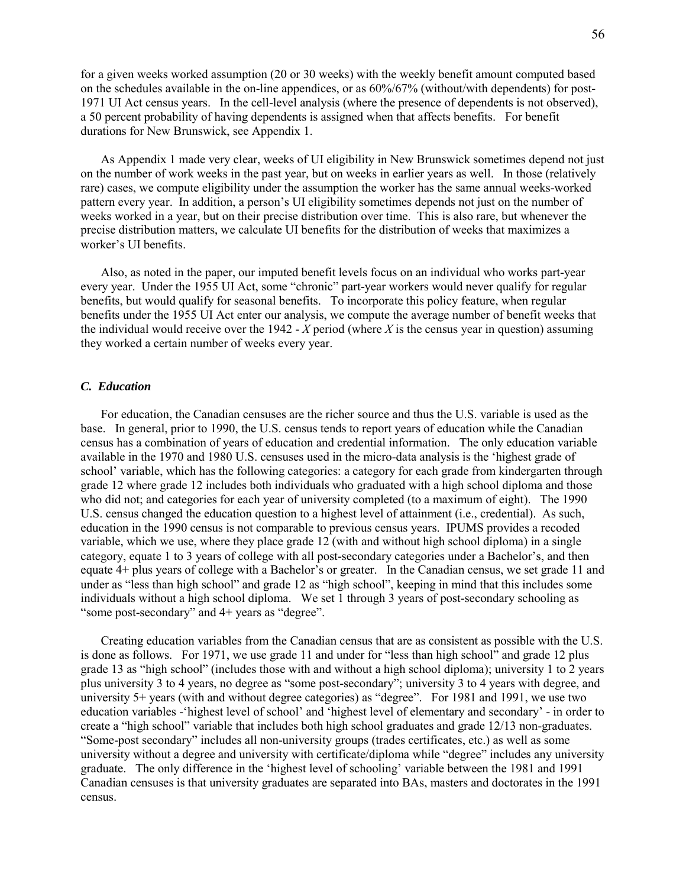for a given weeks worked assumption (20 or 30 weeks) with the weekly benefit amount computed based on the schedules available in the on-line appendices, or as 60%/67% (without/with dependents) for post-1971 UI Act census years. In the cell-level analysis (where the presence of dependents is not observed), a 50 percent probability of having dependents is assigned when that affects benefits. For benefit durations for New Brunswick, see Appendix 1.

As Appendix 1 made very clear, weeks of UI eligibility in New Brunswick sometimes depend not just on the number of work weeks in the past year, but on weeks in earlier years as well. In those (relatively rare) cases, we compute eligibility under the assumption the worker has the same annual weeks-worked pattern every year. In addition, a person's UI eligibility sometimes depends not just on the number of weeks worked in a year, but on their precise distribution over time. This is also rare, but whenever the precise distribution matters, we calculate UI benefits for the distribution of weeks that maximizes a worker's UI benefits.

Also, as noted in the paper, our imputed benefit levels focus on an individual who works part-year every year. Under the 1955 UI Act, some "chronic" part-year workers would never qualify for regular benefits, but would qualify for seasonal benefits. To incorporate this policy feature, when regular benefits under the 1955 UI Act enter our analysis, we compute the average number of benefit weeks that the individual would receive over the 1942 - *X* period (where *X* is the census year in question) assuming they worked a certain number of weeks every year.

### *C. Education*

For education, the Canadian censuses are the richer source and thus the U.S. variable is used as the base. In general, prior to 1990, the U.S. census tends to report years of education while the Canadian census has a combination of years of education and credential information. The only education variable available in the 1970 and 1980 U.S. censuses used in the micro-data analysis is the 'highest grade of school' variable, which has the following categories: a category for each grade from kindergarten through grade 12 where grade 12 includes both individuals who graduated with a high school diploma and those who did not; and categories for each year of university completed (to a maximum of eight). The 1990 U.S. census changed the education question to a highest level of attainment (i.e., credential). As such, education in the 1990 census is not comparable to previous census years. IPUMS provides a recoded variable, which we use, where they place grade 12 (with and without high school diploma) in a single category, equate 1 to 3 years of college with all post-secondary categories under a Bachelor's, and then equate 4+ plus years of college with a Bachelor's or greater. In the Canadian census, we set grade 11 and under as "less than high school" and grade 12 as "high school", keeping in mind that this includes some individuals without a high school diploma. We set 1 through 3 years of post-secondary schooling as "some post-secondary" and 4+ years as "degree".

Creating education variables from the Canadian census that are as consistent as possible with the U.S. is done as follows. For 1971, we use grade 11 and under for "less than high school" and grade 12 plus grade 13 as "high school" (includes those with and without a high school diploma); university 1 to 2 years plus university 3 to 4 years, no degree as "some post-secondary"; university 3 to 4 years with degree, and university 5+ years (with and without degree categories) as "degree". For 1981 and 1991, we use two education variables -'highest level of school' and 'highest level of elementary and secondary' - in order to create a "high school" variable that includes both high school graduates and grade 12/13 non-graduates. "Some-post secondary" includes all non-university groups (trades certificates, etc.) as well as some university without a degree and university with certificate/diploma while "degree" includes any university graduate. The only difference in the 'highest level of schooling' variable between the 1981 and 1991 Canadian censuses is that university graduates are separated into BAs, masters and doctorates in the 1991 census.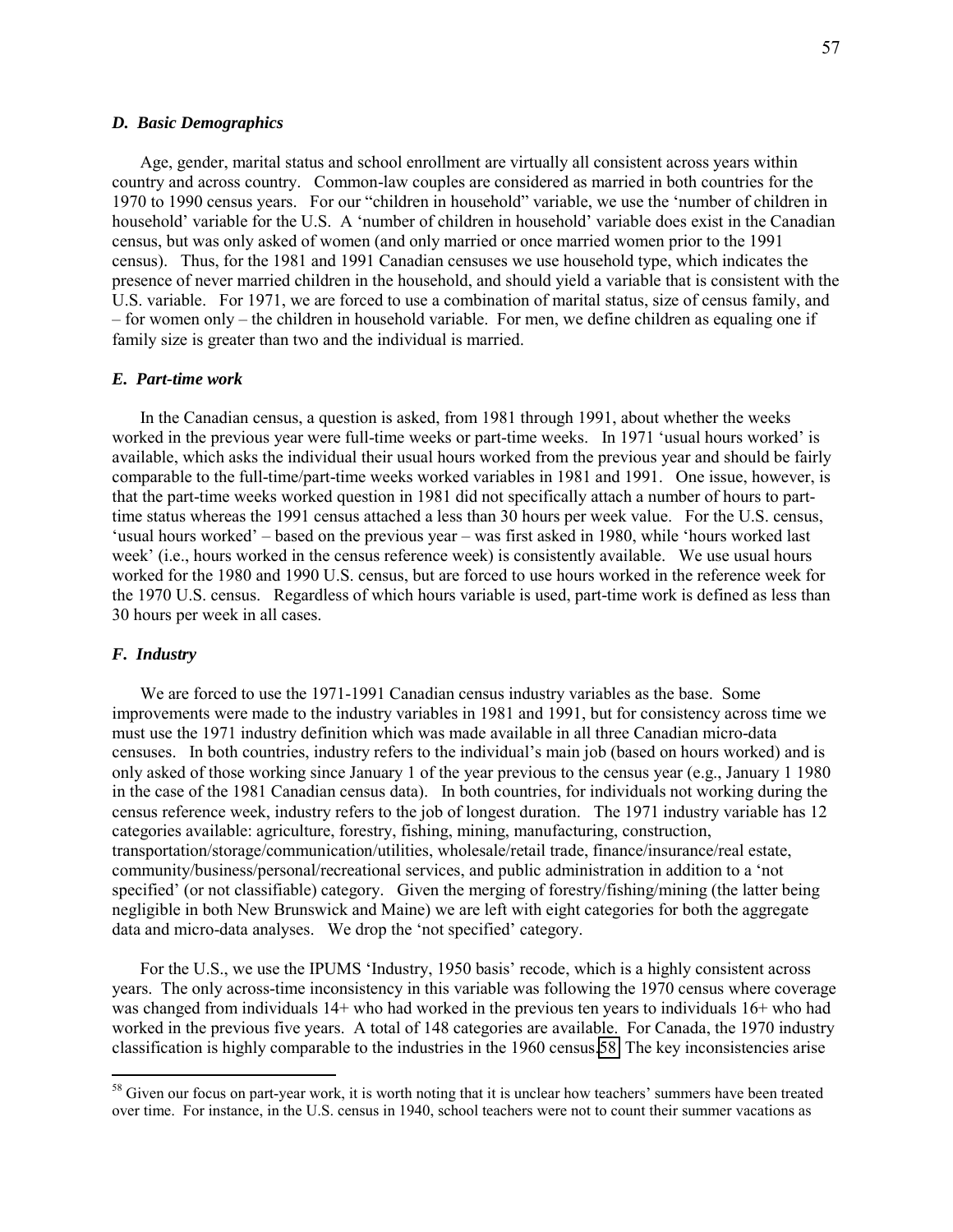### *D. Basic Demographics*

Age, gender, marital status and school enrollment are virtually all consistent across years within country and across country. Common-law couples are considered as married in both countries for the 1970 to 1990 census years. For our "children in household" variable, we use the 'number of children in household' variable for the U.S. A 'number of children in household' variable does exist in the Canadian census, but was only asked of women (and only married or once married women prior to the 1991 census). Thus, for the 1981 and 1991 Canadian censuses we use household type, which indicates the presence of never married children in the household, and should yield a variable that is consistent with the U.S. variable. For 1971, we are forced to use a combination of marital status, size of census family, and – for women only – the children in household variable. For men, we define children as equaling one if family size is greater than two and the individual is married.

### *E. Part-time work*

In the Canadian census, a question is asked, from 1981 through 1991, about whether the weeks worked in the previous year were full-time weeks or part-time weeks. In 1971 'usual hours worked' is available, which asks the individual their usual hours worked from the previous year and should be fairly comparable to the full-time/part-time weeks worked variables in 1981 and 1991. One issue, however, is that the part-time weeks worked question in 1981 did not specifically attach a number of hours to part-time status whereas the 1991 census attached a less than 30 hours per week value. For the U.S. census, 'usual hours worked' – based on the previous year – was first asked in 1980, while 'hours worked last week' (i.e., hours worked in the census reference week) is consistently available. We use usual hours worked for the 1980 and 1990 U.S. census, but are forced to use hours worked in the reference week for the 1970 U.S. census. Regardless of which hours variable is used, part-time work is defined as less than 30 hours per week in all cases.

### *F. Industry*

We are forced to use the 1971-1991 Canadian census industry variables as the base. Some improvements were made to the industry variables in 1981 and 1991, but for consistency across time we must use the 1971 industry definition which was made available in all three Canadian micro-data censuses. In both countries, industry refers to the individual's main job (based on hours worked) and is only asked of those working since January 1 of the year previous to the census year (e.g., January 1 1980 in the case of the 1981 Canadian census data). In both countries, for individuals not working during the census reference week, industry refers to the job of longest duration. The 1971 industry variable has 12 categories available: agriculture, forestry, fishing, mining, manufacturing, construction, transportation/storage/communication/utilities, wholesale/retail trade, finance/insurance/real estate, community/business/personal/recreational services, and public administration in addition to a 'not specified' (or not classifiable) category. Given the merging of forestry/fishing/mining (the latter being negligible in both New Brunswick and Maine) we are left with eight categories for both the aggregate data and micro-data analyses. We drop the 'not specified' category.

For the U.S., we use the IPUMS 'Industry, 1950 basis' recode, which is a highly consistent across years. The only across-time inconsistency in this variable was following the 1970 census where coverage was changed from individuals 14+ who had worked in the previous ten years to individuals 16+ who had worked in the previous five years. A total of 148 categories are available. For Canada, the 1970 industry classification is highly comparable to the industries in the 1960 census.[58] The key inconsistencies arise

[58] Given our focus on part-year work, it is worth noting that it is unclear how teachers' summers have been treated over time. For instance, in the U.S. census in 1940, school teachers were not to count their summer vacations as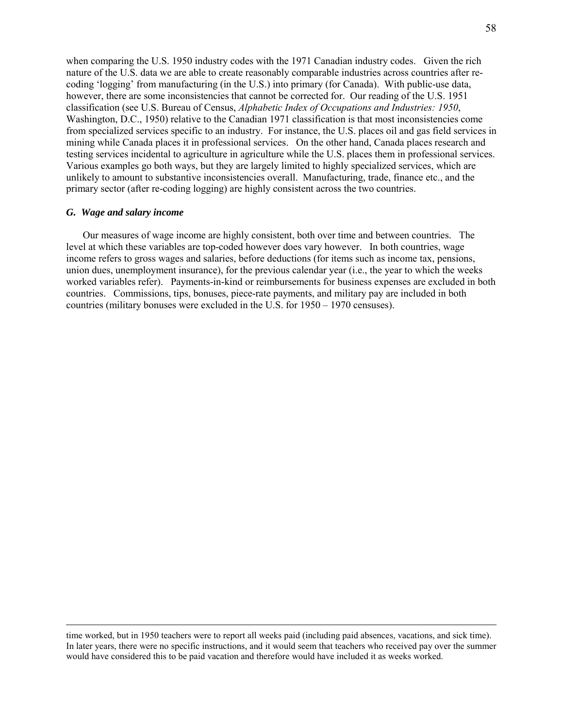when comparing the U.S. 1950 industry codes with the 1971 Canadian industry codes. Given the rich nature of the U.S. data we are able to create reasonably comparable industries across countries after re-coding 'logging' from manufacturing (in the U.S.) into primary (for Canada). With public-use data, however, there are some inconsistencies that cannot be corrected for. Our reading of the U.S. 1951 classification (see U.S. Bureau of Census, *Alphabetic Index of Occupations and Industries: 1950*, Washington, D.C., 1950) relative to the Canadian 1971 classification is that most inconsistencies come from specialized services specific to an industry. For instance, the U.S. places oil and gas field services in mining while Canada places it in professional services. On the other hand, Canada places research and testing services incidental to agriculture in agriculture while the U.S. places them in professional services. Various examples go both ways, but they are largely limited to highly specialized services, which are unlikely to amount to substantive inconsistencies overall. Manufacturing, trade, finance etc., and the primary sector (after re-coding logging) are highly consistent across the two countries.

### *G. Wage and salary income*

Our measures of wage income are highly consistent, both over time and between countries. The level at which these variables are top-coded however does vary however. In both countries, wage income refers to gross wages and salaries, before deductions (for items such as income tax, pensions, union dues, unemployment insurance), for the previous calendar year (i.e., the year to which the weeks worked variables refer). Payments-in-kind or reimbursements for business expenses are excluded in both countries. Commissions, tips, bonuses, piece-rate payments, and military pay are included in both countries (military bonuses were excluded in the U.S. for 1950 – 1970 censuses).

---

time worked, but in 1950 teachers were to report all weeks paid (including paid absences, vacations, and sick time). In later years, there were no specific instructions, and it would seem that teachers who received pay over the summer would have considered this to be paid vacation and therefore would have included it as weeks worked.